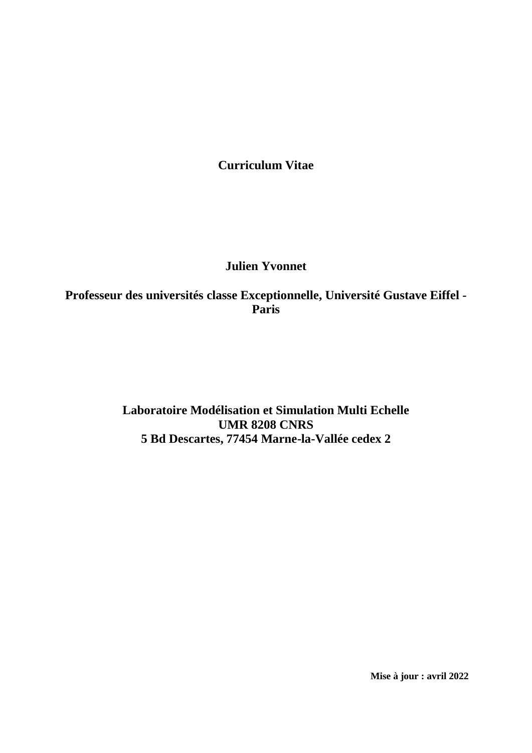**Curriculum Vitae**

**Julien Yvonnet**

**Professeur des universités classe Exceptionnelle, Université Gustave Eiffel - Paris**

**Laboratoire Modélisation et Simulation Multi Echelle**
**UMR 8208 CNRS**
**5 Bd Descartes, 77454 Marne-la-Vallée cedex 2**

**Mise à jour : avril 2022**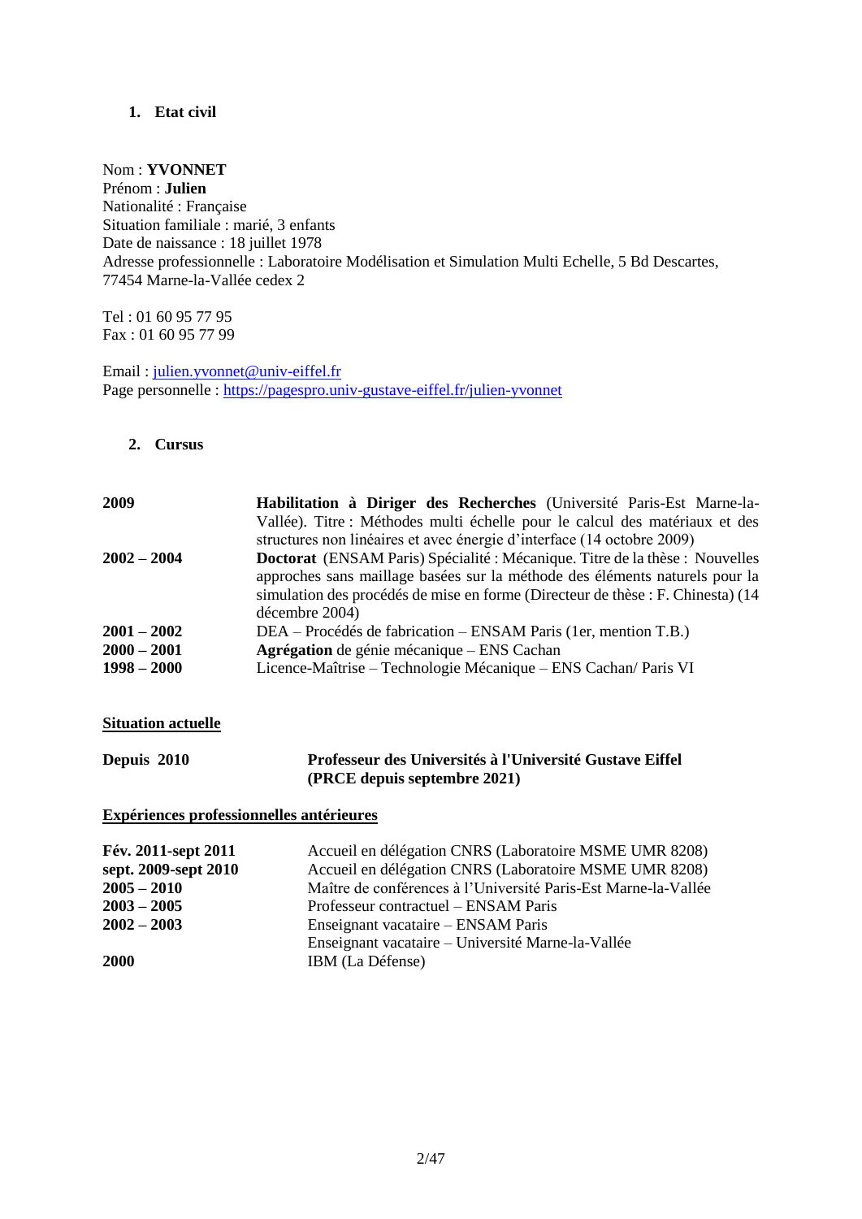## 1. Etat civil

Nom : **YVONNET**
Prénom : **Julien**
Nationalité : Française
Situation familiale : marié, 3 enfants
Date de naissance : 18 juillet 1978
Adresse professionnelle : Laboratoire Modélisation et Simulation Multi Echelle, 5 Bd Descartes, 77454 Marne-la-Vallée cedex 2

Tel : 01 60 95 77 95
Fax : 01 60 95 77 99

Email : julien.yvonnet@univ-eiffel.fr
Page personnelle : https://pagespro.univ-gustave-eiffel.fr/julien-yvonnet

## 2. Cursus

| | |
|---|---|
| **2009** | **Habilitation à Diriger des Recherches** (Université Paris-Est Marne-la-Vallée). Titre : Méthodes multi échelle pour le calcul des matériaux et des structures non linéaires et avec énergie d'interface (14 octobre 2009) |
| **2002 – 2004** | **Doctorat** (ENSAM Paris) Spécialité : Mécanique. Titre de la thèse : Nouvelles approches sans maillage basées sur la méthode des éléments naturels pour la simulation des procédés de mise en forme (Directeur de thèse : F. Chinesta) (14 décembre 2004) |
| **2001 – 2002** | DEA – Procédés de fabrication – ENSAM Paris (1er, mention T.B.) |
| **2000 – 2001** | **Agrégation** de génie mécanique – ENS Cachan |
| **1998 – 2000** | Licence-Maîtrise – Technologie Mécanique – ENS Cachan/ Paris VI |

**Situation actuelle**

| | |
|---|---|
| **Depuis 2010** | **Professeur des Universités à l'Université Gustave Eiffel (PRCE depuis septembre 2021)** |

**Expériences professionnelles antérieures**

| | |
|---|---|
| **Fév. 2011-sept 2011** | Accueil en délégation CNRS (Laboratoire MSME UMR 8208) |
| **sept. 2009-sept 2010** | Accueil en délégation CNRS (Laboratoire MSME UMR 8208) |
| **2005 – 2010** | Maître de conférences à l'Université Paris-Est Marne-la-Vallée |
| **2003 – 2005** | Professeur contractuel – ENSAM Paris |
| **2002 – 2003** | Enseignant vacataire – ENSAM Paris |
| | Enseignant vacataire – Université Marne-la-Vallée |
| **2000** | IBM (La Défense) |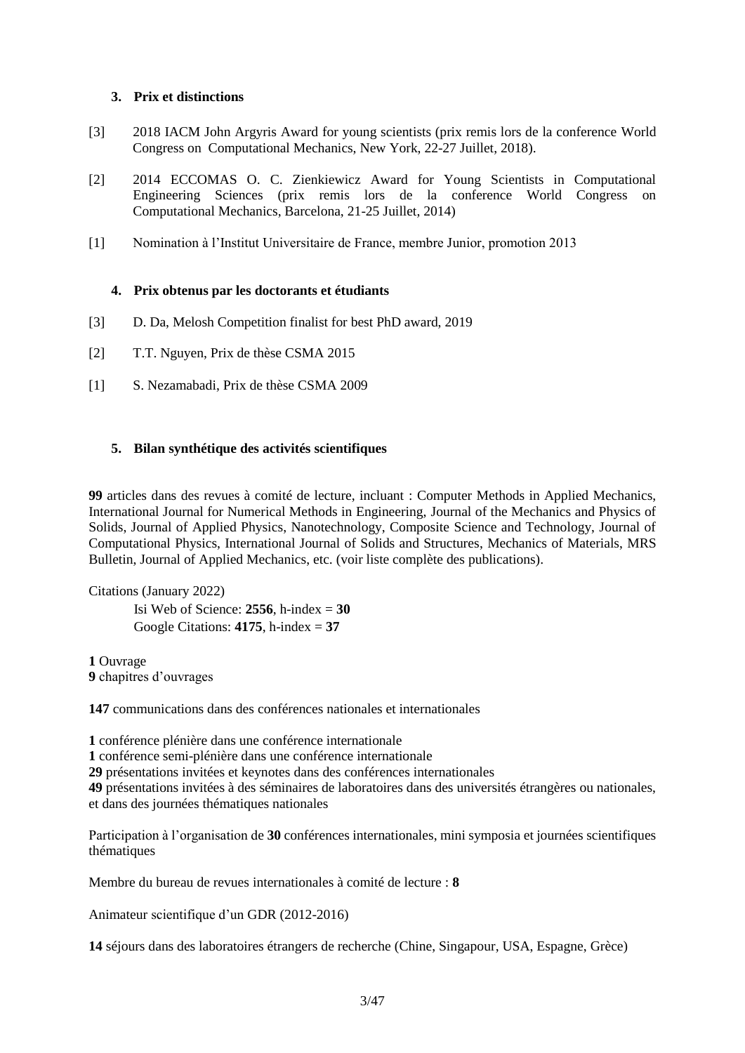### 3. Prix et distinctions

[3] 2018 IACM John Argyris Award for young scientists (prix remis lors de la conference World Congress on Computational Mechanics, New York, 22-27 Juillet, 2018).

[2] 2014 ECCOMAS O. C. Zienkiewicz Award for Young Scientists in Computational Engineering Sciences (prix remis lors de la conference World Congress on Computational Mechanics, Barcelona, 21-25 Juillet, 2014)

[1] Nomination à l'Institut Universitaire de France, membre Junior, promotion 2013

### 4. Prix obtenus par les doctorants et étudiants

[3] D. Da, Melosh Competition finalist for best PhD award, 2019

[2] T.T. Nguyen, Prix de thèse CSMA 2015

[1] S. Nezamabadi, Prix de thèse CSMA 2009

### 5. Bilan synthétique des activités scientifiques

**99** articles dans des revues à comité de lecture, incluant : Computer Methods in Applied Mechanics, International Journal for Numerical Methods in Engineering, Journal of the Mechanics and Physics of Solids, Journal of Applied Physics, Nanotechnology, Composite Science and Technology, Journal of Computational Physics, International Journal of Solids and Structures, Mechanics of Materials, MRS Bulletin, Journal of Applied Mechanics, etc. (voir liste complète des publications).

Citations (January 2022)

Isi Web of Science: **2556**, h-index = **30**
Google Citations: **4175**, h-index = **37**

**1** Ouvrage
**9** chapitres d'ouvrages

**147** communications dans des conférences nationales et internationales

**1** conférence plénière dans une conférence internationale
**1** conférence semi-plénière dans une conférence internationale
**29** présentations invitées et keynotes dans des conférences internationales
**49** présentations invitées à des séminaires de laboratoires dans des universités étrangères ou nationales, et dans des journées thématiques nationales

Participation à l'organisation de **30** conférences internationales, mini symposia et journées scientifiques thématiques

Membre du bureau de revues internationales à comité de lecture : **8**

Animateur scientifique d'un GDR (2012-2016)

**14** séjours dans des laboratoires étrangers de recherche (Chine, Singapour, USA, Espagne, Grèce)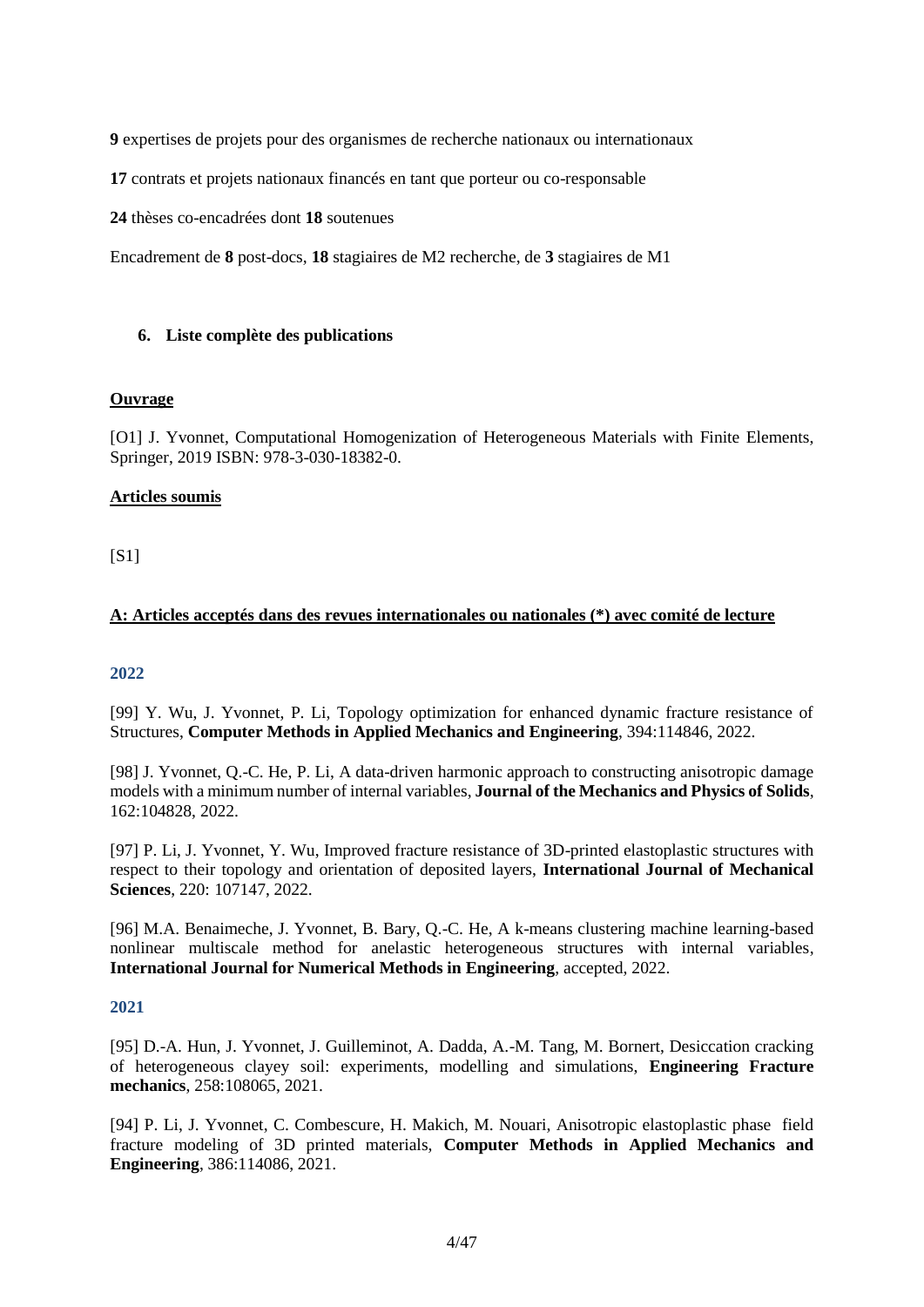**9** expertises de projets pour des organismes de recherche nationaux ou internationaux

**17** contrats et projets nationaux financés en tant que porteur ou co-responsable

**24** thèses co-encadrées dont **18** soutenues

Encadrement de **8** post-docs, **18** stagiaires de M2 recherche, de **3** stagiaires de M1

## 6. Liste complète des publications

### Ouvrage

[O1] J. Yvonnet, Computational Homogenization of Heterogeneous Materials with Finite Elements, Springer, 2019 ISBN: 978-3-030-18382-0.

### Articles soumis

[S1]

### A: Articles acceptés dans des revues internationales ou nationales (*) avec comité de lecture

#### 2022

[99] Y. Wu, J. Yvonnet, P. Li, Topology optimization for enhanced dynamic fracture resistance of Structures, **Computer Methods in Applied Mechanics and Engineering**, 394:114846, 2022.

[98] J. Yvonnet, Q.-C. He, P. Li, A data-driven harmonic approach to constructing anisotropic damage models with a minimum number of internal variables, **Journal of the Mechanics and Physics of Solids**, 162:104828, 2022.

[97] P. Li, J. Yvonnet, Y. Wu, Improved fracture resistance of 3D-printed elastoplastic structures with respect to their topology and orientation of deposited layers, **International Journal of Mechanical Sciences**, 220: 107147, 2022.

[96] M.A. Benaimeche, J. Yvonnet, B. Bary, Q.-C. He, A k-means clustering machine learning-based nonlinear multiscale method for anelastic heterogeneous structures with internal variables, **International Journal for Numerical Methods in Engineering**, accepted, 2022.

#### 2021

[95] D.-A. Hun, J. Yvonnet, J. Guilleminot, A. Dadda, A.-M. Tang, M. Bornert, Desiccation cracking of heterogeneous clayey soil: experiments, modelling and simulations, **Engineering Fracture mechanics**, 258:108065, 2021.

[94] P. Li, J. Yvonnet, C. Combescure, H. Makich, M. Nouari, Anisotropic elastoplastic phase field fracture modeling of 3D printed materials, **Computer Methods in Applied Mechanics and Engineering**, 386:114086, 2021.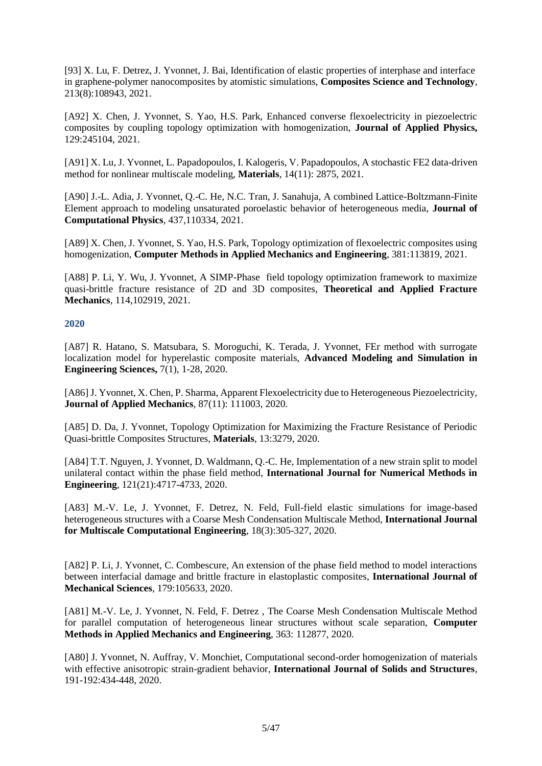[93] X. Lu, F. Detrez, J. Yvonnet, J. Bai, Identification of elastic properties of interphase and interface in graphene-polymer nanocomposites by atomistic simulations, **Composites Science and Technology**, 213(8):108943, 2021.

[A92] X. Chen, J. Yvonnet, S. Yao, H.S. Park, Enhanced converse flexoelectricity in piezoelectric composites by coupling topology optimization with homogenization, **Journal of Applied Physics,** 129:245104, 2021.

[A91] X. Lu, J. Yvonnet, L. Papadopoulos, I. Kalogeris, V. Papadopoulos, A stochastic FE2 data-driven method for nonlinear multiscale modeling, **Materials**, 14(11): 2875, 2021.

[A90] J.-L. Adia, J. Yvonnet, Q.-C. He, N.C. Tran, J. Sanahuja, A combined Lattice-Boltzmann-Finite Element approach to modeling unsaturated poroelastic behavior of heterogeneous media, **Journal of Computational Physics**, 437,110334, 2021.

[A89] X. Chen, J. Yvonnet, S. Yao, H.S. Park, Topology optimization of flexoelectric composites using homogenization, **Computer Methods in Applied Mechanics and Engineering**, 381:113819, 2021.

[A88] P. Li, Y. Wu, J. Yvonnet, A SIMP-Phase field topology optimization framework to maximize quasi-brittle fracture resistance of 2D and 3D composites, **Theoretical and Applied Fracture Mechanics**, 114,102919, 2021.

## 2020

[A87] R. Hatano, S. Matsubara, S. Moroguchi, K. Terada, J. Yvonnet, FEr method with surrogate localization model for hyperelastic composite materials, **Advanced Modeling and Simulation in Engineering Sciences,** 7(1), 1-28, 2020.

[A86] J. Yvonnet, X. Chen, P. Sharma, Apparent Flexoelectricity due to Heterogeneous Piezoelectricity, **Journal of Applied Mechanics**, 87(11): 111003, 2020.

[A85] D. Da, J. Yvonnet, Topology Optimization for Maximizing the Fracture Resistance of Periodic Quasi-brittle Composites Structures, **Materials**, 13:3279, 2020.

[A84] T.T. Nguyen, J. Yvonnet, D. Waldmann, Q.-C. He, Implementation of a new strain split to model unilateral contact within the phase field method, **International Journal for Numerical Methods in Engineering**, 121(21):4717-4733, 2020.

[A83] M.-V. Le, J. Yvonnet, F. Detrez, N. Feld, Full-field elastic simulations for image-based heterogeneous structures with a Coarse Mesh Condensation Multiscale Method, **International Journal for Multiscale Computational Engineering**, 18(3):305-327, 2020.

[A82] P. Li, J. Yvonnet, C. Combescure, An extension of the phase field method to model interactions between interfacial damage and brittle fracture in elastoplastic composites, **International Journal of Mechanical Sciences**, 179:105633, 2020.

[A81] M.-V. Le, J. Yvonnet, N. Feld, F. Detrez , The Coarse Mesh Condensation Multiscale Method for parallel computation of heterogeneous linear structures without scale separation, **Computer Methods in Applied Mechanics and Engineering**, 363: 112877, 2020.

[A80] J. Yvonnet, N. Auffray, V. Monchiet, Computational second-order homogenization of materials with effective anisotropic strain-gradient behavior, **International Journal of Solids and Structures**, 191-192:434-448, 2020.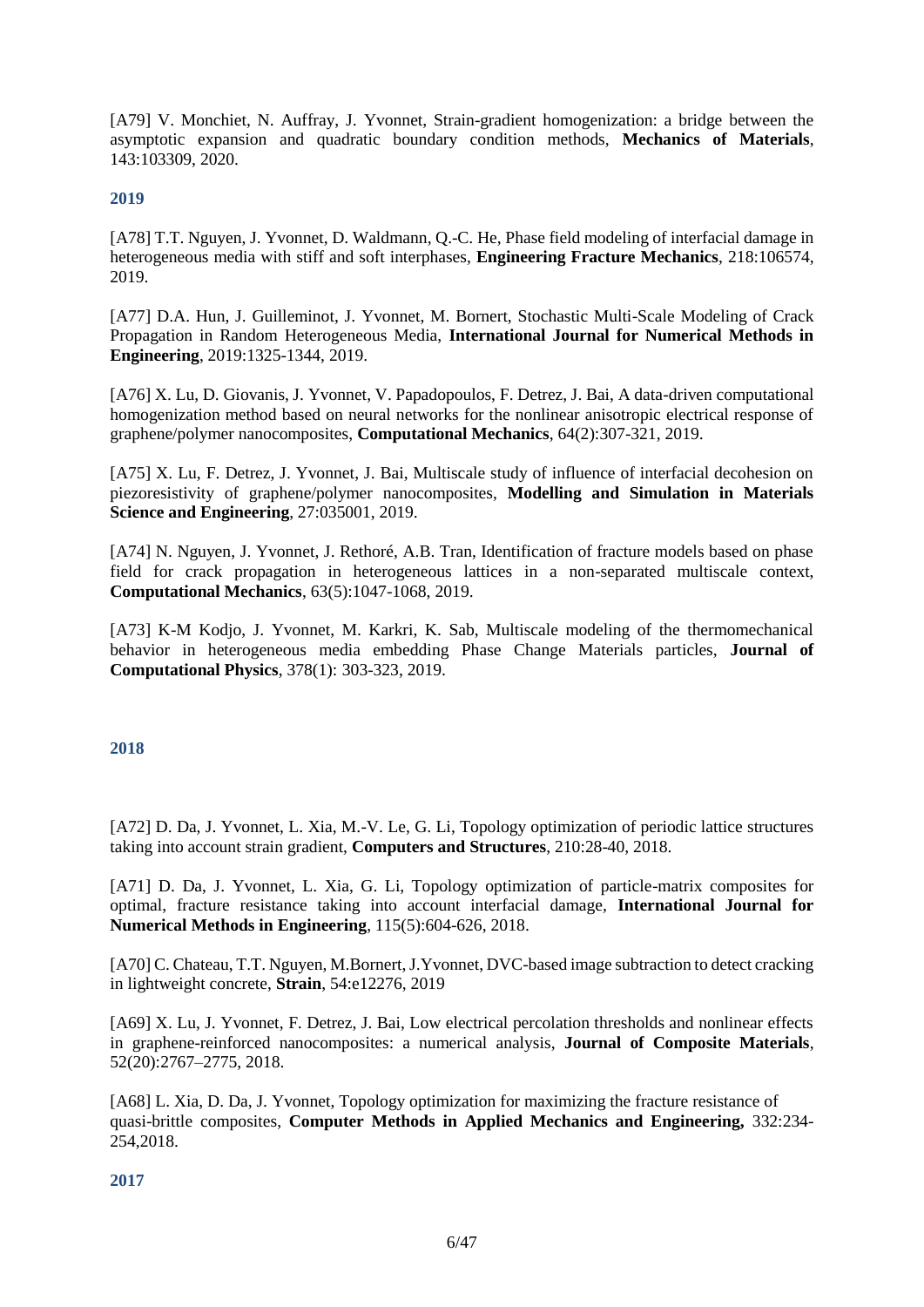[A79] V. Monchiet, N. Auffray, J. Yvonnet, Strain-gradient homogenization: a bridge between the asymptotic expansion and quadratic boundary condition methods, **Mechanics of Materials**, 143:103309, 2020.

### 2019

[A78] T.T. Nguyen, J. Yvonnet, D. Waldmann, Q.-C. He, Phase field modeling of interfacial damage in heterogeneous media with stiff and soft interphases, **Engineering Fracture Mechanics**, 218:106574, 2019.

[A77] D.A. Hun, J. Guilleminot, J. Yvonnet, M. Bornert, Stochastic Multi-Scale Modeling of Crack Propagation in Random Heterogeneous Media, **International Journal for Numerical Methods in Engineering**, 2019:1325-1344, 2019.

[A76] X. Lu, D. Giovanis, J. Yvonnet, V. Papadopoulos, F. Detrez, J. Bai, A data-driven computational homogenization method based on neural networks for the nonlinear anisotropic electrical response of graphene/polymer nanocomposites, **Computational Mechanics**, 64(2):307-321, 2019.

[A75] X. Lu, F. Detrez, J. Yvonnet, J. Bai, Multiscale study of influence of interfacial decohesion on piezoresistivity of graphene/polymer nanocomposites, **Modelling and Simulation in Materials Science and Engineering**, 27:035001, 2019.

[A74] N. Nguyen, J. Yvonnet, J. Rethoré, A.B. Tran, Identification of fracture models based on phase field for crack propagation in heterogeneous lattices in a non-separated multiscale context, **Computational Mechanics**, 63(5):1047-1068, 2019.

[A73] K-M Kodjo, J. Yvonnet, M. Karkri, K. Sab, Multiscale modeling of the thermomechanical behavior in heterogeneous media embedding Phase Change Materials particles, **Journal of Computational Physics**, 378(1): 303-323, 2019.

### 2018

[A72] D. Da, J. Yvonnet, L. Xia, M.-V. Le, G. Li, Topology optimization of periodic lattice structures taking into account strain gradient, **Computers and Structures**, 210:28-40, 2018.

[A71] D. Da, J. Yvonnet, L. Xia, G. Li, Topology optimization of particle-matrix composites for optimal, fracture resistance taking into account interfacial damage, **International Journal for Numerical Methods in Engineering**, 115(5):604-626, 2018.

[A70] C. Chateau, T.T. Nguyen, M.Bornert, J.Yvonnet, DVC-based image subtraction to detect cracking in lightweight concrete, **Strain**, 54:e12276, 2019

[A69] X. Lu, J. Yvonnet, F. Detrez, J. Bai, Low electrical percolation thresholds and nonlinear effects in graphene-reinforced nanocomposites: a numerical analysis, **Journal of Composite Materials**, 52(20):2767–2775, 2018.

[A68] L. Xia, D. Da, J. Yvonnet, Topology optimization for maximizing the fracture resistance of quasi-brittle composites, **Computer Methods in Applied Mechanics and Engineering,** 332:234-254,2018.

### 2017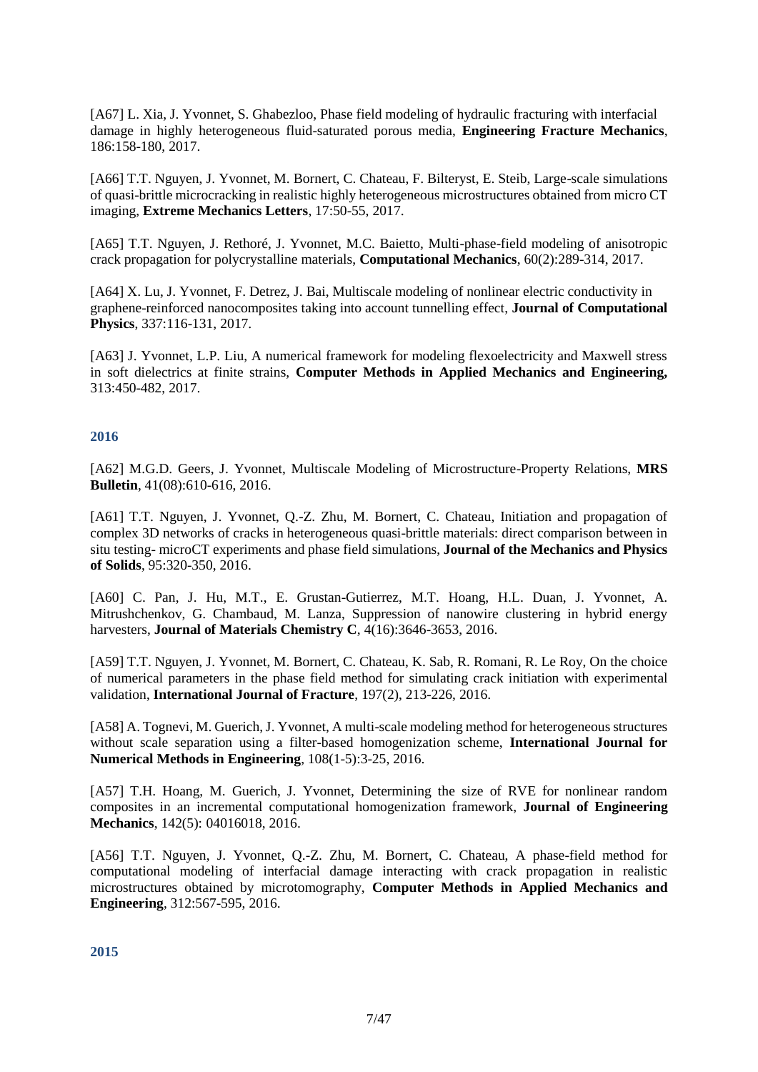[A67] L. Xia, J. Yvonnet, S. Ghabezloo, Phase field modeling of hydraulic fracturing with interfacial damage in highly heterogeneous fluid-saturated porous media, **Engineering Fracture Mechanics**, 186:158-180, 2017.

[A66] T.T. Nguyen, J. Yvonnet, M. Bornert, C. Chateau, F. Bilteryst, E. Steib, Large-scale simulations of quasi-brittle microcracking in realistic highly heterogeneous microstructures obtained from micro CT imaging, **Extreme Mechanics Letters**, 17:50-55, 2017.

[A65] T.T. Nguyen, J. Rethoré, J. Yvonnet, M.C. Baietto, Multi-phase-field modeling of anisotropic crack propagation for polycrystalline materials, **Computational Mechanics**, 60(2):289-314, 2017.

[A64] X. Lu, J. Yvonnet, F. Detrez, J. Bai, Multiscale modeling of nonlinear electric conductivity in graphene-reinforced nanocomposites taking into account tunnelling effect, **Journal of Computational Physics**, 337:116-131, 2017.

[A63] J. Yvonnet, L.P. Liu, A numerical framework for modeling flexoelectricity and Maxwell stress in soft dielectrics at finite strains, **Computer Methods in Applied Mechanics and Engineering,** 313:450-482, 2017.

## 2016

[A62] M.G.D. Geers, J. Yvonnet, Multiscale Modeling of Microstructure-Property Relations, **MRS Bulletin**, 41(08):610-616, 2016.

[A61] T.T. Nguyen, J. Yvonnet, Q.-Z. Zhu, M. Bornert, C. Chateau, Initiation and propagation of complex 3D networks of cracks in heterogeneous quasi-brittle materials: direct comparison between in situ testing- microCT experiments and phase field simulations, **Journal of the Mechanics and Physics of Solids**, 95:320-350, 2016.

[A60] C. Pan, J. Hu, M.T., E. Grustan-Gutierrez, M.T. Hoang, H.L. Duan, J. Yvonnet, A. Mitrushchenkov, G. Chambaud, M. Lanza, Suppression of nanowire clustering in hybrid energy harvesters, **Journal of Materials Chemistry C**, 4(16):3646-3653, 2016.

[A59] T.T. Nguyen, J. Yvonnet, M. Bornert, C. Chateau, K. Sab, R. Romani, R. Le Roy, On the choice of numerical parameters in the phase field method for simulating crack initiation with experimental validation, **International Journal of Fracture**, 197(2), 213-226, 2016.

[A58] A. Tognevi, M. Guerich, J. Yvonnet, A multi-scale modeling method for heterogeneous structures without scale separation using a filter-based homogenization scheme, **International Journal for Numerical Methods in Engineering**, 108(1-5):3-25, 2016.

[A57] T.H. Hoang, M. Guerich, J. Yvonnet, Determining the size of RVE for nonlinear random composites in an incremental computational homogenization framework, **Journal of Engineering Mechanics**, 142(5): 04016018, 2016.

[A56] T.T. Nguyen, J. Yvonnet, Q.-Z. Zhu, M. Bornert, C. Chateau, A phase-field method for computational modeling of interfacial damage interacting with crack propagation in realistic microstructures obtained by microtomography, **Computer Methods in Applied Mechanics and Engineering**, 312:567-595, 2016.

## 2015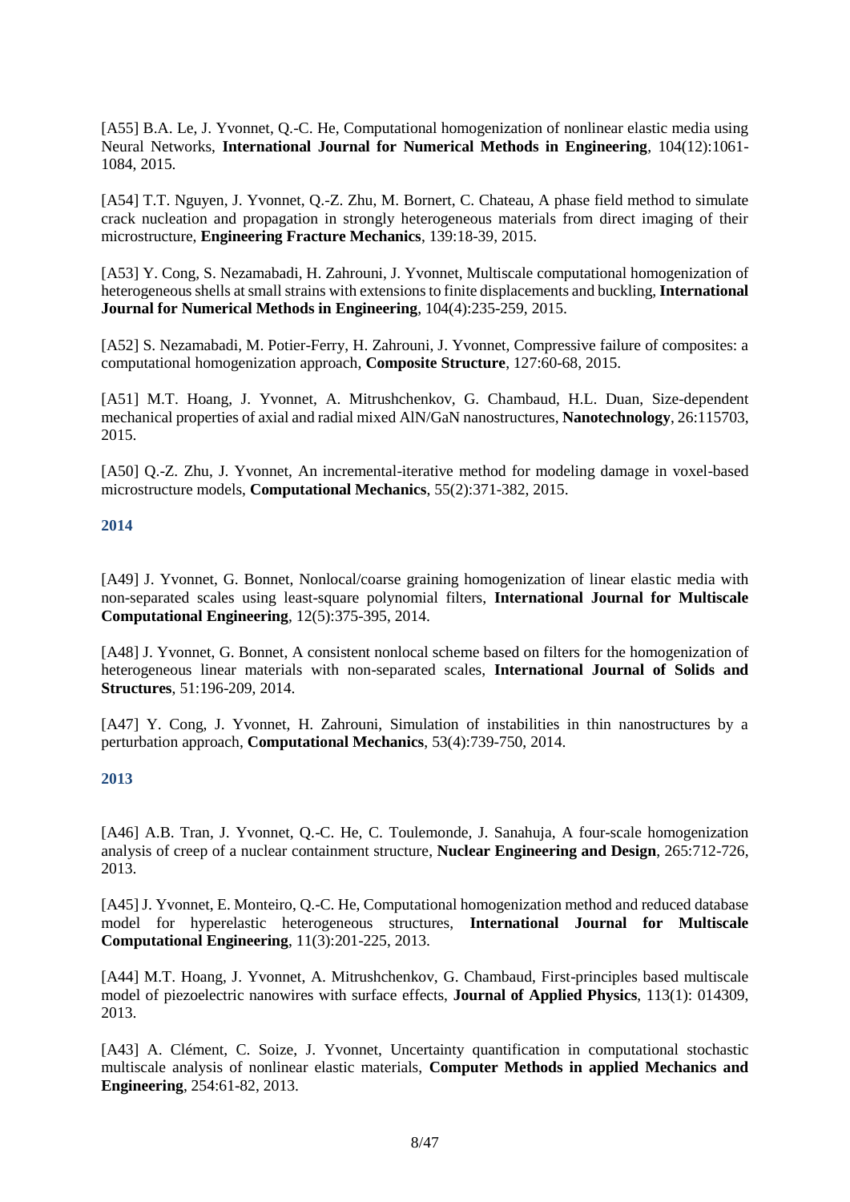[A55] B.A. Le, J. Yvonnet, Q.-C. He, Computational homogenization of nonlinear elastic media using Neural Networks, **International Journal for Numerical Methods in Engineering**, 104(12):1061-1084, 2015.

[A54] T.T. Nguyen, J. Yvonnet, Q.-Z. Zhu, M. Bornert, C. Chateau, A phase field method to simulate crack nucleation and propagation in strongly heterogeneous materials from direct imaging of their microstructure, **Engineering Fracture Mechanics**, 139:18-39, 2015.

[A53] Y. Cong, S. Nezamabadi, H. Zahrouni, J. Yvonnet, Multiscale computational homogenization of heterogeneous shells at small strains with extensions to finite displacements and buckling, **International Journal for Numerical Methods in Engineering**, 104(4):235-259, 2015.

[A52] S. Nezamabadi, M. Potier-Ferry, H. Zahrouni, J. Yvonnet, Compressive failure of composites: a computational homogenization approach, **Composite Structure**, 127:60-68, 2015.

[A51] M.T. Hoang, J. Yvonnet, A. Mitrushchenkov, G. Chambaud, H.L. Duan, Size-dependent mechanical properties of axial and radial mixed AlN/GaN nanostructures, **Nanotechnology**, 26:115703, 2015.

[A50] Q.-Z. Zhu, J. Yvonnet, An incremental-iterative method for modeling damage in voxel-based microstructure models, **Computational Mechanics**, 55(2):371-382, 2015.

## 2014

[A49] J. Yvonnet, G. Bonnet, Nonlocal/coarse graining homogenization of linear elastic media with non-separated scales using least-square polynomial filters, **International Journal for Multiscale Computational Engineering**, 12(5):375-395, 2014.

[A48] J. Yvonnet, G. Bonnet, A consistent nonlocal scheme based on filters for the homogenization of heterogeneous linear materials with non-separated scales, **International Journal of Solids and Structures**, 51:196-209, 2014.

[A47] Y. Cong, J. Yvonnet, H. Zahrouni, Simulation of instabilities in thin nanostructures by a perturbation approach, **Computational Mechanics**, 53(4):739-750, 2014.

## 2013

[A46] A.B. Tran, J. Yvonnet, Q.-C. He, C. Toulemonde, J. Sanahuja, A four-scale homogenization analysis of creep of a nuclear containment structure, **Nuclear Engineering and Design**, 265:712-726, 2013.

[A45] J. Yvonnet, E. Monteiro, Q.-C. He, Computational homogenization method and reduced database model for hyperelastic heterogeneous structures, **International Journal for Multiscale Computational Engineering**, 11(3):201-225, 2013.

[A44] M.T. Hoang, J. Yvonnet, A. Mitrushchenkov, G. Chambaud, First-principles based multiscale model of piezoelectric nanowires with surface effects, **Journal of Applied Physics**, 113(1): 014309, 2013.

[A43] A. Clément, C. Soize, J. Yvonnet, Uncertainty quantification in computational stochastic multiscale analysis of nonlinear elastic materials, **Computer Methods in applied Mechanics and Engineering**, 254:61-82, 2013.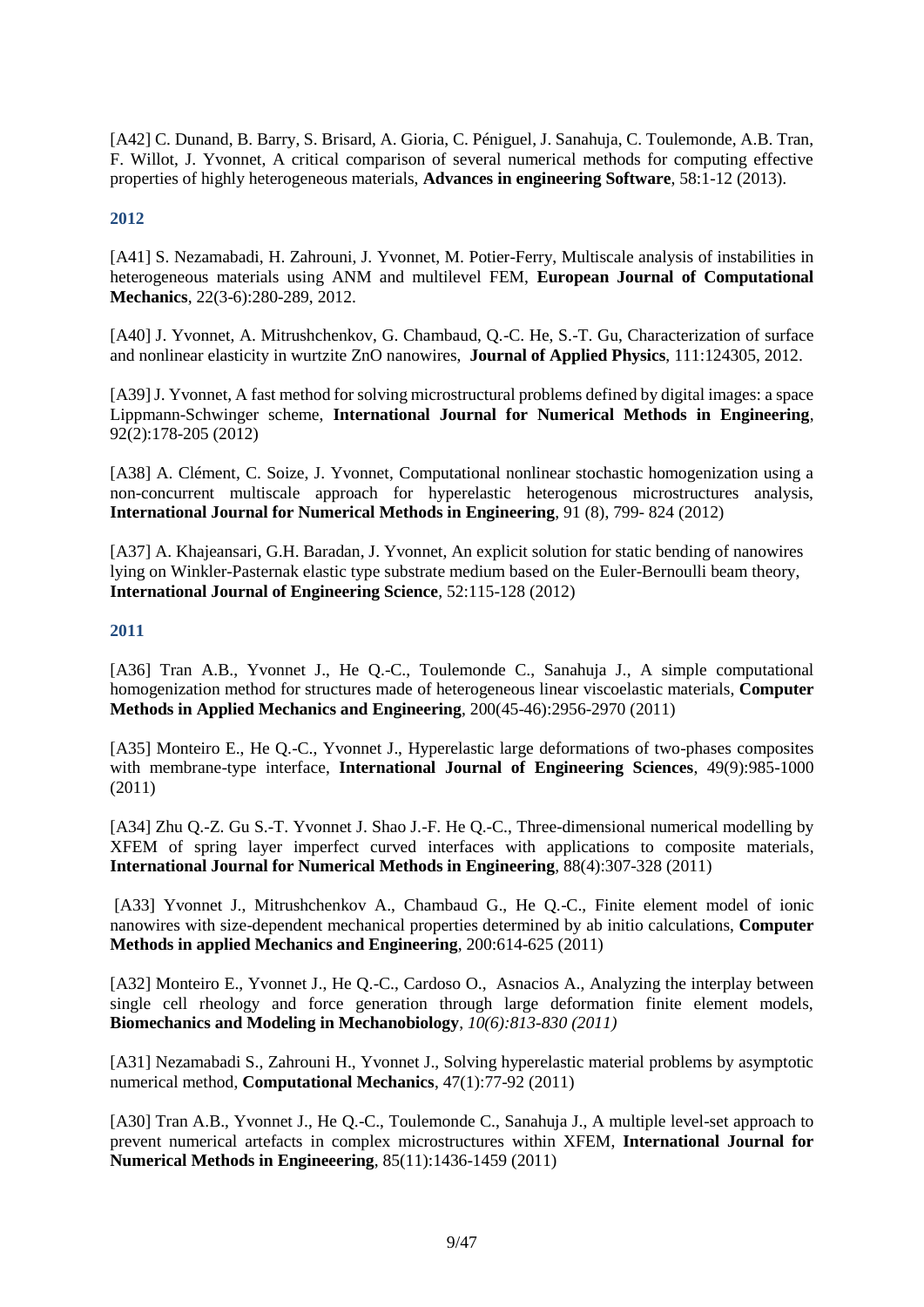[A42] C. Dunand, B. Barry, S. Brisard, A. Gioria, C. Péniguel, J. Sanahuja, C. Toulemonde, A.B. Tran, F. Willot, J. Yvonnet, A critical comparison of several numerical methods for computing effective properties of highly heterogeneous materials, **Advances in engineering Software**, 58:1-12 (2013).

## 2012

[A41] S. Nezamabadi, H. Zahrouni, J. Yvonnet, M. Potier-Ferry, Multiscale analysis of instabilities in heterogeneous materials using ANM and multilevel FEM, **European Journal of Computational Mechanics**, 22(3-6):280-289, 2012.

[A40] J. Yvonnet, A. Mitrushchenkov, G. Chambaud, Q.-C. He, S.-T. Gu, Characterization of surface and nonlinear elasticity in wurtzite ZnO nanowires, **Journal of Applied Physics**, 111:124305, 2012.

[A39] J. Yvonnet, A fast method for solving microstructural problems defined by digital images: a space Lippmann-Schwinger scheme, **International Journal for Numerical Methods in Engineering**, 92(2):178-205 (2012)

[A38] A. Clément, C. Soize, J. Yvonnet, Computational nonlinear stochastic homogenization using a non-concurrent multiscale approach for hyperelastic heterogenous microstructures analysis, **International Journal for Numerical Methods in Engineering**, 91 (8), 799- 824 (2012)

[A37] A. Khajeansari, G.H. Baradan, J. Yvonnet, An explicit solution for static bending of nanowires lying on Winkler-Pasternak elastic type substrate medium based on the Euler-Bernoulli beam theory, **International Journal of Engineering Science**, 52:115-128 (2012)

## 2011

[A36] Tran A.B., Yvonnet J., He Q.-C., Toulemonde C., Sanahuja J., A simple computational homogenization method for structures made of heterogeneous linear viscoelastic materials, **Computer Methods in Applied Mechanics and Engineering**, 200(45-46):2956-2970 (2011)

[A35] Monteiro E., He Q.-C., Yvonnet J., Hyperelastic large deformations of two-phases composites with membrane-type interface, **International Journal of Engineering Sciences**, 49(9):985-1000 (2011)

[A34] Zhu Q.-Z. Gu S.-T. Yvonnet J. Shao J.-F. He Q.-C., Three-dimensional numerical modelling by XFEM of spring layer imperfect curved interfaces with applications to composite materials, **International Journal for Numerical Methods in Engineering**, 88(4):307-328 (2011)

[A33] Yvonnet J., Mitrushchenkov A., Chambaud G., He Q.-C., Finite element model of ionic nanowires with size-dependent mechanical properties determined by ab initio calculations, **Computer Methods in applied Mechanics and Engineering**, 200:614-625 (2011)

[A32] Monteiro E., Yvonnet J., He Q.-C., Cardoso O., Asnacios A., Analyzing the interplay between single cell rheology and force generation through large deformation finite element models, **Biomechanics and Modeling in Mechanobiology**, *10(6):813-830 (2011)*

[A31] Nezamabadi S., Zahrouni H., Yvonnet J., Solving hyperelastic material problems by asymptotic numerical method, **Computational Mechanics**, 47(1):77-92 (2011)

[A30] Tran A.B., Yvonnet J., He Q.-C., Toulemonde C., Sanahuja J., A multiple level-set approach to prevent numerical artefacts in complex microstructures within XFEM, **International Journal for Numerical Methods in Engineeering**, 85(11):1436-1459 (2011)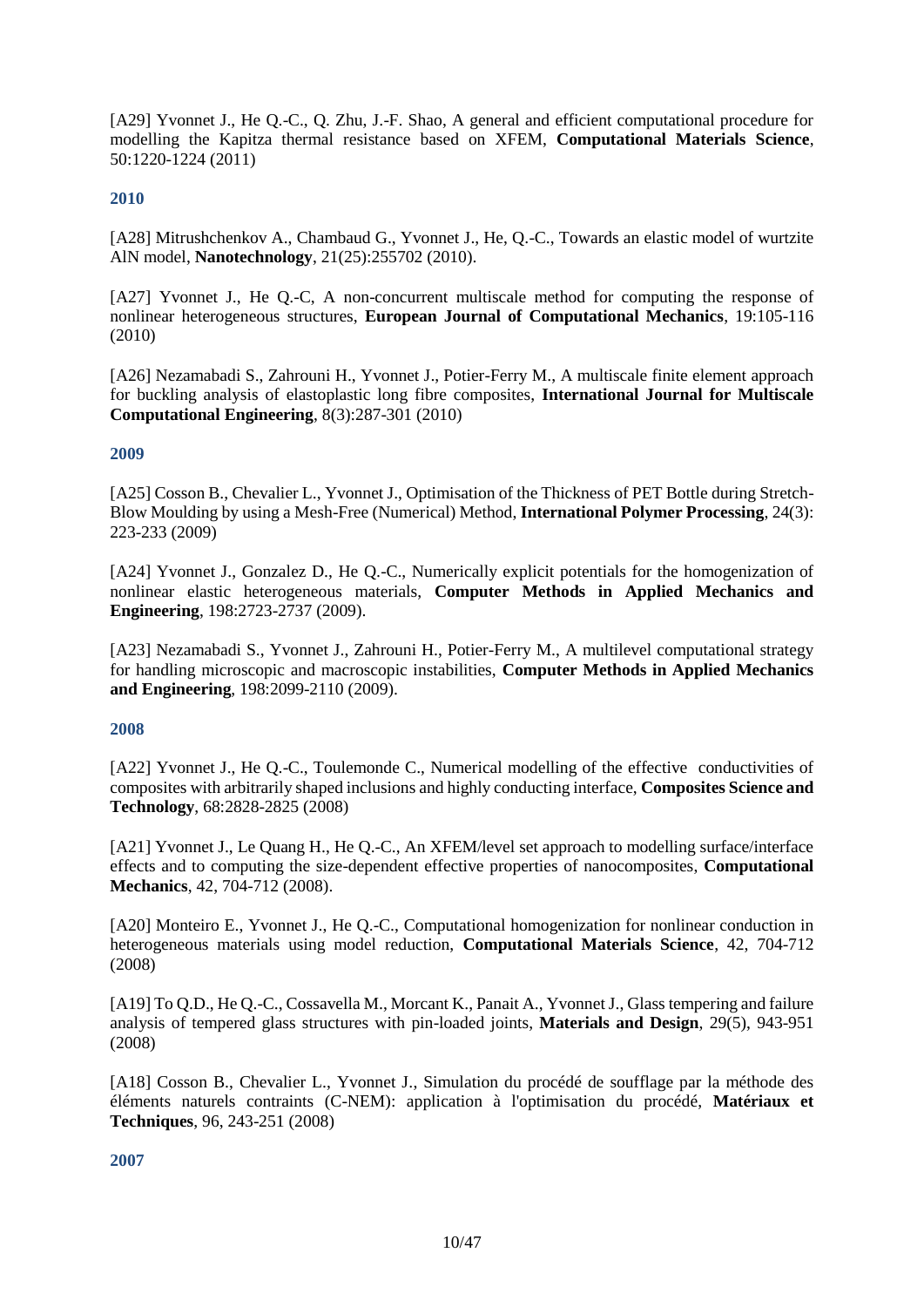[A29] Yvonnet J., He Q.-C., Q. Zhu, J.-F. Shao, A general and efficient computational procedure for modelling the Kapitza thermal resistance based on XFEM, **Computational Materials Science**, 50:1220-1224 (2011)

### 2010

[A28] Mitrushchenkov A., Chambaud G., Yvonnet J., He, Q.-C., Towards an elastic model of wurtzite AlN model, **Nanotechnology**, 21(25):255702 (2010).

[A27] Yvonnet J., He Q.-C, A non-concurrent multiscale method for computing the response of nonlinear heterogeneous structures, **European Journal of Computational Mechanics**, 19:105-116 (2010)

[A26] Nezamabadi S., Zahrouni H., Yvonnet J., Potier-Ferry M., A multiscale finite element approach for buckling analysis of elastoplastic long fibre composites, **International Journal for Multiscale Computational Engineering**, 8(3):287-301 (2010)

### 2009

[A25] Cosson B., Chevalier L., Yvonnet J., Optimisation of the Thickness of PET Bottle during Stretch-Blow Moulding by using a Mesh-Free (Numerical) Method, **International Polymer Processing**, 24(3): 223-233 (2009)

[A24] Yvonnet J., Gonzalez D., He Q.-C., Numerically explicit potentials for the homogenization of nonlinear elastic heterogeneous materials, **Computer Methods in Applied Mechanics and Engineering**, 198:2723-2737 (2009).

[A23] Nezamabadi S., Yvonnet J., Zahrouni H., Potier-Ferry M., A multilevel computational strategy for handling microscopic and macroscopic instabilities, **Computer Methods in Applied Mechanics and Engineering**, 198:2099-2110 (2009).

### 2008

[A22] Yvonnet J., He Q.-C., Toulemonde C., Numerical modelling of the effective conductivities of composites with arbitrarily shaped inclusions and highly conducting interface, **Composites Science and Technology**, 68:2828-2825 (2008)

[A21] Yvonnet J., Le Quang H., He Q.-C., An XFEM/level set approach to modelling surface/interface effects and to computing the size-dependent effective properties of nanocomposites, **Computational Mechanics**, 42, 704-712 (2008).

[A20] Monteiro E., Yvonnet J., He Q.-C., Computational homogenization for nonlinear conduction in heterogeneous materials using model reduction, **Computational Materials Science**, 42, 704-712 (2008)

[A19] To Q.D., He Q.-C., Cossavella M., Morcant K., Panait A., Yvonnet J., Glass tempering and failure analysis of tempered glass structures with pin-loaded joints, **Materials and Design**, 29(5), 943-951 (2008)

[A18] Cosson B., Chevalier L., Yvonnet J., Simulation du procédé de soufflage par la méthode des éléments naturels contraints (C-NEM): application à l'optimisation du procédé, **Matériaux et Techniques**, 96, 243-251 (2008)

### 2007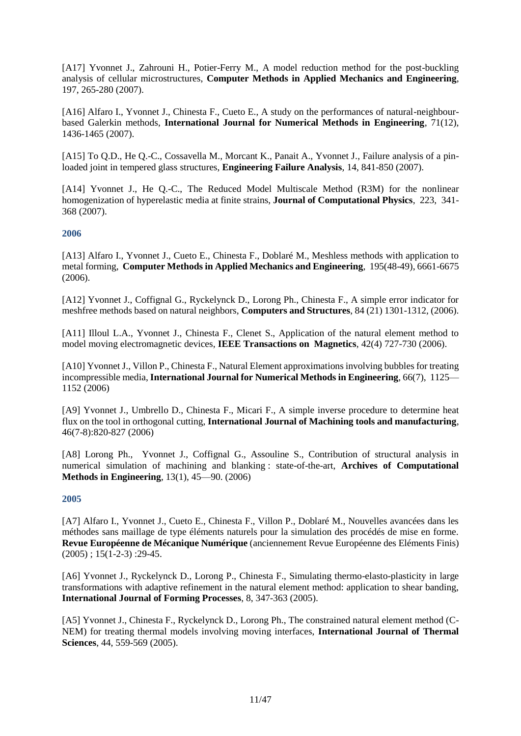[A17] Yvonnet J., Zahrouni H., Potier-Ferry M., A model reduction method for the post-buckling analysis of cellular microstructures, **Computer Methods in Applied Mechanics and Engineering**, 197, 265-280 (2007).

[A16] Alfaro I., Yvonnet J., Chinesta F., Cueto E., A study on the performances of natural-neighbour-based Galerkin methods, **International Journal for Numerical Methods in Engineering**, 71(12), 1436-1465 (2007).

[A15] To Q.D., He Q.-C., Cossavella M., Morcant K., Panait A., Yvonnet J., Failure analysis of a pin-loaded joint in tempered glass structures, **Engineering Failure Analysis**, 14, 841-850 (2007).

[A14] Yvonnet J., He Q.-C., The Reduced Model Multiscale Method (R3M) for the nonlinear homogenization of hyperelastic media at finite strains, **Journal of Computational Physics**, 223, 341-368 (2007).

### 2006

[A13] Alfaro I., Yvonnet J., Cueto E., Chinesta F., Doblaré M., Meshless methods with application to metal forming, **Computer Methods in Applied Mechanics and Engineering**, 195(48-49), 6661-6675 (2006).

[A12] Yvonnet J., Coffignal G., Ryckelynck D., Lorong Ph., Chinesta F., A simple error indicator for meshfree methods based on natural neighbors, **Computers and Structures**, 84 (21) 1301-1312, (2006).

[A11] Illoul L.A., Yvonnet J., Chinesta F., Clenet S., Application of the natural element method to model moving electromagnetic devices, **IEEE Transactions on Magnetics**, 42(4) 727-730 (2006).

[A10] Yvonnet J., Villon P., Chinesta F., Natural Element approximations involving bubbles for treating incompressible media, **International Journal for Numerical Methods in Engineering**, 66(7), 1125—1152 (2006)

[A9] Yvonnet J., Umbrello D., Chinesta F., Micari F., A simple inverse procedure to determine heat flux on the tool in orthogonal cutting, **International Journal of Machining tools and manufacturing**, 46(7-8):820-827 (2006)

[A8] Lorong Ph., Yvonnet J., Coffignal G., Assouline S., Contribution of structural analysis in numerical simulation of machining and blanking : state-of-the-art, **Archives of Computational Methods in Engineering**, 13(1), 45—90. (2006)

### 2005

[A7] Alfaro I., Yvonnet J., Cueto E., Chinesta F., Villon P., Doblaré M., Nouvelles avancées dans les méthodes sans maillage de type éléments naturels pour la simulation des procédés de mise en forme. **Revue Européenne de Mécanique Numérique** (anciennement Revue Européenne des Eléments Finis) (2005) ; 15(1-2-3) :29-45.

[A6] Yvonnet J., Ryckelynck D., Lorong P., Chinesta F., Simulating thermo-elasto-plasticity in large transformations with adaptive refinement in the natural element method: application to shear banding, **International Journal of Forming Processes**, 8, 347-363 (2005).

[A5] Yvonnet J., Chinesta F., Ryckelynck D., Lorong Ph., The constrained natural element method (C-NEM) for treating thermal models involving moving interfaces, **International Journal of Thermal Sciences**, 44, 559-569 (2005).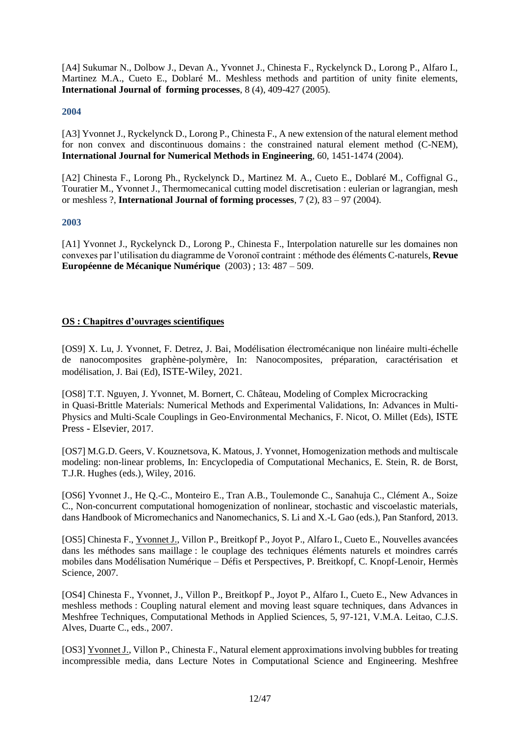[A4] Sukumar N., Dolbow J., Devan A., Yvonnet J., Chinesta F., Ryckelynck D., Lorong P., Alfaro I., Martinez M.A., Cueto E., Doblaré M.. Meshless methods and partition of unity finite elements, **International Journal of forming processes**, 8 (4), 409-427 (2005).

### 2004

[A3] Yvonnet J., Ryckelynck D., Lorong P., Chinesta F., A new extension of the natural element method for non convex and discontinuous domains : the constrained natural element method (C-NEM), **International Journal for Numerical Methods in Engineering**, 60, 1451-1474 (2004).

[A2] Chinesta F., Lorong Ph., Ryckelynck D., Martinez M. A., Cueto E., Doblaré M., Coffignal G., Touratier M., Yvonnet J., Thermomecanical cutting model discretisation : eulerian or lagrangian, mesh or meshless ?, **International Journal of forming processes**, 7 (2), 83 – 97 (2004).

### 2003

[A1] Yvonnet J., Ryckelynck D., Lorong P., Chinesta F., Interpolation naturelle sur les domaines non convexes par l'utilisation du diagramme de Voronoï contraint : méthode des éléments C-naturels, **Revue Européenne de Mécanique Numérique** (2003) ; 13: 487 – 509.

## OS : Chapitres d'ouvrages scientifiques

[OS9] X. Lu, J. Yvonnet, F. Detrez, J. Bai, Modélisation électromécanique non linéaire multi-échelle de nanocomposites graphène-polymère, In: Nanocomposites, préparation, caractérisation et modélisation, J. Bai (Ed), ISTE-Wiley, 2021.

[OS8] T.T. Nguyen, J. Yvonnet, M. Bornert, C. Château, Modeling of Complex Microcracking in Quasi-Brittle Materials: Numerical Methods and Experimental Validations, In: Advances in Multi-Physics and Multi-Scale Couplings in Geo-Environmental Mechanics, F. Nicot, O. Millet (Eds), ISTE Press - Elsevier, 2017.

[OS7] M.G.D. Geers, V. Kouznetsova, K. Matous, J. Yvonnet, Homogenization methods and multiscale modeling: non-linear problems, In: Encyclopedia of Computational Mechanics, E. Stein, R. de Borst, T.J.R. Hughes (eds.), Wiley, 2016.

[OS6] Yvonnet J., He Q.-C., Monteiro E., Tran A.B., Toulemonde C., Sanahuja C., Clément A., Soize C., Non-concurrent computational homogenization of nonlinear, stochastic and viscoelastic materials, dans Handbook of Micromechanics and Nanomechanics, S. Li and X.-L Gao (eds.), Pan Stanford, 2013.

[OS5] Chinesta F., Yvonnet J., Villon P., Breitkopf P., Joyot P., Alfaro I., Cueto E., Nouvelles avancées dans les méthodes sans maillage : le couplage des techniques éléments naturels et moindres carrés mobiles dans Modélisation Numérique – Défis et Perspectives, P. Breitkopf, C. Knopf-Lenoir, Hermès Science, 2007.

[OS4] Chinesta F., Yvonnet, J., Villon P., Breitkopf P., Joyot P., Alfaro I., Cueto E., New Advances in meshless methods : Coupling natural element and moving least square techniques, dans Advances in Meshfree Techniques, Computational Methods in Applied Sciences, 5, 97-121, V.M.A. Leitao, C.J.S. Alves, Duarte C., eds., 2007.

[OS3] Yvonnet J., Villon P., Chinesta F., Natural element approximations involving bubbles for treating incompressible media, dans Lecture Notes in Computational Science and Engineering. Meshfree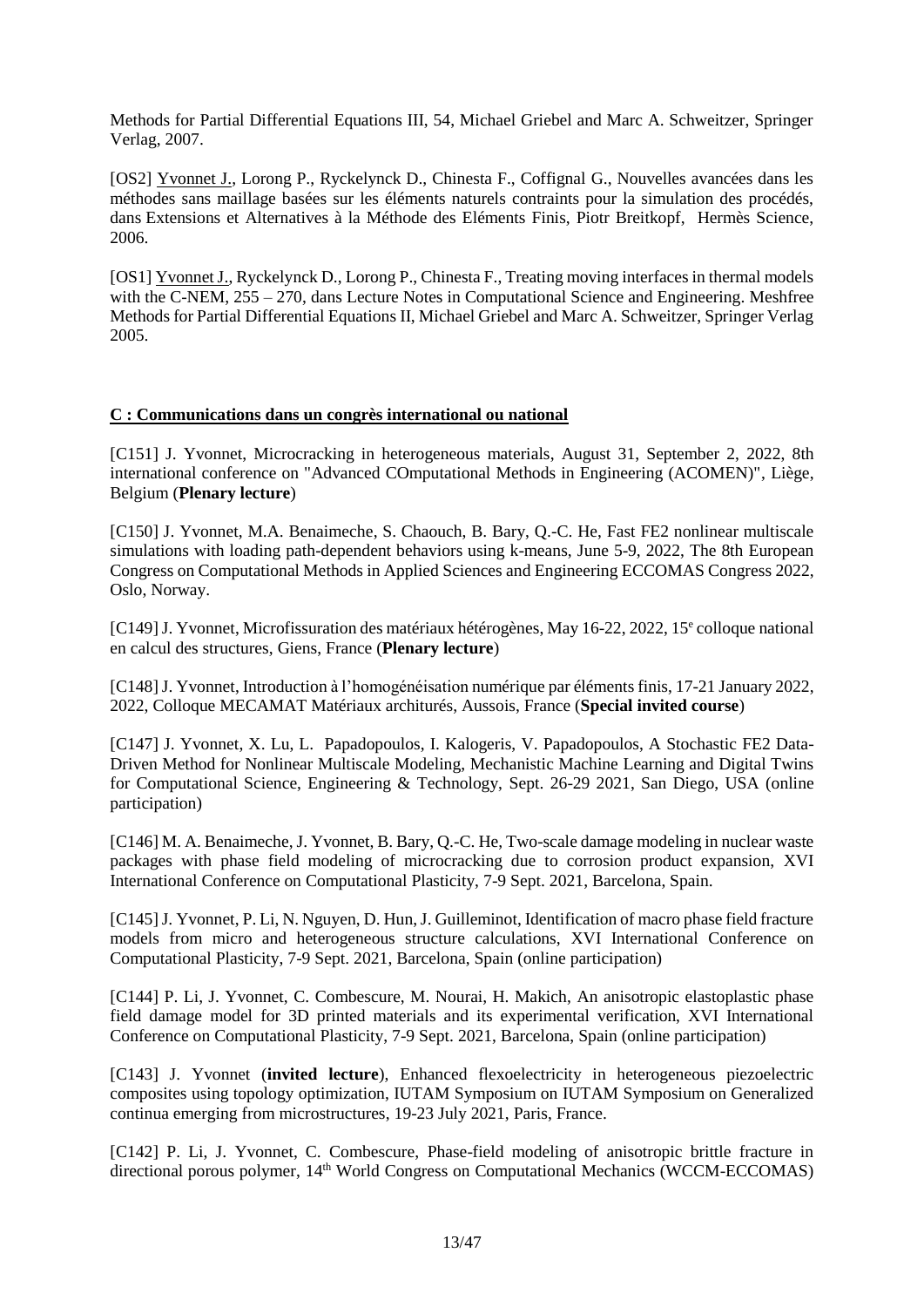Methods for Partial Differential Equations III, 54, Michael Griebel and Marc A. Schweitzer, Springer Verlag, 2007.

[OS2] Yvonnet J., Lorong P., Ryckelynck D., Chinesta F., Coffignal G., Nouvelles avancées dans les méthodes sans maillage basées sur les éléments naturels contraints pour la simulation des procédés, dans Extensions et Alternatives à la Méthode des Eléments Finis, Piotr Breitkopf, Hermès Science, 2006.

[OS1] Yvonnet J., Ryckelynck D., Lorong P., Chinesta F., Treating moving interfaces in thermal models with the C-NEM, 255 – 270, dans Lecture Notes in Computational Science and Engineering. Meshfree Methods for Partial Differential Equations II, Michael Griebel and Marc A. Schweitzer, Springer Verlag 2005.

## C : Communications dans un congrès international ou national

[C151] J. Yvonnet, Microcracking in heterogeneous materials, August 31, September 2, 2022, 8th international conference on "Advanced COmputational Methods in Engineering (ACOMEN)", Liège, Belgium (**Plenary lecture**)

[C150] J. Yvonnet, M.A. Benaimeche, S. Chaouch, B. Bary, Q.-C. He, Fast FE2 nonlinear multiscale simulations with loading path-dependent behaviors using k-means, June 5-9, 2022, The 8th European Congress on Computational Methods in Applied Sciences and Engineering ECCOMAS Congress 2022, Oslo, Norway.

[C149] J. Yvonnet, Microfissuration des matériaux hétérogènes, May 16-22, 2022, 15e colloque national en calcul des structures, Giens, France (**Plenary lecture**)

[C148] J. Yvonnet, Introduction à l'homogénéisation numérique par éléments finis, 17-21 January 2022, 2022, Colloque MECAMAT Matériaux architurés, Aussois, France (**Special invited course**)

[C147] J. Yvonnet, X. Lu, L. Papadopoulos, I. Kalogeris, V. Papadopoulos, A Stochastic FE2 Data-Driven Method for Nonlinear Multiscale Modeling, Mechanistic Machine Learning and Digital Twins for Computational Science, Engineering & Technology, Sept. 26-29 2021, San Diego, USA (online participation)

[C146] M. A. Benaimeche, J. Yvonnet, B. Bary, Q.-C. He, Two-scale damage modeling in nuclear waste packages with phase field modeling of microcracking due to corrosion product expansion, XVI International Conference on Computational Plasticity, 7-9 Sept. 2021, Barcelona, Spain.

[C145] J. Yvonnet, P. Li, N. Nguyen, D. Hun, J. Guilleminot, Identification of macro phase field fracture models from micro and heterogeneous structure calculations, XVI International Conference on Computational Plasticity, 7-9 Sept. 2021, Barcelona, Spain (online participation)

[C144] P. Li, J. Yvonnet, C. Combescure, M. Nourai, H. Makich, An anisotropic elastoplastic phase field damage model for 3D printed materials and its experimental verification, XVI International Conference on Computational Plasticity, 7-9 Sept. 2021, Barcelona, Spain (online participation)

[C143] J. Yvonnet (**invited lecture**), Enhanced flexoelectricity in heterogeneous piezoelectric composites using topology optimization, IUTAM Symposium on IUTAM Symposium on Generalized continua emerging from microstructures, 19-23 July 2021, Paris, France.

[C142] P. Li, J. Yvonnet, C. Combescure, Phase-field modeling of anisotropic brittle fracture in directional porous polymer, 14th World Congress on Computational Mechanics (WCCM-ECCOMAS)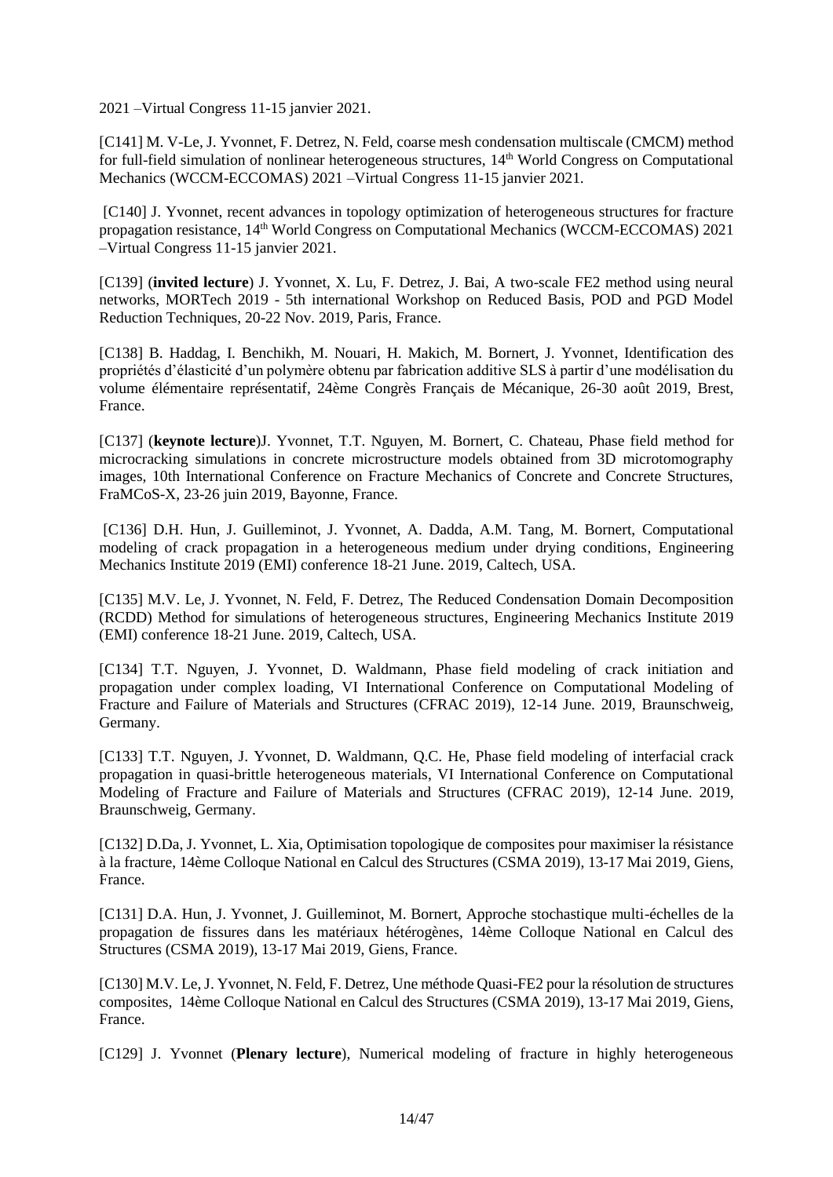2021 –Virtual Congress 11-15 janvier 2021.

[C141] M. V-Le, J. Yvonnet, F. Detrez, N. Feld, coarse mesh condensation multiscale (CMCM) method for full-field simulation of nonlinear heterogeneous structures, 14th World Congress on Computational Mechanics (WCCM-ECCOMAS) 2021 –Virtual Congress 11-15 janvier 2021.

[C140] J. Yvonnet, recent advances in topology optimization of heterogeneous structures for fracture propagation resistance, 14th World Congress on Computational Mechanics (WCCM-ECCOMAS) 2021 –Virtual Congress 11-15 janvier 2021.

[C139] (**invited lecture**) J. Yvonnet, X. Lu, F. Detrez, J. Bai, A two-scale FE2 method using neural networks, MORTech 2019 - 5th international Workshop on Reduced Basis, POD and PGD Model Reduction Techniques, 20-22 Nov. 2019, Paris, France.

[C138] B. Haddag, I. Benchikh, M. Nouari, H. Makich, M. Bornert, J. Yvonnet, Identification des propriétés d'élasticité d'un polymère obtenu par fabrication additive SLS à partir d'une modélisation du volume élémentaire représentatif, 24ème Congrès Français de Mécanique, 26-30 août 2019, Brest, France.

[C137] (**keynote lecture**)J. Yvonnet, T.T. Nguyen, M. Bornert, C. Chateau, Phase field method for microcracking simulations in concrete microstructure models obtained from 3D microtomography images, 10th International Conference on Fracture Mechanics of Concrete and Concrete Structures, FraMCoS-X, 23-26 juin 2019, Bayonne, France.

[C136] D.H. Hun, J. Guilleminot, J. Yvonnet, A. Dadda, A.M. Tang, M. Bornert, Computational modeling of crack propagation in a heterogeneous medium under drying conditions, Engineering Mechanics Institute 2019 (EMI) conference 18-21 June. 2019, Caltech, USA.

[C135] M.V. Le, J. Yvonnet, N. Feld, F. Detrez, The Reduced Condensation Domain Decomposition (RCDD) Method for simulations of heterogeneous structures, Engineering Mechanics Institute 2019 (EMI) conference 18-21 June. 2019, Caltech, USA.

[C134] T.T. Nguyen, J. Yvonnet, D. Waldmann, Phase field modeling of crack initiation and propagation under complex loading, VI International Conference on Computational Modeling of Fracture and Failure of Materials and Structures (CFRAC 2019), 12-14 June. 2019, Braunschweig, Germany.

[C133] T.T. Nguyen, J. Yvonnet, D. Waldmann, Q.C. He, Phase field modeling of interfacial crack propagation in quasi-brittle heterogeneous materials, VI International Conference on Computational Modeling of Fracture and Failure of Materials and Structures (CFRAC 2019), 12-14 June. 2019, Braunschweig, Germany.

[C132] D.Da, J. Yvonnet, L. Xia, Optimisation topologique de composites pour maximiser la résistance à la fracture, 14ème Colloque National en Calcul des Structures (CSMA 2019), 13-17 Mai 2019, Giens, France.

[C131] D.A. Hun, J. Yvonnet, J. Guilleminot, M. Bornert, Approche stochastique multi-échelles de la propagation de fissures dans les matériaux hétérogènes, 14ème Colloque National en Calcul des Structures (CSMA 2019), 13-17 Mai 2019, Giens, France.

[C130] M.V. Le, J. Yvonnet, N. Feld, F. Detrez, Une méthode Quasi-FE2 pour la résolution de structures composites, 14ème Colloque National en Calcul des Structures (CSMA 2019), 13-17 Mai 2019, Giens, France.

[C129] J. Yvonnet (**Plenary lecture**), Numerical modeling of fracture in highly heterogeneous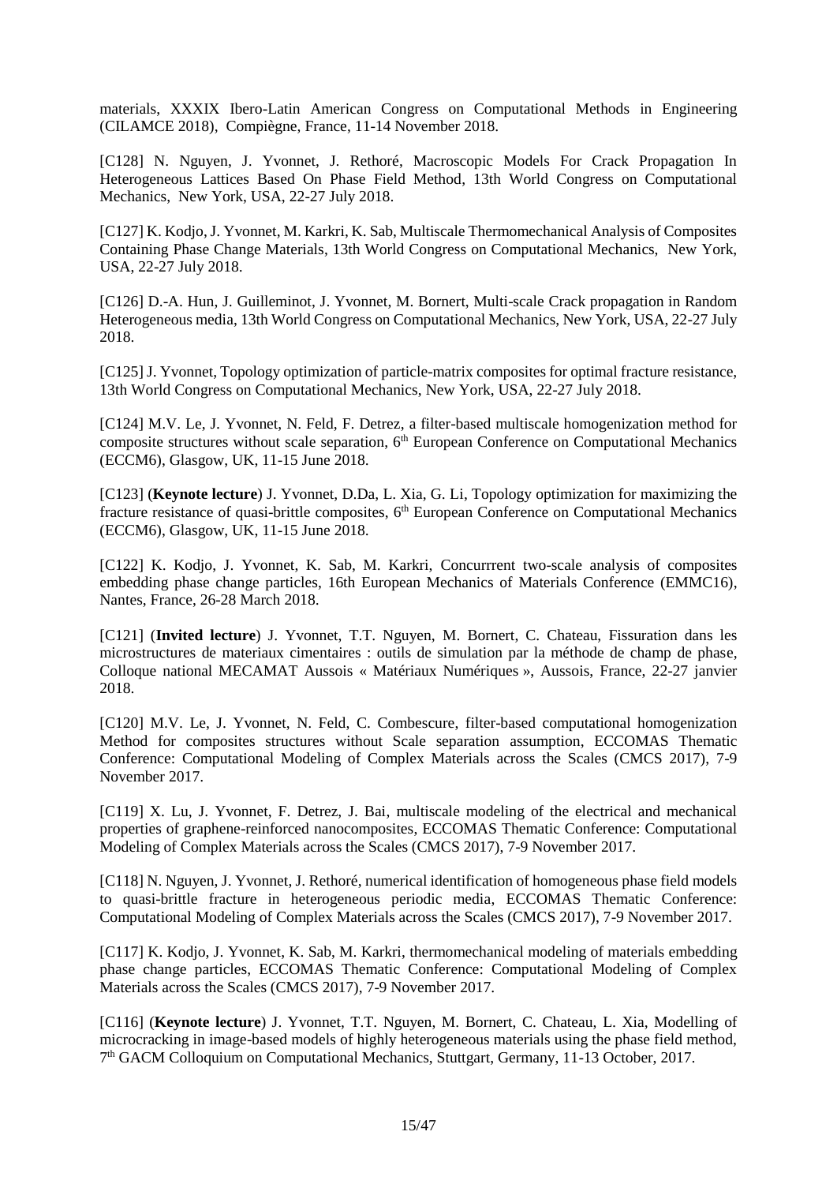materials, XXXIX Ibero-Latin American Congress on Computational Methods in Engineering (CILAMCE 2018), Compiègne, France, 11-14 November 2018.

[C128] N. Nguyen, J. Yvonnet, J. Rethoré, Macroscopic Models For Crack Propagation In Heterogeneous Lattices Based On Phase Field Method, 13th World Congress on Computational Mechanics, New York, USA, 22-27 July 2018.

[C127] K. Kodjo, J. Yvonnet, M. Karkri, K. Sab, Multiscale Thermomechanical Analysis of Composites Containing Phase Change Materials, 13th World Congress on Computational Mechanics, New York, USA, 22-27 July 2018.

[C126] D.-A. Hun, J. Guilleminot, J. Yvonnet, M. Bornert, Multi-scale Crack propagation in Random Heterogeneous media, 13th World Congress on Computational Mechanics, New York, USA, 22-27 July 2018.

[C125] J. Yvonnet, Topology optimization of particle-matrix composites for optimal fracture resistance, 13th World Congress on Computational Mechanics, New York, USA, 22-27 July 2018.

[C124] M.V. Le, J. Yvonnet, N. Feld, F. Detrez, a filter-based multiscale homogenization method for composite structures without scale separation, 6th European Conference on Computational Mechanics (ECCM6), Glasgow, UK, 11-15 June 2018.

[C123] (**Keynote lecture**) J. Yvonnet, D.Da, L. Xia, G. Li, Topology optimization for maximizing the fracture resistance of quasi-brittle composites, 6th European Conference on Computational Mechanics (ECCM6), Glasgow, UK, 11-15 June 2018.

[C122] K. Kodjo, J. Yvonnet, K. Sab, M. Karkri, Concurrrent two-scale analysis of composites embedding phase change particles, 16th European Mechanics of Materials Conference (EMMC16), Nantes, France, 26-28 March 2018.

[C121] (**Invited lecture**) J. Yvonnet, T.T. Nguyen, M. Bornert, C. Chateau, Fissuration dans les microstructures de materiaux cimentaires : outils de simulation par la méthode de champ de phase, Colloque national MECAMAT Aussois « Matériaux Numériques », Aussois, France, 22-27 janvier 2018.

[C120] M.V. Le, J. Yvonnet, N. Feld, C. Combescure, filter-based computational homogenization Method for composites structures without Scale separation assumption, ECCOMAS Thematic Conference: Computational Modeling of Complex Materials across the Scales (CMCS 2017), 7-9 November 2017.

[C119] X. Lu, J. Yvonnet, F. Detrez, J. Bai, multiscale modeling of the electrical and mechanical properties of graphene-reinforced nanocomposites, ECCOMAS Thematic Conference: Computational Modeling of Complex Materials across the Scales (CMCS 2017), 7-9 November 2017.

[C118] N. Nguyen, J. Yvonnet, J. Rethoré, numerical identification of homogeneous phase field models to quasi-brittle fracture in heterogeneous periodic media, ECCOMAS Thematic Conference: Computational Modeling of Complex Materials across the Scales (CMCS 2017), 7-9 November 2017.

[C117] K. Kodjo, J. Yvonnet, K. Sab, M. Karkri, thermomechanical modeling of materials embedding phase change particles, ECCOMAS Thematic Conference: Computational Modeling of Complex Materials across the Scales (CMCS 2017), 7-9 November 2017.

[C116] (**Keynote lecture**) J. Yvonnet, T.T. Nguyen, M. Bornert, C. Chateau, L. Xia, Modelling of microcracking in image-based models of highly heterogeneous materials using the phase field method, 7th GACM Colloquium on Computational Mechanics, Stuttgart, Germany, 11-13 October, 2017.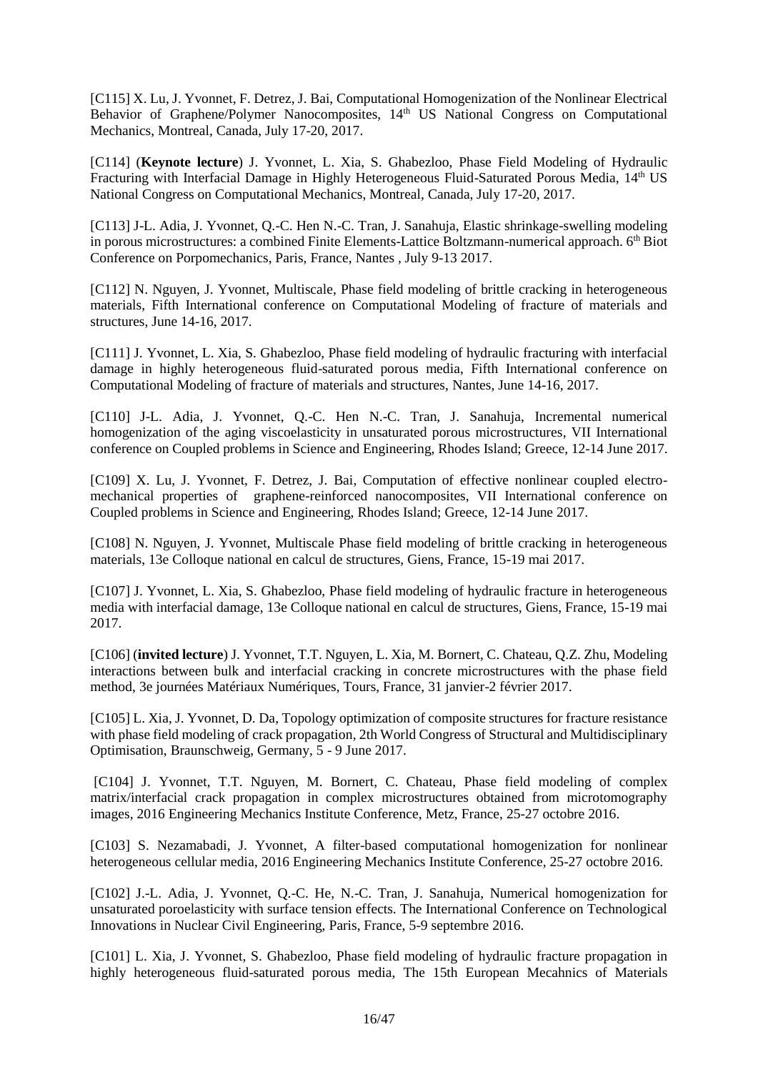[C115] X. Lu, J. Yvonnet, F. Detrez, J. Bai, Computational Homogenization of the Nonlinear Electrical Behavior of Graphene/Polymer Nanocomposites, 14th US National Congress on Computational Mechanics, Montreal, Canada, July 17-20, 2017.

[C114] (**Keynote lecture**) J. Yvonnet, L. Xia, S. Ghabezloo, Phase Field Modeling of Hydraulic Fracturing with Interfacial Damage in Highly Heterogeneous Fluid-Saturated Porous Media, 14th US National Congress on Computational Mechanics, Montreal, Canada, July 17-20, 2017.

[C113] J-L. Adia, J. Yvonnet, Q.-C. Hen N.-C. Tran, J. Sanahuja, Elastic shrinkage-swelling modeling in porous microstructures: a combined Finite Elements-Lattice Boltzmann-numerical approach. 6th Biot Conference on Porpomechanics, Paris, France, Nantes , July 9-13 2017.

[C112] N. Nguyen, J. Yvonnet, Multiscale, Phase field modeling of brittle cracking in heterogeneous materials, Fifth International conference on Computational Modeling of fracture of materials and structures, June 14-16, 2017.

[C111] J. Yvonnet, L. Xia, S. Ghabezloo, Phase field modeling of hydraulic fracturing with interfacial damage in highly heterogeneous fluid-saturated porous media, Fifth International conference on Computational Modeling of fracture of materials and structures, Nantes, June 14-16, 2017.

[C110] J-L. Adia, J. Yvonnet, Q.-C. Hen N.-C. Tran, J. Sanahuja, Incremental numerical homogenization of the aging viscoelasticity in unsaturated porous microstructures, VII International conference on Coupled problems in Science and Engineering, Rhodes Island; Greece, 12-14 June 2017.

[C109] X. Lu, J. Yvonnet, F. Detrez, J. Bai, Computation of effective nonlinear coupled electro-mechanical properties of graphene-reinforced nanocomposites, VII International conference on Coupled problems in Science and Engineering, Rhodes Island; Greece, 12-14 June 2017.

[C108] N. Nguyen, J. Yvonnet, Multiscale Phase field modeling of brittle cracking in heterogeneous materials, 13e Colloque national en calcul de structures, Giens, France, 15-19 mai 2017.

[C107] J. Yvonnet, L. Xia, S. Ghabezloo, Phase field modeling of hydraulic fracture in heterogeneous media with interfacial damage, 13e Colloque national en calcul de structures, Giens, France, 15-19 mai 2017.

[C106] (**invited lecture**) J. Yvonnet, T.T. Nguyen, L. Xia, M. Bornert, C. Chateau, Q.Z. Zhu, Modeling interactions between bulk and interfacial cracking in concrete microstructures with the phase field method, 3e journées Matériaux Numériques, Tours, France, 31 janvier-2 février 2017.

[C105] L. Xia, J. Yvonnet, D. Da, Topology optimization of composite structures for fracture resistance with phase field modeling of crack propagation, 2th World Congress of Structural and Multidisciplinary Optimisation, Braunschweig, Germany, 5 - 9 June 2017.

[C104] J. Yvonnet, T.T. Nguyen, M. Bornert, C. Chateau, Phase field modeling of complex matrix/interfacial crack propagation in complex microstructures obtained from microtomography images, 2016 Engineering Mechanics Institute Conference, Metz, France, 25-27 octobre 2016.

[C103] S. Nezamabadi, J. Yvonnet, A filter-based computational homogenization for nonlinear heterogeneous cellular media, 2016 Engineering Mechanics Institute Conference, 25-27 octobre 2016.

[C102] J.-L. Adia, J. Yvonnet, Q.-C. He, N.-C. Tran, J. Sanahuja, Numerical homogenization for unsaturated poroelasticity with surface tension effects. The International Conference on Technological Innovations in Nuclear Civil Engineering, Paris, France, 5-9 septembre 2016.

[C101] L. Xia, J. Yvonnet, S. Ghabezloo, Phase field modeling of hydraulic fracture propagation in highly heterogeneous fluid-saturated porous media, The 15th European Mecahnics of Materials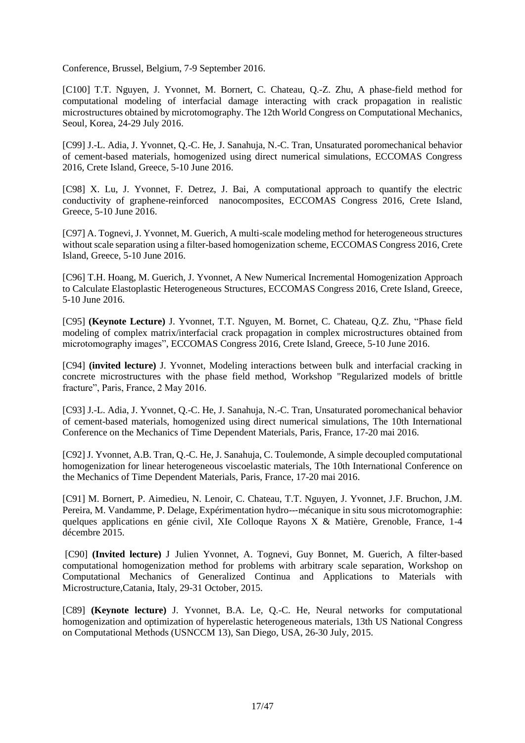Conference, Brussel, Belgium, 7-9 September 2016.

[C100] T.T. Nguyen, J. Yvonnet, M. Bornert, C. Chateau, Q.-Z. Zhu, A phase-field method for computational modeling of interfacial damage interacting with crack propagation in realistic microstructures obtained by microtomography. The 12th World Congress on Computational Mechanics, Seoul, Korea, 24-29 July 2016.

[C99] J.-L. Adia, J. Yvonnet, Q.-C. He, J. Sanahuja, N.-C. Tran, Unsaturated poromechanical behavior of cement-based materials, homogenized using direct numerical simulations, ECCOMAS Congress 2016, Crete Island, Greece, 5-10 June 2016.

[C98] X. Lu, J. Yvonnet, F. Detrez, J. Bai, A computational approach to quantify the electric conductivity of graphene-reinforced nanocomposites, ECCOMAS Congress 2016, Crete Island, Greece, 5-10 June 2016.

[C97] A. Tognevi, J. Yvonnet, M. Guerich, A multi-scale modeling method for heterogeneous structures without scale separation using a filter-based homogenization scheme, ECCOMAS Congress 2016, Crete Island, Greece, 5-10 June 2016.

[C96] T.H. Hoang, M. Guerich, J. Yvonnet, A New Numerical Incremental Homogenization Approach to Calculate Elastoplastic Heterogeneous Structures, ECCOMAS Congress 2016, Crete Island, Greece, 5-10 June 2016.

[C95] **(Keynote Lecture)** J. Yvonnet, T.T. Nguyen, M. Bornet, C. Chateau, Q.Z. Zhu, "Phase field modeling of complex matrix/interfacial crack propagation in complex microstructures obtained from microtomography images", ECCOMAS Congress 2016, Crete Island, Greece, 5-10 June 2016.

[C94] **(invited lecture)** J. Yvonnet, Modeling interactions between bulk and interfacial cracking in concrete microstructures with the phase field method, Workshop "Regularized models of brittle fracture", Paris, France, 2 May 2016.

[C93] J.-L. Adia, J. Yvonnet, Q.-C. He, J. Sanahuja, N.-C. Tran, Unsaturated poromechanical behavior of cement-based materials, homogenized using direct numerical simulations, The 10th International Conference on the Mechanics of Time Dependent Materials, Paris, France, 17-20 mai 2016.

[C92] J. Yvonnet, A.B. Tran, Q.-C. He, J. Sanahuja, C. Toulemonde, A simple decoupled computational homogenization for linear heterogeneous viscoelastic materials, The 10th International Conference on the Mechanics of Time Dependent Materials, Paris, France, 17-20 mai 2016.

[C91] M. Bornert, P. Aimedieu, N. Lenoir, C. Chateau, T.T. Nguyen, J. Yvonnet, J.F. Bruchon, J.M. Pereira, M. Vandamme, P. Delage, Expérimentation hydro---mécanique in situ sous microtomographie: quelques applications en génie civil, XIe Colloque Rayons X & Matière, Grenoble, France, 1-4 décembre 2015.

[C90] **(Invited lecture)** J Julien Yvonnet, A. Tognevi, Guy Bonnet, M. Guerich, A filter-based computational homogenization method for problems with arbitrary scale separation, Workshop on Computational Mechanics of Generalized Continua and Applications to Materials with Microstructure,Catania, Italy, 29-31 October, 2015.

[C89] **(Keynote lecture)** J. Yvonnet, B.A. Le, Q.-C. He, Neural networks for computational homogenization and optimization of hyperelastic heterogeneous materials, 13th US National Congress on Computational Methods (USNCCM 13), San Diego, USA, 26-30 July, 2015.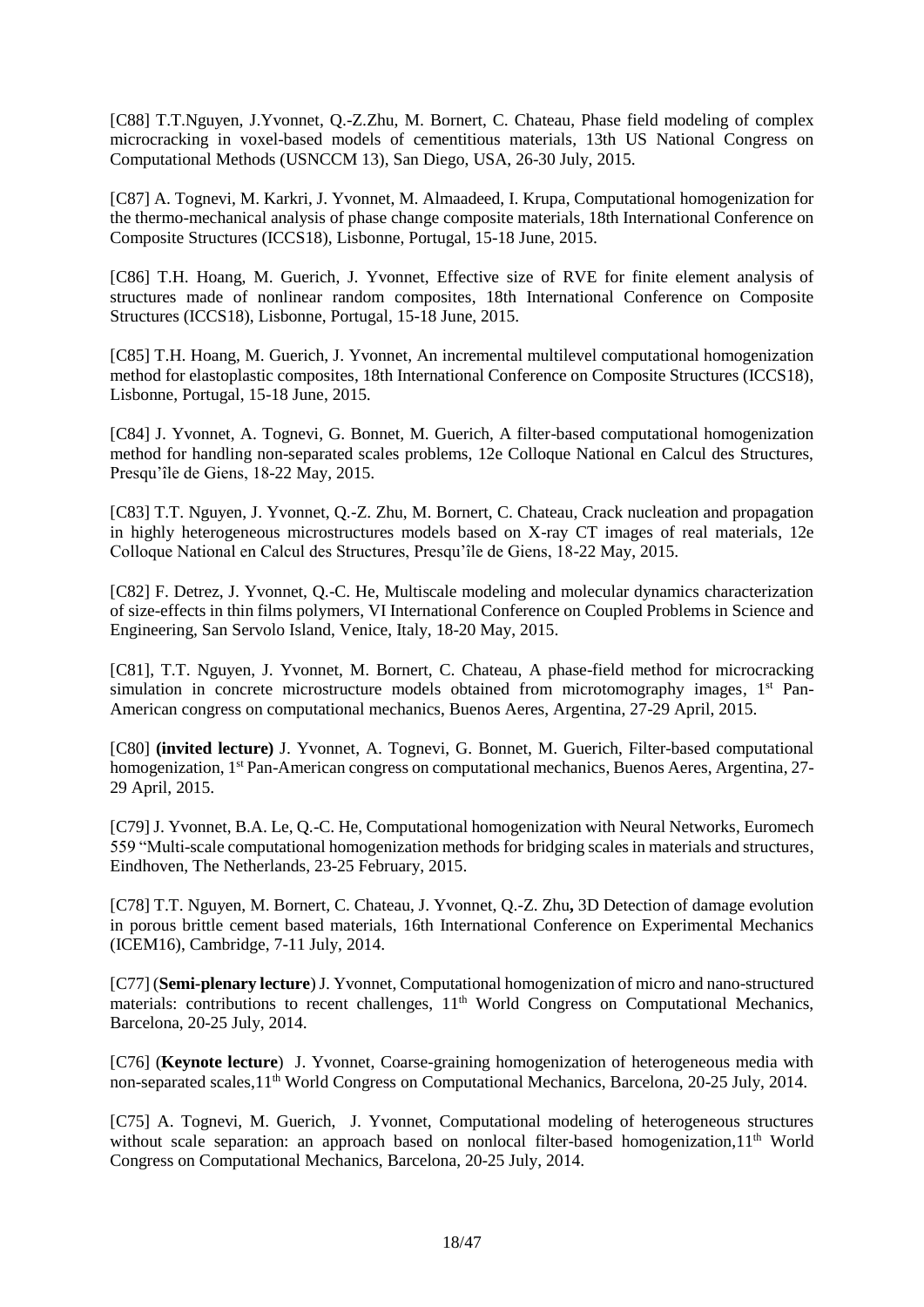[C88] T.T.Nguyen, J.Yvonnet, Q.-Z.Zhu, M. Bornert, C. Chateau, Phase field modeling of complex microcracking in voxel-based models of cementitious materials, 13th US National Congress on Computational Methods (USNCCM 13), San Diego, USA, 26-30 July, 2015.

[C87] A. Tognevi, M. Karkri, J. Yvonnet, M. Almaadeed, I. Krupa, Computational homogenization for the thermo-mechanical analysis of phase change composite materials, 18th International Conference on Composite Structures (ICCS18), Lisbonne, Portugal, 15-18 June, 2015.

[C86] T.H. Hoang, M. Guerich, J. Yvonnet, Effective size of RVE for finite element analysis of structures made of nonlinear random composites, 18th International Conference on Composite Structures (ICCS18), Lisbonne, Portugal, 15-18 June, 2015.

[C85] T.H. Hoang, M. Guerich, J. Yvonnet, An incremental multilevel computational homogenization method for elastoplastic composites, 18th International Conference on Composite Structures (ICCS18), Lisbonne, Portugal, 15-18 June, 2015.

[C84] J. Yvonnet, A. Tognevi, G. Bonnet, M. Guerich, A filter-based computational homogenization method for handling non-separated scales problems, 12e Colloque National en Calcul des Structures, Presqu'île de Giens, 18-22 May, 2015.

[C83] T.T. Nguyen, J. Yvonnet, Q.-Z. Zhu, M. Bornert, C. Chateau, Crack nucleation and propagation in highly heterogeneous microstructures models based on X-ray CT images of real materials, 12e Colloque National en Calcul des Structures, Presqu'île de Giens, 18-22 May, 2015.

[C82] F. Detrez, J. Yvonnet, Q.-C. He, Multiscale modeling and molecular dynamics characterization of size-effects in thin films polymers, VI International Conference on Coupled Problems in Science and Engineering, San Servolo Island, Venice, Italy, 18-20 May, 2015.

[C81], T.T. Nguyen, J. Yvonnet, M. Bornert, C. Chateau, A phase-field method for microcracking simulation in concrete microstructure models obtained from microtomography images, 1st Pan-American congress on computational mechanics, Buenos Aeres, Argentina, 27-29 April, 2015.

[C80] **(invited lecture)** J. Yvonnet, A. Tognevi, G. Bonnet, M. Guerich, Filter-based computational homogenization, 1st Pan-American congress on computational mechanics, Buenos Aeres, Argentina, 27-29 April, 2015.

[C79] J. Yvonnet, B.A. Le, Q.-C. He, Computational homogenization with Neural Networks, Euromech 559 "Multi-scale computational homogenization methods for bridging scales in materials and structures, Eindhoven, The Netherlands, 23-25 February, 2015.

[C78] T.T. Nguyen, M. Bornert, C. Chateau, J. Yvonnet, Q.-Z. Zhu**,** 3D Detection of damage evolution in porous brittle cement based materials, 16th International Conference on Experimental Mechanics (ICEM16), Cambridge, 7-11 July, 2014.

[C77] (**Semi-plenary lecture**) J. Yvonnet, Computational homogenization of micro and nano-structured materials: contributions to recent challenges, 11th World Congress on Computational Mechanics, Barcelona, 20-25 July, 2014.

[C76] (**Keynote lecture**) J. Yvonnet, Coarse-graining homogenization of heterogeneous media with non-separated scales,11th World Congress on Computational Mechanics, Barcelona, 20-25 July, 2014.

[C75] A. Tognevi, M. Guerich, J. Yvonnet, Computational modeling of heterogeneous structures without scale separation: an approach based on nonlocal filter-based homogenization,11th World Congress on Computational Mechanics, Barcelona, 20-25 July, 2014.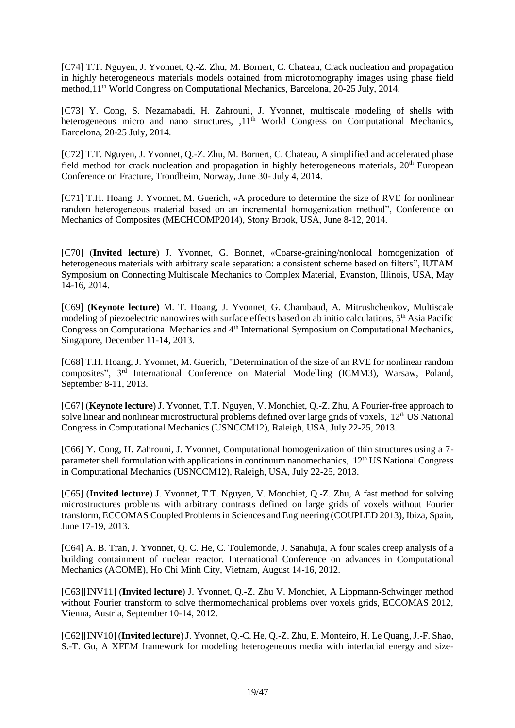[C74] T.T. Nguyen, J. Yvonnet, Q.-Z. Zhu, M. Bornert, C. Chateau, Crack nucleation and propagation in highly heterogeneous materials models obtained from microtomography images using phase field method,11th World Congress on Computational Mechanics, Barcelona, 20-25 July, 2014.

[C73] Y. Cong, S. Nezamabadi, H. Zahrouni, J. Yvonnet, multiscale modeling of shells with heterogeneous micro and nano structures, ,11th World Congress on Computational Mechanics, Barcelona, 20-25 July, 2014.

[C72] T.T. Nguyen, J. Yvonnet, Q.-Z. Zhu, M. Bornert, C. Chateau, A simplified and accelerated phase field method for crack nucleation and propagation in highly heterogeneous materials, 20th European Conference on Fracture, Trondheim, Norway, June 30- July 4, 2014.

[C71] T.H. Hoang, J. Yvonnet, M. Guerich, «A procedure to determine the size of RVE for nonlinear random heterogeneous material based on an incremental homogenization method", Conference on Mechanics of Composites (MECHCOMP2014), Stony Brook, USA, June 8-12, 2014.

[C70] (**Invited lecture**) J. Yvonnet, G. Bonnet, «Coarse-graining/nonlocal homogenization of heterogeneous materials with arbitrary scale separation: a consistent scheme based on filters", IUTAM Symposium on Connecting Multiscale Mechanics to Complex Material, Evanston, Illinois, USA, May 14-16, 2014.

[C69] **(Keynote lecture)** M. T. Hoang, J. Yvonnet, G. Chambaud, A. Mitrushchenkov, Multiscale modeling of piezoelectric nanowires with surface effects based on ab initio calculations, 5th Asia Pacific Congress on Computational Mechanics and 4th International Symposium on Computational Mechanics, Singapore, December 11-14, 2013.

[C68] T.H. Hoang, J. Yvonnet, M. Guerich, "Determination of the size of an RVE for nonlinear random composites", 3rd International Conference on Material Modelling (ICMM3), Warsaw, Poland, September 8-11, 2013.

[C67] (**Keynote lecture**) J. Yvonnet, T.T. Nguyen, V. Monchiet, Q.-Z. Zhu, A Fourier-free approach to solve linear and nonlinear microstructural problems defined over large grids of voxels, 12th US National Congress in Computational Mechanics (USNCCM12), Raleigh, USA, July 22-25, 2013.

[C66] Y. Cong, H. Zahrouni, J. Yvonnet, Computational homogenization of thin structures using a 7-parameter shell formulation with applications in continuum nanomechanics, 12th US National Congress in Computational Mechanics (USNCCM12), Raleigh, USA, July 22-25, 2013.

[C65] (**Invited lecture**) J. Yvonnet, T.T. Nguyen, V. Monchiet, Q.-Z. Zhu, A fast method for solving microstructures problems with arbitrary contrasts defined on large grids of voxels without Fourier transform, ECCOMAS Coupled Problems in Sciences and Engineering (COUPLED 2013), Ibiza, Spain, June 17-19, 2013.

[C64] A. B. Tran, J. Yvonnet, Q. C. He, C. Toulemonde, J. Sanahuja, A four scales creep analysis of a building containment of nuclear reactor, International Conference on advances in Computational Mechanics (ACOME), Ho Chi Minh City, Vietnam, August 14-16, 2012.

[C63][INV11] (**Invited lecture**) J. Yvonnet, Q.-Z. Zhu V. Monchiet, A Lippmann-Schwinger method without Fourier transform to solve thermomechanical problems over voxels grids, ECCOMAS 2012, Vienna, Austria, September 10-14, 2012.

[C62][INV10] (**Invited lecture**) J. Yvonnet, Q.-C. He, Q.-Z. Zhu, E. Monteiro, H. Le Quang, J.-F. Shao, S.-T. Gu, A XFEM framework for modeling heterogeneous media with interfacial energy and size-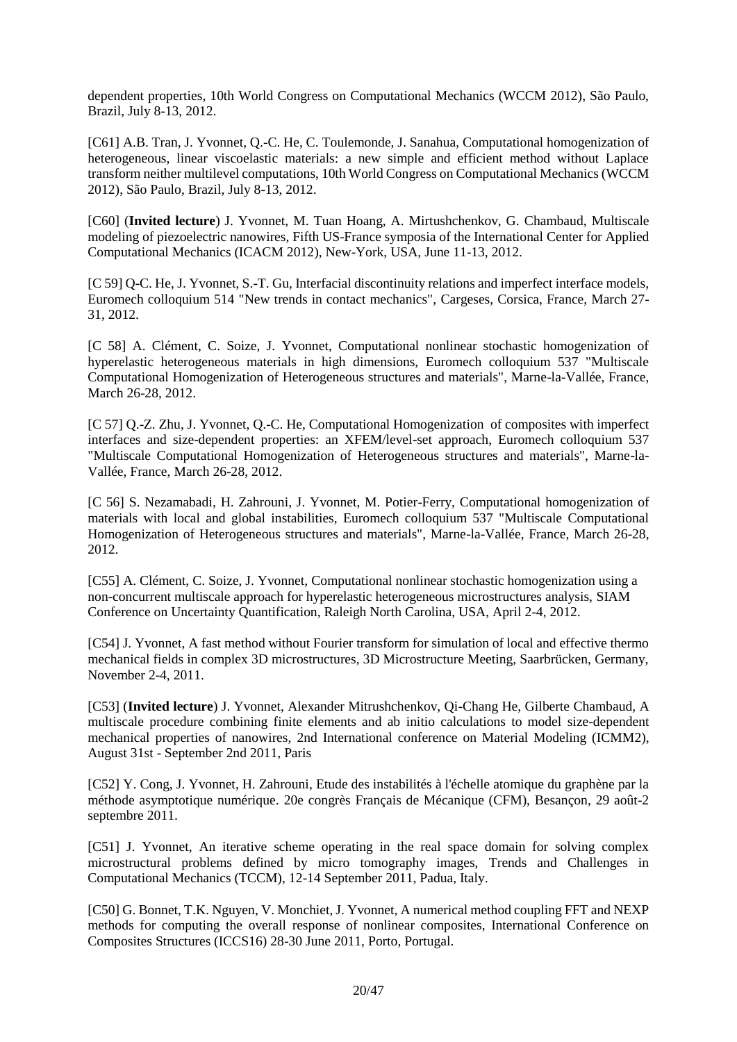dependent properties, 10th World Congress on Computational Mechanics (WCCM 2012), São Paulo, Brazil, July 8-13, 2012.

[C61] A.B. Tran, J. Yvonnet, Q.-C. He, C. Toulemonde, J. Sanahua, Computational homogenization of heterogeneous, linear viscoelastic materials: a new simple and efficient method without Laplace transform neither multilevel computations, 10th World Congress on Computational Mechanics (WCCM 2012), São Paulo, Brazil, July 8-13, 2012.

[C60] (**Invited lecture**) J. Yvonnet, M. Tuan Hoang, A. Mirtushchenkov, G. Chambaud, Multiscale modeling of piezoelectric nanowires, Fifth US-France symposia of the International Center for Applied Computational Mechanics (ICACM 2012), New-York, USA, June 11-13, 2012.

[C 59] Q-C. He, J. Yvonnet, S.-T. Gu, Interfacial discontinuity relations and imperfect interface models, Euromech colloquium 514 "New trends in contact mechanics", Cargeses, Corsica, France, March 27-31, 2012.

[C 58] A. Clément, C. Soize, J. Yvonnet, Computational nonlinear stochastic homogenization of hyperelastic heterogeneous materials in high dimensions, Euromech colloquium 537 "Multiscale Computational Homogenization of Heterogeneous structures and materials", Marne-la-Vallée, France, March 26-28, 2012.

[C 57] Q.-Z. Zhu, J. Yvonnet, Q.-C. He, Computational Homogenization of composites with imperfect interfaces and size-dependent properties: an XFEM/level-set approach, Euromech colloquium 537 "Multiscale Computational Homogenization of Heterogeneous structures and materials", Marne-la-Vallée, France, March 26-28, 2012.

[C 56] S. Nezamabadi, H. Zahrouni, J. Yvonnet, M. Potier-Ferry, Computational homogenization of materials with local and global instabilities, Euromech colloquium 537 "Multiscale Computational Homogenization of Heterogeneous structures and materials", Marne-la-Vallée, France, March 26-28, 2012.

[C55] A. Clément, C. Soize, J. Yvonnet, Computational nonlinear stochastic homogenization using a non-concurrent multiscale approach for hyperelastic heterogeneous microstructures analysis, SIAM Conference on Uncertainty Quantification, Raleigh North Carolina, USA, April 2-4, 2012.

[C54] J. Yvonnet, A fast method without Fourier transform for simulation of local and effective thermo mechanical fields in complex 3D microstructures, 3D Microstructure Meeting, Saarbrücken, Germany, November 2-4, 2011.

[C53] (**Invited lecture**) J. Yvonnet, Alexander Mitrushchenkov, Qi-Chang He, Gilberte Chambaud, A multiscale procedure combining finite elements and ab initio calculations to model size-dependent mechanical properties of nanowires, 2nd International conference on Material Modeling (ICMM2), August 31st - September 2nd 2011, Paris

[C52] Y. Cong, J. Yvonnet, H. Zahrouni, Etude des instabilités à l'échelle atomique du graphène par la méthode asymptotique numérique. 20e congrès Français de Mécanique (CFM), Besançon, 29 août-2 septembre 2011.

[C51] J. Yvonnet, An iterative scheme operating in the real space domain for solving complex microstructural problems defined by micro tomography images, Trends and Challenges in Computational Mechanics (TCCM), 12-14 September 2011, Padua, Italy.

[C50] G. Bonnet, T.K. Nguyen, V. Monchiet, J. Yvonnet, A numerical method coupling FFT and NEXP methods for computing the overall response of nonlinear composites, International Conference on Composites Structures (ICCS16) 28-30 June 2011, Porto, Portugal.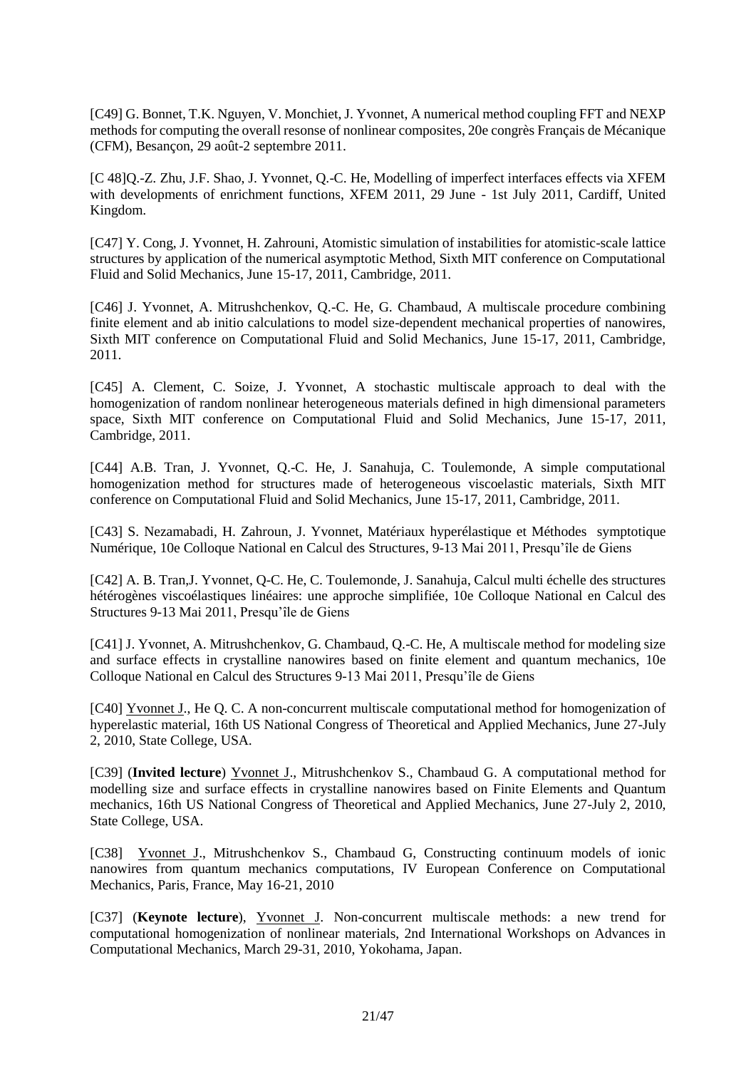[C49] G. Bonnet, T.K. Nguyen, V. Monchiet, J. Yvonnet, A numerical method coupling FFT and NEXP methods for computing the overall resonse of nonlinear composites, 20e congrès Français de Mécanique (CFM), Besançon, 29 août-2 septembre 2011.

[C 48]Q.-Z. Zhu, J.F. Shao, J. Yvonnet, Q.-C. He, Modelling of imperfect interfaces effects via XFEM with developments of enrichment functions, XFEM 2011, 29 June - 1st July 2011, Cardiff, United Kingdom.

[C47] Y. Cong, J. Yvonnet, H. Zahrouni, Atomistic simulation of instabilities for atomistic-scale lattice structures by application of the numerical asymptotic Method, Sixth MIT conference on Computational Fluid and Solid Mechanics, June 15-17, 2011, Cambridge, 2011.

[C46] J. Yvonnet, A. Mitrushchenkov, Q.-C. He, G. Chambaud, A multiscale procedure combining finite element and ab initio calculations to model size-dependent mechanical properties of nanowires, Sixth MIT conference on Computational Fluid and Solid Mechanics, June 15-17, 2011, Cambridge, 2011.

[C45] A. Clement, C. Soize, J. Yvonnet, A stochastic multiscale approach to deal with the homogenization of random nonlinear heterogeneous materials defined in high dimensional parameters space, Sixth MIT conference on Computational Fluid and Solid Mechanics, June 15-17, 2011, Cambridge, 2011.

[C44] A.B. Tran, J. Yvonnet, Q.-C. He, J. Sanahuja, C. Toulemonde, A simple computational homogenization method for structures made of heterogeneous viscoelastic materials, Sixth MIT conference on Computational Fluid and Solid Mechanics, June 15-17, 2011, Cambridge, 2011.

[C43] S. Nezamabadi, H. Zahroun, J. Yvonnet, Matériaux hyperélastique et Méthodes symptotique Numérique, 10e Colloque National en Calcul des Structures, 9-13 Mai 2011, Presqu'île de Giens

[C42] A. B. Tran,J. Yvonnet, Q-C. He, C. Toulemonde, J. Sanahuja, Calcul multi échelle des structures hétérogènes viscoélastiques linéaires: une approche simplifiée, 10e Colloque National en Calcul des Structures 9-13 Mai 2011, Presqu'île de Giens

[C41] J. Yvonnet, A. Mitrushchenkov, G. Chambaud, Q.-C. He, A multiscale method for modeling size and surface effects in crystalline nanowires based on finite element and quantum mechanics, 10e Colloque National en Calcul des Structures 9-13 Mai 2011, Presqu'île de Giens

[C40] Yvonnet J., He Q. C. A non-concurrent multiscale computational method for homogenization of hyperelastic material, 16th US National Congress of Theoretical and Applied Mechanics, June 27-July 2, 2010, State College, USA.

[C39] (**Invited lecture**) Yvonnet J., Mitrushchenkov S., Chambaud G. A computational method for modelling size and surface effects in crystalline nanowires based on Finite Elements and Quantum mechanics, 16th US National Congress of Theoretical and Applied Mechanics, June 27-July 2, 2010, State College, USA.

[C38] Yvonnet J., Mitrushchenkov S., Chambaud G, Constructing continuum models of ionic nanowires from quantum mechanics computations, IV European Conference on Computational Mechanics, Paris, France, May 16-21, 2010

[C37] (**Keynote lecture**), Yvonnet J. Non-concurrent multiscale methods: a new trend for computational homogenization of nonlinear materials, 2nd International Workshops on Advances in Computational Mechanics, March 29-31, 2010, Yokohama, Japan.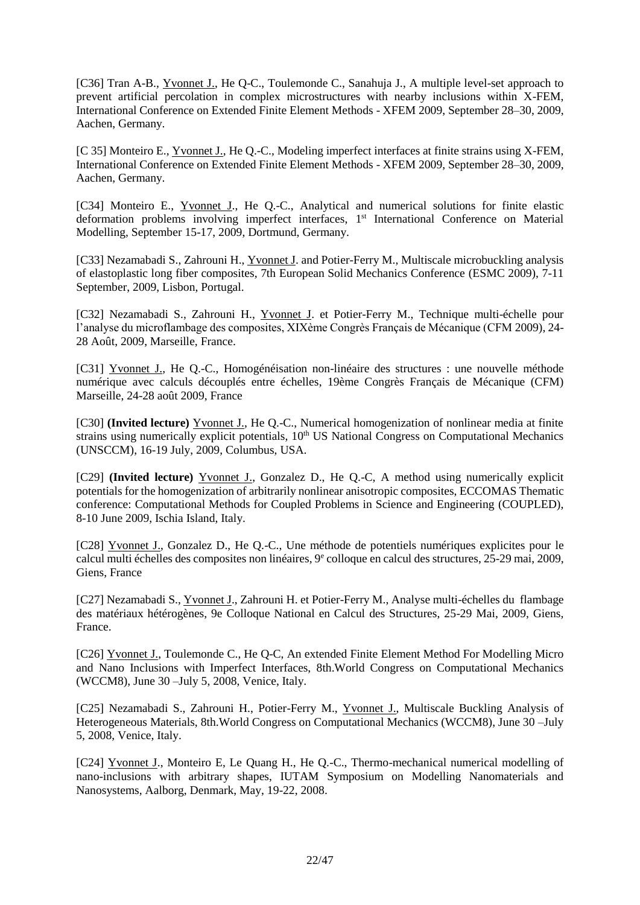[C36] Tran A-B., Yvonnet J., He Q-C., Toulemonde C., Sanahuja J., A multiple level-set approach to prevent artificial percolation in complex microstructures with nearby inclusions within X-FEM, International Conference on Extended Finite Element Methods - XFEM 2009, September 28–30, 2009, Aachen, Germany.

[C 35] Monteiro E., Yvonnet J., He Q.-C., Modeling imperfect interfaces at finite strains using X-FEM, International Conference on Extended Finite Element Methods - XFEM 2009, September 28–30, 2009, Aachen, Germany.

[C34] Monteiro E., Yvonnet J., He Q.-C., Analytical and numerical solutions for finite elastic deformation problems involving imperfect interfaces, 1st International Conference on Material Modelling, September 15-17, 2009, Dortmund, Germany.

[C33] Nezamabadi S., Zahrouni H., Yvonnet J. and Potier-Ferry M., Multiscale microbuckling analysis of elastoplastic long fiber composites, 7th European Solid Mechanics Conference (ESMC 2009), 7-11 September, 2009, Lisbon, Portugal.

[C32] Nezamabadi S., Zahrouni H., Yvonnet J. et Potier-Ferry M., Technique multi-échelle pour l'analyse du microflambage des composites, XIXème Congrès Français de Mécanique (CFM 2009), 24-28 Août, 2009, Marseille, France.

[C31] Yvonnet J., He Q.-C., Homogénéisation non-linéaire des structures : une nouvelle méthode numérique avec calculs découplés entre échelles, 19ème Congrès Français de Mécanique (CFM) Marseille, 24-28 août 2009, France

[C30] **(Invited lecture)** Yvonnet J., He Q.-C., Numerical homogenization of nonlinear media at finite strains using numerically explicit potentials, 10th US National Congress on Computational Mechanics (UNSCCM), 16-19 July, 2009, Columbus, USA.

[C29] **(Invited lecture)** Yvonnet J., Gonzalez D., He Q.-C, A method using numerically explicit potentials for the homogenization of arbitrarily nonlinear anisotropic composites, ECCOMAS Thematic conference: Computational Methods for Coupled Problems in Science and Engineering (COUPLED), 8-10 June 2009, Ischia Island, Italy.

[C28] Yvonnet J., Gonzalez D., He Q.-C., Une méthode de potentiels numériques explicites pour le calcul multi échelles des composites non linéaires, 9e colloque en calcul des structures, 25-29 mai, 2009, Giens, France

[C27] Nezamabadi S., Yvonnet J., Zahrouni H. et Potier-Ferry M., Analyse multi-échelles du flambage des matériaux hétérogènes, 9e Colloque National en Calcul des Structures, 25-29 Mai, 2009, Giens, France.

[C26] Yvonnet J., Toulemonde C., He Q-C, An extended Finite Element Method For Modelling Micro and Nano Inclusions with Imperfect Interfaces, 8th.World Congress on Computational Mechanics (WCCM8), June 30 –July 5, 2008, Venice, Italy.

[C25] Nezamabadi S., Zahrouni H., Potier-Ferry M., Yvonnet J., Multiscale Buckling Analysis of Heterogeneous Materials, 8th.World Congress on Computational Mechanics (WCCM8), June 30 –July 5, 2008, Venice, Italy.

[C24] Yvonnet J., Monteiro E, Le Quang H., He Q.-C., Thermo-mechanical numerical modelling of nano-inclusions with arbitrary shapes, IUTAM Symposium on Modelling Nanomaterials and Nanosystems, Aalborg, Denmark, May, 19-22, 2008.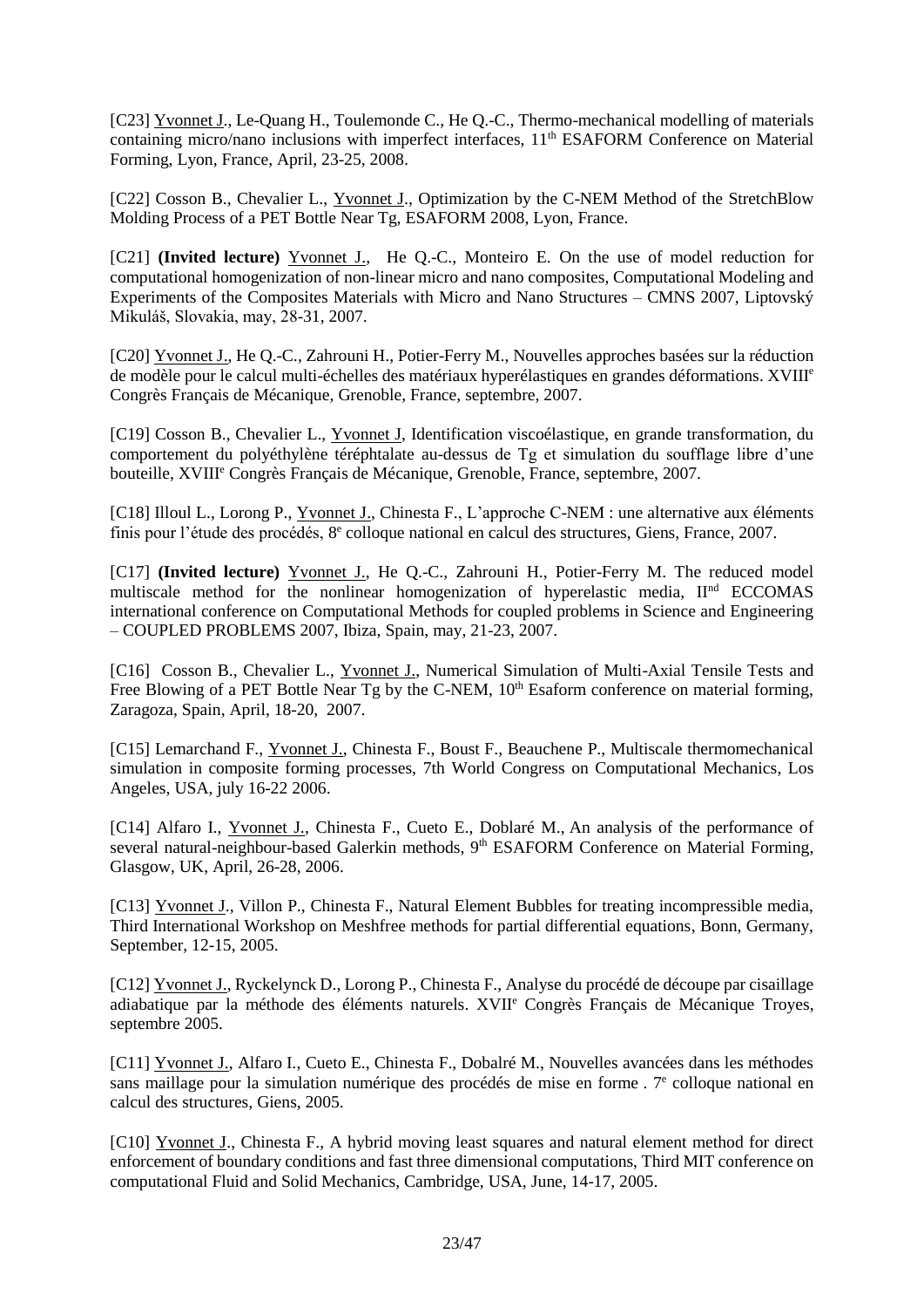[C23] Yvonnet J., Le-Quang H., Toulemonde C., He Q.-C., Thermo-mechanical modelling of materials containing micro/nano inclusions with imperfect interfaces, 11th ESAFORM Conference on Material Forming, Lyon, France, April, 23-25, 2008.

[C22] Cosson B., Chevalier L., Yvonnet J., Optimization by the C-NEM Method of the StretchBlow Molding Process of a PET Bottle Near Tg, ESAFORM 2008, Lyon, France.

[C21] **(Invited lecture)** Yvonnet J., He Q.-C., Monteiro E. On the use of model reduction for computational homogenization of non-linear micro and nano composites, Computational Modeling and Experiments of the Composites Materials with Micro and Nano Structures – CMNS 2007, Liptovský Mikuláš, Slovakia, may, 28-31, 2007.

[C20] Yvonnet J., He Q.-C., Zahrouni H., Potier-Ferry M., Nouvelles approches basées sur la réduction de modèle pour le calcul multi-échelles des matériaux hyperélastiques en grandes déformations. XVIIIe Congrès Français de Mécanique, Grenoble, France, septembre, 2007.

[C19] Cosson B., Chevalier L., Yvonnet J, Identification viscoélastique, en grande transformation, du comportement du polyéthylène téréphtalate au-dessus de Tg et simulation du soufflage libre d'une bouteille, XVIIIe Congrès Français de Mécanique, Grenoble, France, septembre, 2007.

[C18] Illoul L., Lorong P., Yvonnet J., Chinesta F., L'approche C-NEM : une alternative aux éléments finis pour l'étude des procédés, 8e colloque national en calcul des structures, Giens, France, 2007.

[C17] **(Invited lecture)** Yvonnet J., He Q.-C., Zahrouni H., Potier-Ferry M. The reduced model multiscale method for the nonlinear homogenization of hyperelastic media, IInd ECCOMAS international conference on Computational Methods for coupled problems in Science and Engineering – COUPLED PROBLEMS 2007, Ibiza, Spain, may, 21-23, 2007.

[C16] Cosson B., Chevalier L., Yvonnet J., Numerical Simulation of Multi-Axial Tensile Tests and Free Blowing of a PET Bottle Near Tg by the C-NEM, 10th Esaform conference on material forming, Zaragoza, Spain, April, 18-20, 2007.

[C15] Lemarchand F., Yvonnet J., Chinesta F., Boust F., Beauchene P., Multiscale thermomechanical simulation in composite forming processes, 7th World Congress on Computational Mechanics, Los Angeles, USA, july 16-22 2006.

[C14] Alfaro I., Yvonnet J., Chinesta F., Cueto E., Doblaré M., An analysis of the performance of several natural-neighbour-based Galerkin methods, 9th ESAFORM Conference on Material Forming, Glasgow, UK, April, 26-28, 2006.

[C13] Yvonnet J., Villon P., Chinesta F., Natural Element Bubbles for treating incompressible media, Third International Workshop on Meshfree methods for partial differential equations, Bonn, Germany, September, 12-15, 2005.

[C12] Yvonnet J., Ryckelynck D., Lorong P., Chinesta F., Analyse du procédé de découpe par cisaillage adiabatique par la méthode des éléments naturels. XVIIe Congrès Français de Mécanique Troyes, septembre 2005.

[C11] Yvonnet J., Alfaro I., Cueto E., Chinesta F., Dobalré M., Nouvelles avancées dans les méthodes sans maillage pour la simulation numérique des procédés de mise en forme . 7e colloque national en calcul des structures, Giens, 2005.

[C10] Yvonnet J., Chinesta F., A hybrid moving least squares and natural element method for direct enforcement of boundary conditions and fast three dimensional computations, Third MIT conference on computational Fluid and Solid Mechanics, Cambridge, USA, June, 14-17, 2005.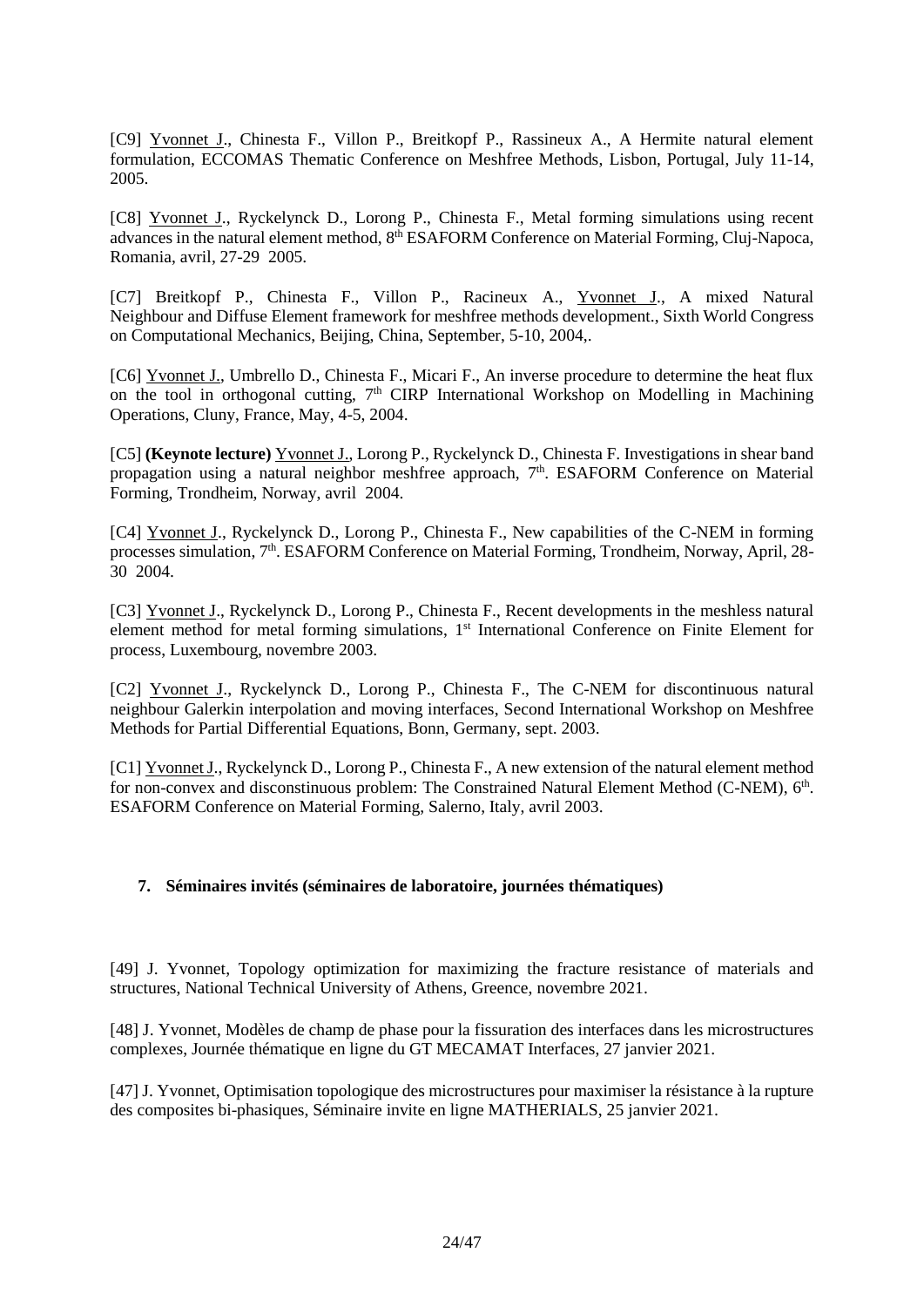[C9] Yvonnet J., Chinesta F., Villon P., Breitkopf P., Rassineux A., A Hermite natural element formulation, ECCOMAS Thematic Conference on Meshfree Methods, Lisbon, Portugal, July 11-14, 2005.

[C8] Yvonnet J., Ryckelynck D., Lorong P., Chinesta F., Metal forming simulations using recent advances in the natural element method, 8th ESAFORM Conference on Material Forming, Cluj-Napoca, Romania, avril, 27-29 2005.

[C7] Breitkopf P., Chinesta F., Villon P., Racineux A., Yvonnet J., A mixed Natural Neighbour and Diffuse Element framework for meshfree methods development., Sixth World Congress on Computational Mechanics, Beijing, China, September, 5-10, 2004,.

[C6] Yvonnet J., Umbrello D., Chinesta F., Micari F., An inverse procedure to determine the heat flux on the tool in orthogonal cutting, 7th CIRP International Workshop on Modelling in Machining Operations, Cluny, France, May, 4-5, 2004.

[C5] **(Keynote lecture)** Yvonnet J., Lorong P., Ryckelynck D., Chinesta F. Investigations in shear band propagation using a natural neighbor meshfree approach, 7th. ESAFORM Conference on Material Forming, Trondheim, Norway, avril 2004.

[C4] Yvonnet J., Ryckelynck D., Lorong P., Chinesta F., New capabilities of the C-NEM in forming processes simulation, 7th. ESAFORM Conference on Material Forming, Trondheim, Norway, April, 28-30 2004.

[C3] Yvonnet J., Ryckelynck D., Lorong P., Chinesta F., Recent developments in the meshless natural element method for metal forming simulations, 1st International Conference on Finite Element for process, Luxembourg, novembre 2003.

[C2] Yvonnet J., Ryckelynck D., Lorong P., Chinesta F., The C-NEM for discontinuous natural neighbour Galerkin interpolation and moving interfaces, Second International Workshop on Meshfree Methods for Partial Differential Equations, Bonn, Germany, sept. 2003.

[C1] Yvonnet J., Ryckelynck D., Lorong P., Chinesta F., A new extension of the natural element method for non-convex and discontinuous problem: The Constrained Natural Element Method (C-NEM), 6th. ESAFORM Conference on Material Forming, Salerno, Italy, avril 2003.

## 7. Séminaires invités (séminaires de laboratoire, journées thématiques)

[49] J. Yvonnet, Topology optimization for maximizing the fracture resistance of materials and structures, National Technical University of Athens, Greence, novembre 2021.

[48] J. Yvonnet, Modèles de champ de phase pour la fissuration des interfaces dans les microstructures complexes, Journée thématique en ligne du GT MECAMAT Interfaces, 27 janvier 2021.

[47] J. Yvonnet, Optimisation topologique des microstructures pour maximiser la résistance à la rupture des composites bi-phasiques, Séminaire invite en ligne MATHERIALS, 25 janvier 2021.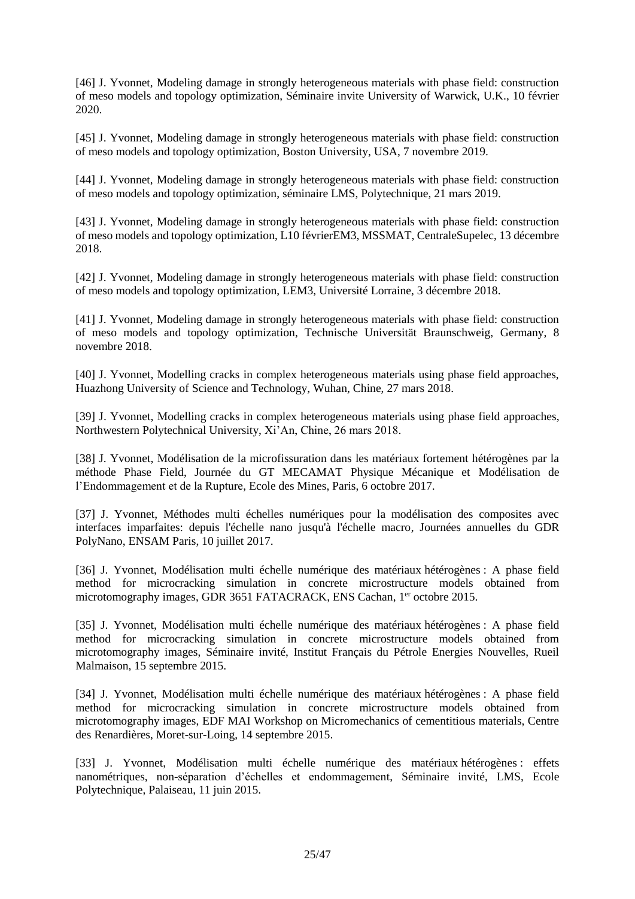[46] J. Yvonnet, Modeling damage in strongly heterogeneous materials with phase field: construction of meso models and topology optimization, Séminaire invite University of Warwick, U.K., 10 février 2020.

[45] J. Yvonnet, Modeling damage in strongly heterogeneous materials with phase field: construction of meso models and topology optimization, Boston University, USA, 7 novembre 2019.

[44] J. Yvonnet, Modeling damage in strongly heterogeneous materials with phase field: construction of meso models and topology optimization, séminaire LMS, Polytechnique, 21 mars 2019.

[43] J. Yvonnet, Modeling damage in strongly heterogeneous materials with phase field: construction of meso models and topology optimization, L10 févrierEM3, MSSMAT, CentraleSupelec, 13 décembre 2018.

[42] J. Yvonnet, Modeling damage in strongly heterogeneous materials with phase field: construction of meso models and topology optimization, LEM3, Université Lorraine, 3 décembre 2018.

[41] J. Yvonnet, Modeling damage in strongly heterogeneous materials with phase field: construction of meso models and topology optimization, Technische Universität Braunschweig, Germany, 8 novembre 2018.

[40] J. Yvonnet, Modelling cracks in complex heterogeneous materials using phase field approaches, Huazhong University of Science and Technology, Wuhan, Chine, 27 mars 2018.

[39] J. Yvonnet, Modelling cracks in complex heterogeneous materials using phase field approaches, Northwestern Polytechnical University, Xi'An, Chine, 26 mars 2018.

[38] J. Yvonnet, Modélisation de la microfissuration dans les matériaux fortement hétérogènes par la méthode Phase Field, Journée du GT MECAMAT Physique Mécanique et Modélisation de l'Endommagement et de la Rupture, Ecole des Mines, Paris, 6 octobre 2017.

[37] J. Yvonnet, Méthodes multi échelles numériques pour la modélisation des composites avec interfaces imparfaites: depuis l'échelle nano jusqu'à l'échelle macro, Journées annuelles du GDR PolyNano, ENSAM Paris, 10 juillet 2017.

[36] J. Yvonnet, Modélisation multi échelle numérique des matériaux hétérogènes : A phase field method for microcracking simulation in concrete microstructure models obtained from microtomography images, GDR 3651 FATACRACK, ENS Cachan, 1er octobre 2015.

[35] J. Yvonnet, Modélisation multi échelle numérique des matériaux hétérogènes : A phase field method for microcracking simulation in concrete microstructure models obtained from microtomography images, Séminaire invité, Institut Français du Pétrole Energies Nouvelles, Rueil Malmaison, 15 septembre 2015.

[34] J. Yvonnet, Modélisation multi échelle numérique des matériaux hétérogènes : A phase field method for microcracking simulation in concrete microstructure models obtained from microtomography images, EDF MAI Workshop on Micromechanics of cementitious materials, Centre des Renardières, Moret-sur-Loing, 14 septembre 2015.

[33] J. Yvonnet, Modélisation multi échelle numérique des matériaux hétérogènes : effets nanométriques, non-séparation d'échelles et endommagement, Séminaire invité, LMS, Ecole Polytechnique, Palaiseau, 11 juin 2015.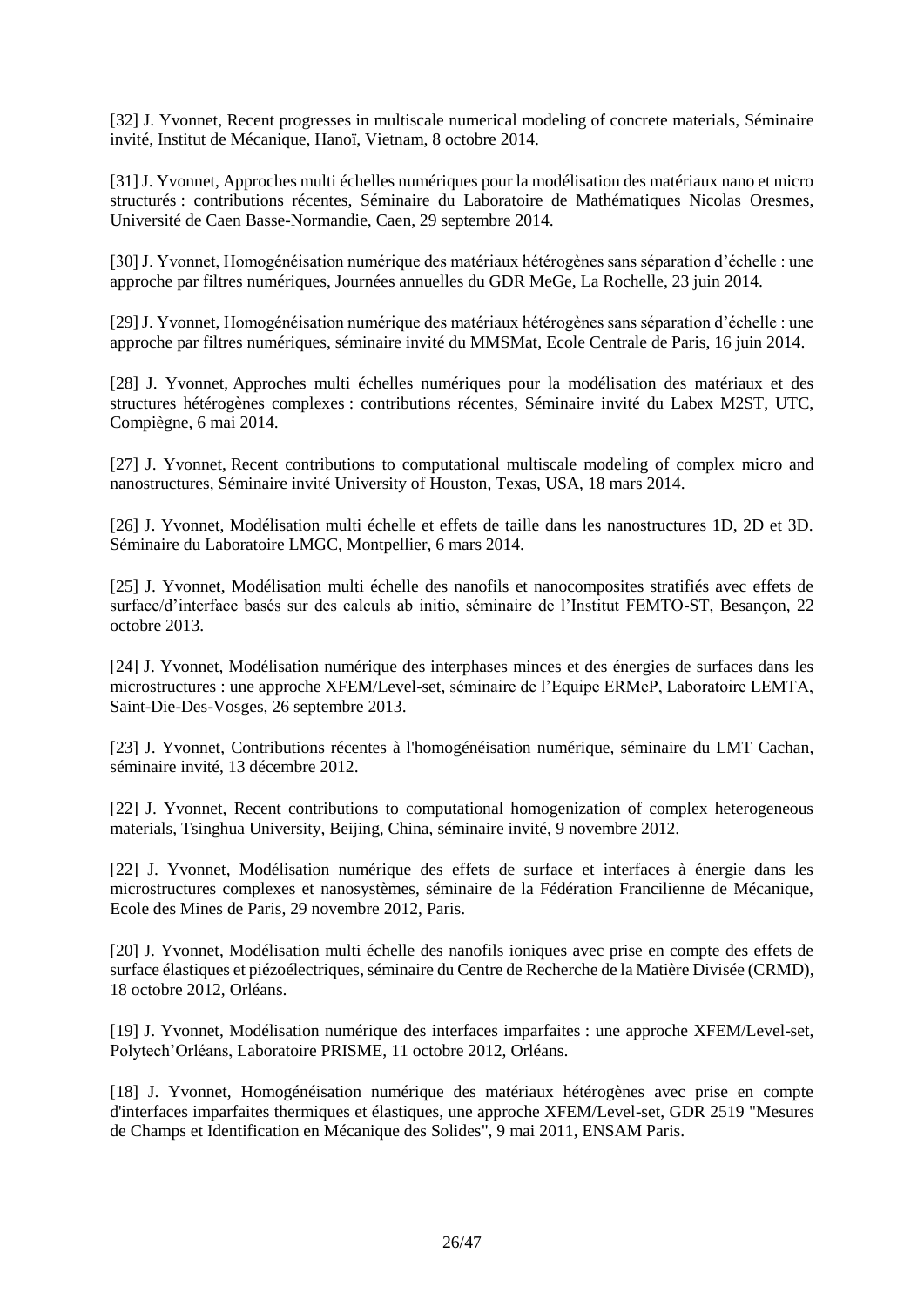[32] J. Yvonnet, Recent progresses in multiscale numerical modeling of concrete materials, Séminaire invité, Institut de Mécanique, Hanoï, Vietnam, 8 octobre 2014.

[31] J. Yvonnet, Approches multi échelles numériques pour la modélisation des matériaux nano et micro structurés : contributions récentes, Séminaire du Laboratoire de Mathématiques Nicolas Oresmes, Université de Caen Basse-Normandie, Caen, 29 septembre 2014.

[30] J. Yvonnet, Homogénéisation numérique des matériaux hétérogènes sans séparation d'échelle : une approche par filtres numériques, Journées annuelles du GDR MeGe, La Rochelle, 23 juin 2014.

[29] J. Yvonnet, Homogénéisation numérique des matériaux hétérogènes sans séparation d'échelle : une approche par filtres numériques, séminaire invité du MMSMat, Ecole Centrale de Paris, 16 juin 2014.

[28] J. Yvonnet, Approches multi échelles numériques pour la modélisation des matériaux et des structures hétérogènes complexes : contributions récentes, Séminaire invité du Labex M2ST, UTC, Compiègne, 6 mai 2014.

[27] J. Yvonnet, Recent contributions to computational multiscale modeling of complex micro and nanostructures, Séminaire invité University of Houston, Texas, USA, 18 mars 2014.

[26] J. Yvonnet, Modélisation multi échelle et effets de taille dans les nanostructures 1D, 2D et 3D. Séminaire du Laboratoire LMGC, Montpellier, 6 mars 2014.

[25] J. Yvonnet, Modélisation multi échelle des nanofils et nanocomposites stratifiés avec effets de surface/d'interface basés sur des calculs ab initio, séminaire de l'Institut FEMTO-ST, Besançon, 22 octobre 2013.

[24] J. Yvonnet, Modélisation numérique des interphases minces et des énergies de surfaces dans les microstructures : une approche XFEM/Level-set, séminaire de l'Equipe ERMeP, Laboratoire LEMTA, Saint-Die-Des-Vosges, 26 septembre 2013.

[23] J. Yvonnet, Contributions récentes à l'homogénéisation numérique, séminaire du LMT Cachan, séminaire invité, 13 décembre 2012.

[22] J. Yvonnet, Recent contributions to computational homogenization of complex heterogeneous materials, Tsinghua University, Beijing, China, séminaire invité, 9 novembre 2012.

[22] J. Yvonnet, Modélisation numérique des effets de surface et interfaces à énergie dans les microstructures complexes et nanosystèmes, séminaire de la Fédération Francilienne de Mécanique, Ecole des Mines de Paris, 29 novembre 2012, Paris.

[20] J. Yvonnet, Modélisation multi échelle des nanofils ioniques avec prise en compte des effets de surface élastiques et piézoélectriques, séminaire du Centre de Recherche de la Matière Divisée (CRMD), 18 octobre 2012, Orléans.

[19] J. Yvonnet, Modélisation numérique des interfaces imparfaites : une approche XFEM/Level-set, Polytech'Orléans, Laboratoire PRISME, 11 octobre 2012, Orléans.

[18] J. Yvonnet, Homogénéisation numérique des matériaux hétérogènes avec prise en compte d'interfaces imparfaites thermiques et élastiques, une approche XFEM/Level-set, GDR 2519 "Mesures de Champs et Identification en Mécanique des Solides", 9 mai 2011, ENSAM Paris.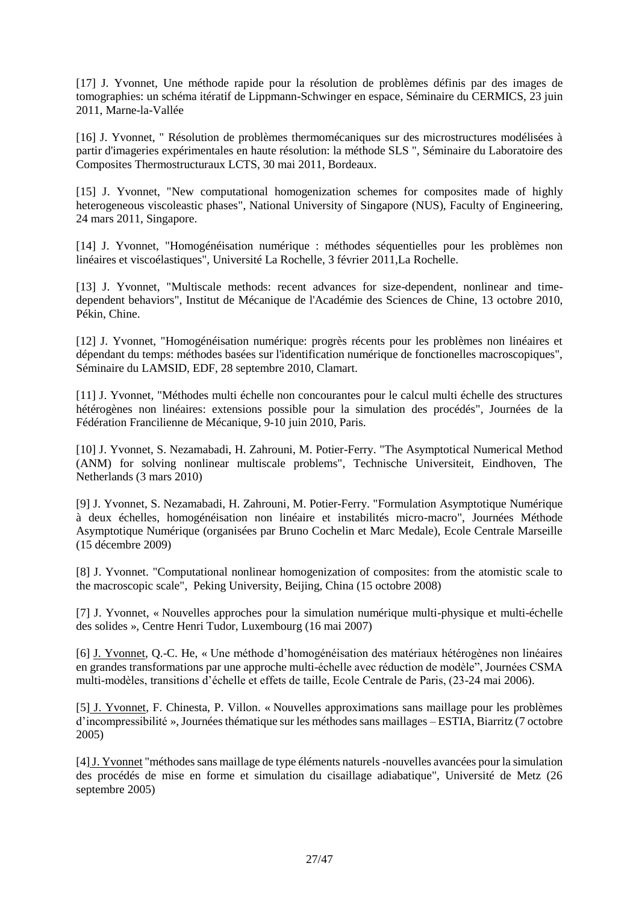[17] J. Yvonnet, Une méthode rapide pour la résolution de problèmes définis par des images de tomographies: un schéma itératif de Lippmann-Schwinger en espace, Séminaire du CERMICS, 23 juin 2011, Marne-la-Vallée

[16] J. Yvonnet, " Résolution de problèmes thermomécaniques sur des microstructures modélisées à partir d'imageries expérimentales en haute résolution: la méthode SLS ", Séminaire du Laboratoire des Composites Thermostructuraux LCTS, 30 mai 2011, Bordeaux.

[15] J. Yvonnet, "New computational homogenization schemes for composites made of highly heterogeneous viscoleastic phases", National University of Singapore (NUS), Faculty of Engineering, 24 mars 2011, Singapore.

[14] J. Yvonnet, "Homogénéisation numérique : méthodes séquentielles pour les problèmes non linéaires et viscoélastiques", Université La Rochelle, 3 février 2011,La Rochelle.

[13] J. Yvonnet, "Multiscale methods: recent advances for size-dependent, nonlinear and time-dependent behaviors", Institut de Mécanique de l'Académie des Sciences de Chine, 13 octobre 2010, Pékin, Chine.

[12] J. Yvonnet, "Homogénéisation numérique: progrès récents pour les problèmes non linéaires et dépendant du temps: méthodes basées sur l'identification numérique de fonctionelles macroscopiques", Séminaire du LAMSID, EDF, 28 septembre 2010, Clamart.

[11] J. Yvonnet, "Méthodes multi échelle non concourantes pour le calcul multi échelle des structures hétérogènes non linéaires: extensions possible pour la simulation des procédés", Journées de la Fédération Francilienne de Mécanique, 9-10 juin 2010, Paris.

[10] J. Yvonnet, S. Nezamabadi, H. Zahrouni, M. Potier-Ferry. "The Asymptotical Numerical Method (ANM) for solving nonlinear multiscale problems", Technische Universiteit, Eindhoven, The Netherlands (3 mars 2010)

[9] J. Yvonnet, S. Nezamabadi, H. Zahrouni, M. Potier-Ferry. "Formulation Asymptotique Numérique à deux échelles, homogénéisation non linéaire et instabilités micro-macro", Journées Méthode Asymptotique Numérique (organisées par Bruno Cochelin et Marc Medale), Ecole Centrale Marseille (15 décembre 2009)

[8] J. Yvonnet. "Computational nonlinear homogenization of composites: from the atomistic scale to the macroscopic scale", Peking University, Beijing, China (15 octobre 2008)

[7] J. Yvonnet, « Nouvelles approches pour la simulation numérique multi-physique et multi-échelle des solides », Centre Henri Tudor, Luxembourg (16 mai 2007)

[6] J. Yvonnet, Q.-C. He, « Une méthode d'homogénéisation des matériaux hétérogènes non linéaires en grandes transformations par une approche multi-échelle avec réduction de modèle", Journées CSMA multi-modèles, transitions d'échelle et effets de taille, Ecole Centrale de Paris, (23-24 mai 2006).

[5] J. Yvonnet, F. Chinesta, P. Villon. « Nouvelles approximations sans maillage pour les problèmes d'incompressibilité », Journées thématique sur les méthodes sans maillages – ESTIA, Biarritz (7 octobre 2005)

[4] J. Yvonnet "méthodes sans maillage de type éléments naturels -nouvelles avancées pour la simulation des procédés de mise en forme et simulation du cisaillage adiabatique", Université de Metz (26 septembre 2005)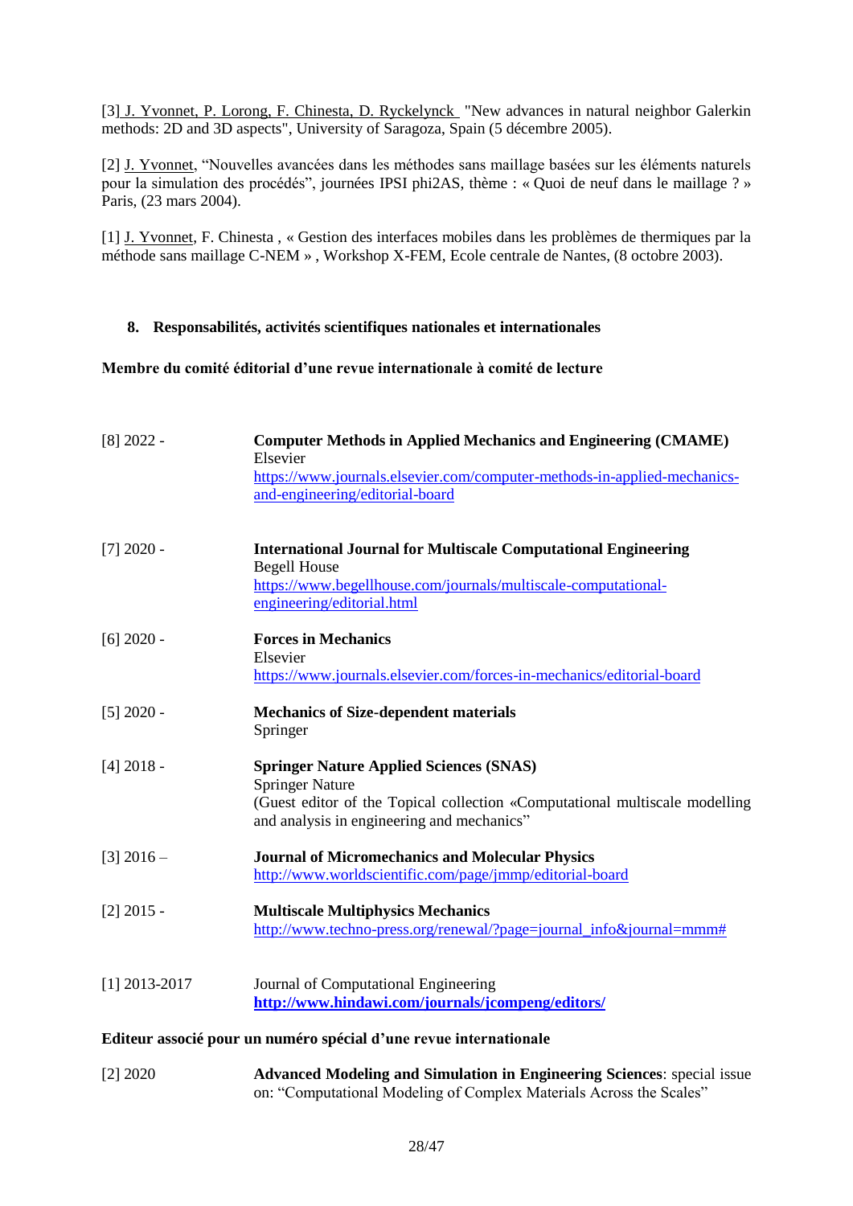[3] J. Yvonnet, P. Lorong, F. Chinesta, D. Ryckelynck "New advances in natural neighbor Galerkin methods: 2D and 3D aspects", University of Saragoza, Spain (5 décembre 2005).

[2] J. Yvonnet, "Nouvelles avancées dans les méthodes sans maillage basées sur les éléments naturels pour la simulation des procédés", journées IPSI phi2AS, thème : « Quoi de neuf dans le maillage ? » Paris, (23 mars 2004).

[1] J. Yvonnet, F. Chinesta , « Gestion des interfaces mobiles dans les problèmes de thermiques par la méthode sans maillage C-NEM » , Workshop X-FEM, Ecole centrale de Nantes, (8 octobre 2003).

## 8. Responsabilités, activités scientifiques nationales et internationales

**Membre du comité éditorial d'une revue internationale à comité de lecture**

[8] 2022 - **Computer Methods in Applied Mechanics and Engineering (CMAME)**
Elsevier
https://www.journals.elsevier.com/computer-methods-in-applied-mechanics-and-engineering/editorial-board

[7] 2020 - **International Journal for Multiscale Computational Engineering**
Begell House
https://www.begellhouse.com/journals/multiscale-computational-engineering/editorial.html

[6] 2020 - **Forces in Mechanics**
Elsevier
https://www.journals.elsevier.com/forces-in-mechanics/editorial-board

[5] 2020 - **Mechanics of Size-dependent materials**
Springer

[4] 2018 - **Springer Nature Applied Sciences (SNAS)**
Springer Nature
(Guest editor of the Topical collection «Computational multiscale modelling and analysis in engineering and mechanics"

[3] 2016 – **Journal of Micromechanics and Molecular Physics**
http://www.worldscientific.com/page/jmmp/editorial-board

[2] 2015 - **Multiscale Multiphysics Mechanics**
http://www.techno-press.org/renewal/?page=journal_info&journal=mmm#

[1] 2013-2017 Journal of Computational Engineering
**http://www.hindawi.com/journals/jcompeng/editors/**

**Editeur associé pour un numéro spécial d'une revue internationale**

[2] 2020 **Advanced Modeling and Simulation in Engineering Sciences**: special issue on: "Computational Modeling of Complex Materials Across the Scales"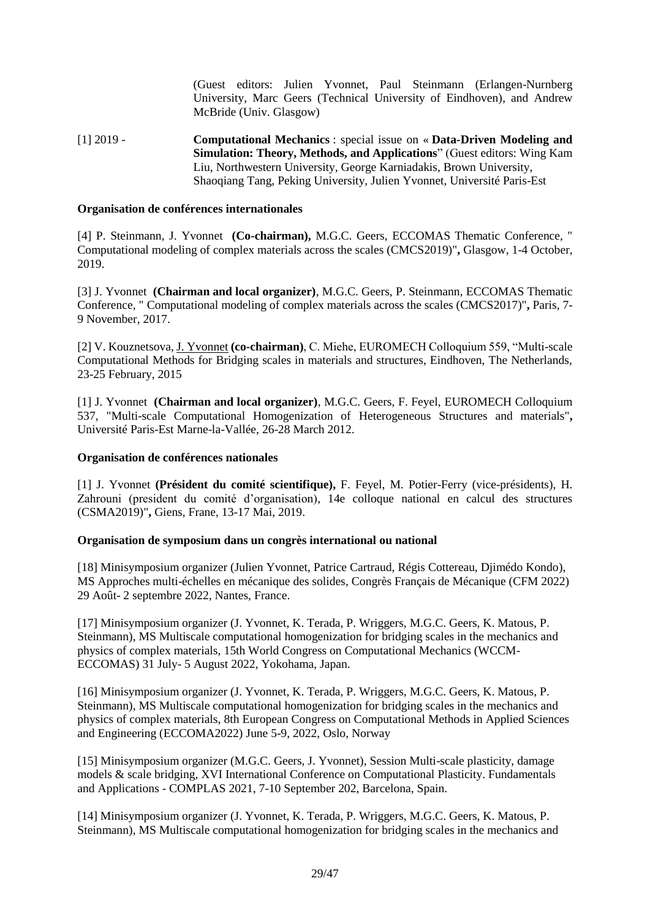(Guest editors: Julien Yvonnet, Paul Steinmann (Erlangen-Nurnberg University, Marc Geers (Technical University of Eindhoven), and Andrew McBride (Univ. Glasgow)

[1] 2019 - **Computational Mechanics** : special issue on « **Data-Driven Modeling and Simulation: Theory, Methods, and Applications**" (Guest editors: Wing Kam Liu, Northwestern University, George Karniadakis, Brown University, Shaoqiang Tang, Peking University, Julien Yvonnet, Université Paris-Est

**Organisation de conférences internationales**

[4] P. Steinmann, J. Yvonnet **(Co-chairman),** M.G.C. Geers, ECCOMAS Thematic Conference, " Computational modeling of complex materials across the scales (CMCS2019)"**,** Glasgow, 1-4 October, 2019.

[3] J. Yvonnet **(Chairman and local organizer)**, M.G.C. Geers, P. Steinmann, ECCOMAS Thematic Conference, " Computational modeling of complex materials across the scales (CMCS2017)"**,** Paris, 7-9 November, 2017.

[2] V. Kouznetsova, J. Yvonnet **(co-chairman)**, C. Miehe, EUROMECH Colloquium 559, "Multi-scale Computational Methods for Bridging scales in materials and structures, Eindhoven, The Netherlands, 23-25 February, 2015

[1] J. Yvonnet **(Chairman and local organizer)**, M.G.C. Geers, F. Feyel, EUROMECH Colloquium 537, "Multi-scale Computational Homogenization of Heterogeneous Structures and materials"**,** Université Paris-Est Marne-la-Vallée, 26-28 March 2012.

**Organisation de conférences nationales**

[1] J. Yvonnet **(Président du comité scientifique),** F. Feyel, M. Potier-Ferry (vice-présidents), H. Zahrouni (president du comité d'organisation), 14e colloque national en calcul des structures (CSMA2019)"**,** Giens, Frane, 13-17 Mai, 2019.

**Organisation de symposium dans un congrès international ou national**

[18] Minisymposium organizer (Julien Yvonnet, Patrice Cartraud, Régis Cottereau, Djimédo Kondo), MS Approches multi-échelles en mécanique des solides, Congrès Français de Mécanique (CFM 2022) 29 Août- 2 septembre 2022, Nantes, France.

[17] Minisymposium organizer (J. Yvonnet, K. Terada, P. Wriggers, M.G.C. Geers, K. Matous, P. Steinmann), MS Multiscale computational homogenization for bridging scales in the mechanics and physics of complex materials, 15th World Congress on Computational Mechanics (WCCM-ECCOMAS) 31 July- 5 August 2022, Yokohama, Japan.

[16] Minisymposium organizer (J. Yvonnet, K. Terada, P. Wriggers, M.G.C. Geers, K. Matous, P. Steinmann), MS Multiscale computational homogenization for bridging scales in the mechanics and physics of complex materials, 8th European Congress on Computational Methods in Applied Sciences and Engineering (ECCOMA2022) June 5-9, 2022, Oslo, Norway

[15] Minisymposium organizer (M.G.C. Geers, J. Yvonnet), Session Multi-scale plasticity, damage models & scale bridging, XVI International Conference on Computational Plasticity. Fundamentals and Applications - COMPLAS 2021, 7-10 September 202, Barcelona, Spain.

[14] Minisymposium organizer (J. Yvonnet, K. Terada, P. Wriggers, M.G.C. Geers, K. Matous, P. Steinmann), MS Multiscale computational homogenization for bridging scales in the mechanics and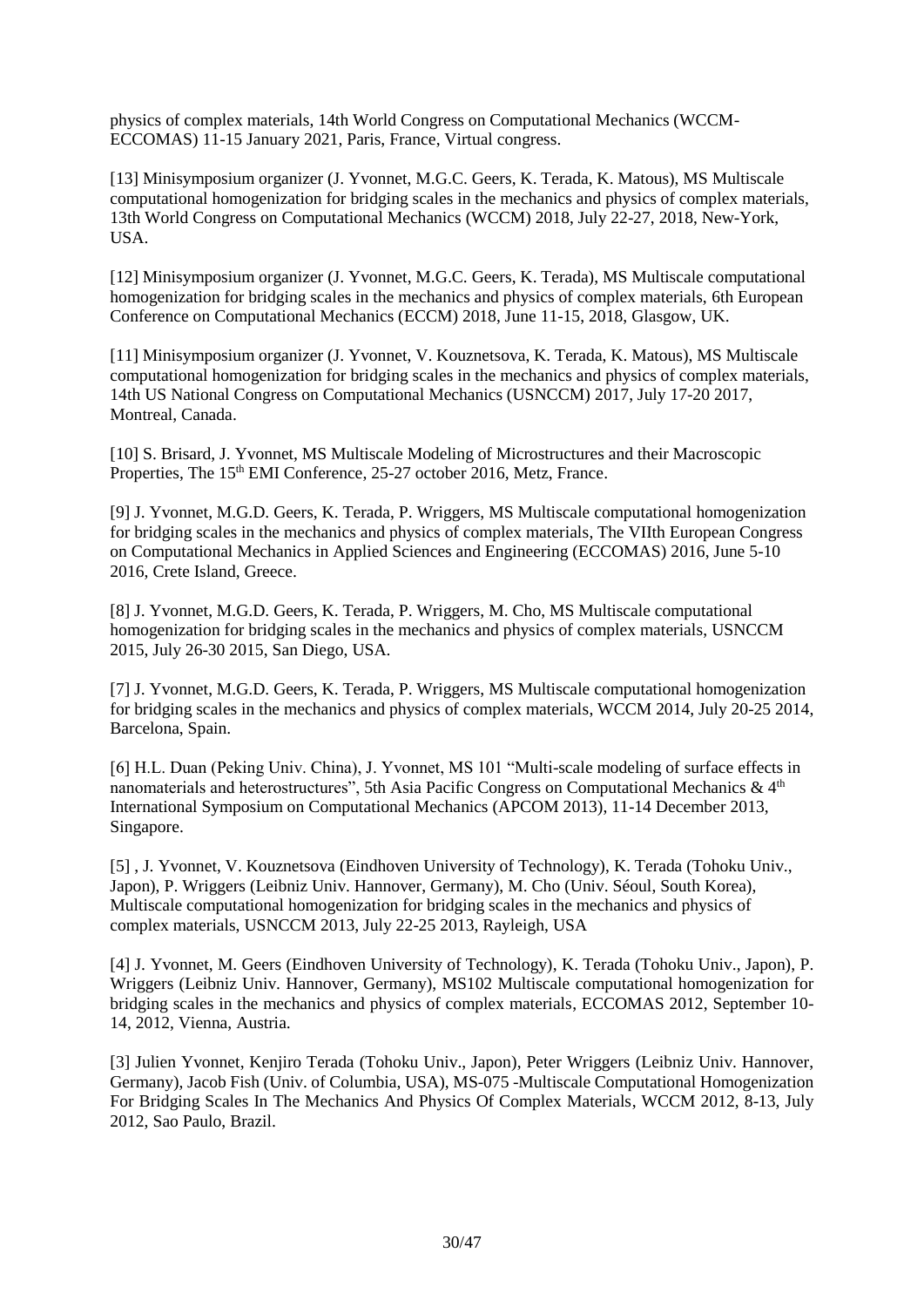physics of complex materials, 14th World Congress on Computational Mechanics (WCCM-ECCOMAS) 11-15 January 2021, Paris, France, Virtual congress.

[13] Minisymposium organizer (J. Yvonnet, M.G.C. Geers, K. Terada, K. Matous), MS Multiscale computational homogenization for bridging scales in the mechanics and physics of complex materials, 13th World Congress on Computational Mechanics (WCCM) 2018, July 22-27, 2018, New-York, USA.

[12] Minisymposium organizer (J. Yvonnet, M.G.C. Geers, K. Terada), MS Multiscale computational homogenization for bridging scales in the mechanics and physics of complex materials, 6th European Conference on Computational Mechanics (ECCM) 2018, June 11-15, 2018, Glasgow, UK.

[11] Minisymposium organizer (J. Yvonnet, V. Kouznetsova, K. Terada, K. Matous), MS Multiscale computational homogenization for bridging scales in the mechanics and physics of complex materials, 14th US National Congress on Computational Mechanics (USNCCM) 2017, July 17-20 2017, Montreal, Canada.

[10] S. Brisard, J. Yvonnet, MS Multiscale Modeling of Microstructures and their Macroscopic Properties, The 15th EMI Conference, 25-27 october 2016, Metz, France.

[9] J. Yvonnet, M.G.D. Geers, K. Terada, P. Wriggers, MS Multiscale computational homogenization for bridging scales in the mechanics and physics of complex materials, The VIIth European Congress on Computational Mechanics in Applied Sciences and Engineering (ECCOMAS) 2016, June 5-10 2016, Crete Island, Greece.

[8] J. Yvonnet, M.G.D. Geers, K. Terada, P. Wriggers, M. Cho, MS Multiscale computational homogenization for bridging scales in the mechanics and physics of complex materials, USNCCM 2015, July 26-30 2015, San Diego, USA.

[7] J. Yvonnet, M.G.D. Geers, K. Terada, P. Wriggers, MS Multiscale computational homogenization for bridging scales in the mechanics and physics of complex materials, WCCM 2014, July 20-25 2014, Barcelona, Spain.

[6] H.L. Duan (Peking Univ. China), J. Yvonnet, MS 101 "Multi-scale modeling of surface effects in nanomaterials and heterostructures", 5th Asia Pacific Congress on Computational Mechanics & 4th International Symposium on Computational Mechanics (APCOM 2013), 11-14 December 2013, Singapore.

[5] , J. Yvonnet, V. Kouznetsova (Eindhoven University of Technology), K. Terada (Tohoku Univ., Japon), P. Wriggers (Leibniz Univ. Hannover, Germany), M. Cho (Univ. Séoul, South Korea), Multiscale computational homogenization for bridging scales in the mechanics and physics of complex materials, USNCCM 2013, July 22-25 2013, Rayleigh, USA

[4] J. Yvonnet, M. Geers (Eindhoven University of Technology), K. Terada (Tohoku Univ., Japon), P. Wriggers (Leibniz Univ. Hannover, Germany), MS102 Multiscale computational homogenization for bridging scales in the mechanics and physics of complex materials, ECCOMAS 2012, September 10-14, 2012, Vienna, Austria.

[3] Julien Yvonnet, Kenjiro Terada (Tohoku Univ., Japon), Peter Wriggers (Leibniz Univ. Hannover, Germany), Jacob Fish (Univ. of Columbia, USA), MS-075 -Multiscale Computational Homogenization For Bridging Scales In The Mechanics And Physics Of Complex Materials, WCCM 2012, 8-13, July 2012, Sao Paulo, Brazil.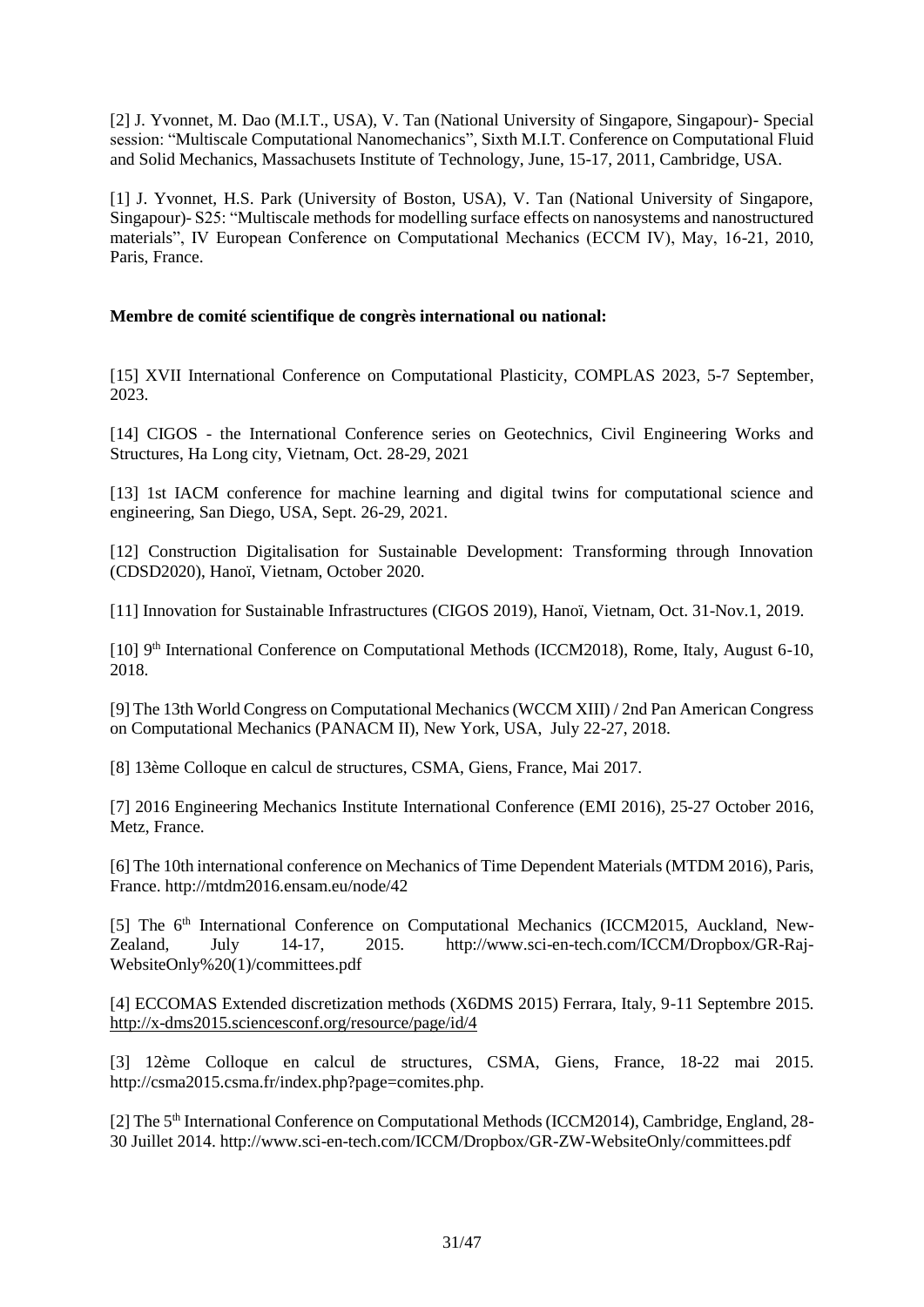[2] J. Yvonnet, M. Dao (M.I.T., USA), V. Tan (National University of Singapore, Singapour)- Special session: “Multiscale Computational Nanomechanics”, Sixth M.I.T. Conference on Computational Fluid and Solid Mechanics, Massachusets Institute of Technology, June, 15-17, 2011, Cambridge, USA.

[1] J. Yvonnet, H.S. Park (University of Boston, USA), V. Tan (National University of Singapore, Singapour)- S25: “Multiscale methods for modelling surface effects on nanosystems and nanostructured materials”, IV European Conference on Computational Mechanics (ECCM IV), May, 16-21, 2010, Paris, France.

**Membre de comité scientifique de congrès international ou national:**

[15] XVII International Conference on Computational Plasticity, COMPLAS 2023, 5-7 September, 2023.

[14] CIGOS - the International Conference series on Geotechnics, Civil Engineering Works and Structures, Ha Long city, Vietnam, Oct. 28-29, 2021

[13] 1st IACM conference for machine learning and digital twins for computational science and engineering, San Diego, USA, Sept. 26-29, 2021.

[12] Construction Digitalisation for Sustainable Development: Transforming through Innovation (CDSD2020), Hanoï, Vietnam, October 2020.

[11] Innovation for Sustainable Infrastructures (CIGOS 2019), Hanoï, Vietnam, Oct. 31-Nov.1, 2019.

[10] 9th International Conference on Computational Methods (ICCM2018), Rome, Italy, August 6-10, 2018.

[9] The 13th World Congress on Computational Mechanics (WCCM XIII) / 2nd Pan American Congress on Computational Mechanics (PANACM II), New York, USA, July 22-27, 2018.

[8] 13ème Colloque en calcul de structures, CSMA, Giens, France, Mai 2017.

[7] 2016 Engineering Mechanics Institute International Conference (EMI 2016), 25-27 October 2016, Metz, France.

[6] The 10th international conference on Mechanics of Time Dependent Materials (MTDM 2016), Paris, France. http://mtdm2016.ensam.eu/node/42

[5] The 6th International Conference on Computational Mechanics (ICCM2015, Auckland, New-Zealand, July 14-17, 2015. http://www.sci-en-tech.com/ICCM/Dropbox/GR-Raj-WebsiteOnly%20(1)/committees.pdf

[4] ECCOMAS Extended discretization methods (X6DMS 2015) Ferrara, Italy, 9-11 Septembre 2015. http://x-dms2015.sciencesconf.org/resource/page/id/4

[3] 12ème Colloque en calcul de structures, CSMA, Giens, France, 18-22 mai 2015. http://csma2015.csma.fr/index.php?page=comites.php.

[2] The 5th International Conference on Computational Methods (ICCM2014), Cambridge, England, 28-30 Juillet 2014. http://www.sci-en-tech.com/ICCM/Dropbox/GR-ZW-WebsiteOnly/committees.pdf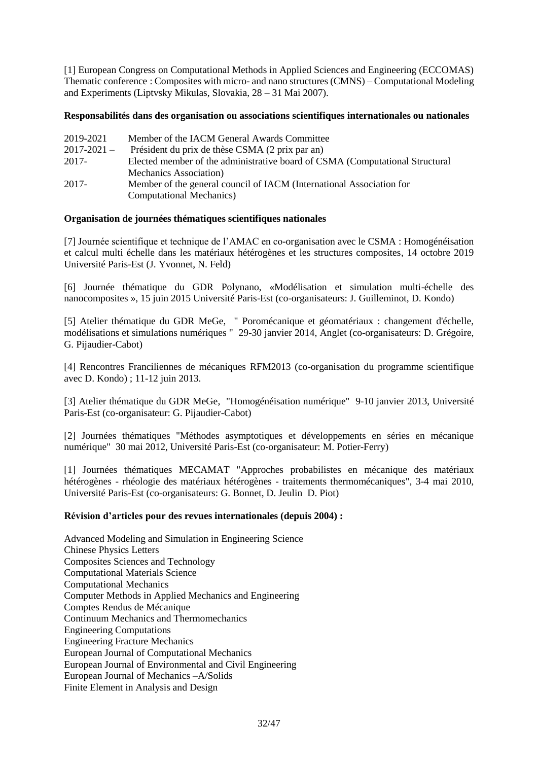[1] European Congress on Computational Methods in Applied Sciences and Engineering (ECCOMAS) Thematic conference : Composites with micro- and nano structures (CMNS) – Computational Modeling and Experiments (Liptvsky Mikulas, Slovakia, 28 – 31 Mai 2007).

**Responsabilités dans des organisation ou associations scientifiques internationales ou nationales**

| | |
|---|---|
| 2019-2021 | Member of the IACM General Awards Committee |
| 2017-2021 – | Président du prix de thèse CSMA (2 prix par an) |
| 2017- | Elected member of the administrative board of CSMA (Computational Structural Mechanics Association) |
| 2017- | Member of the general council of IACM (International Association for Computational Mechanics) |

**Organisation de journées thématiques scientifiques nationales**

[7] Journée scientifique et technique de l'AMAC en co-organisation avec le CSMA : Homogénéisation et calcul multi échelle dans les matériaux hétérogènes et les structures composites, 14 octobre 2019 Université Paris-Est (J. Yvonnet, N. Feld)

[6] Journée thématique du GDR Polynano, «Modélisation et simulation multi-échelle des nanocomposites », 15 juin 2015 Université Paris-Est (co-organisateurs: J. Guilleminot, D. Kondo)

[5] Atelier thématique du GDR MeGe, " Poromécanique et géomatériaux : changement d'échelle, modélisations et simulations numériques " 29-30 janvier 2014, Anglet (co-organisateurs: D. Grégoire, G. Pijaudier-Cabot)

[4] Rencontres Franciliennes de mécaniques RFM2013 (co-organisation du programme scientifique avec D. Kondo) ; 11-12 juin 2013.

[3] Atelier thématique du GDR MeGe, "Homogénéisation numérique" 9-10 janvier 2013, Université Paris-Est (co-organisateur: G. Pijaudier-Cabot)

[2] Journées thématiques "Méthodes asymptotiques et développements en séries en mécanique numérique" 30 mai 2012, Université Paris-Est (co-organisateur: M. Potier-Ferry)

[1] Journées thématiques MECAMAT "Approches probabilistes en mécanique des matériaux hétérogènes - rhéologie des matériaux hétérogènes - traitements thermomécaniques", 3-4 mai 2010, Université Paris-Est (co-organisateurs: G. Bonnet, D. Jeulin D. Piot)

**Révision d'articles pour des revues internationales (depuis 2004) :**

Advanced Modeling and Simulation in Engineering Science
Chinese Physics Letters
Composites Sciences and Technology
Computational Materials Science
Computational Mechanics
Computer Methods in Applied Mechanics and Engineering
Comptes Rendus de Mécanique
Continuum Mechanics and Thermomechanics
Engineering Computations
Engineering Fracture Mechanics
European Journal of Computational Mechanics
European Journal of Environmental and Civil Engineering
European Journal of Mechanics –A/Solids
Finite Element in Analysis and Design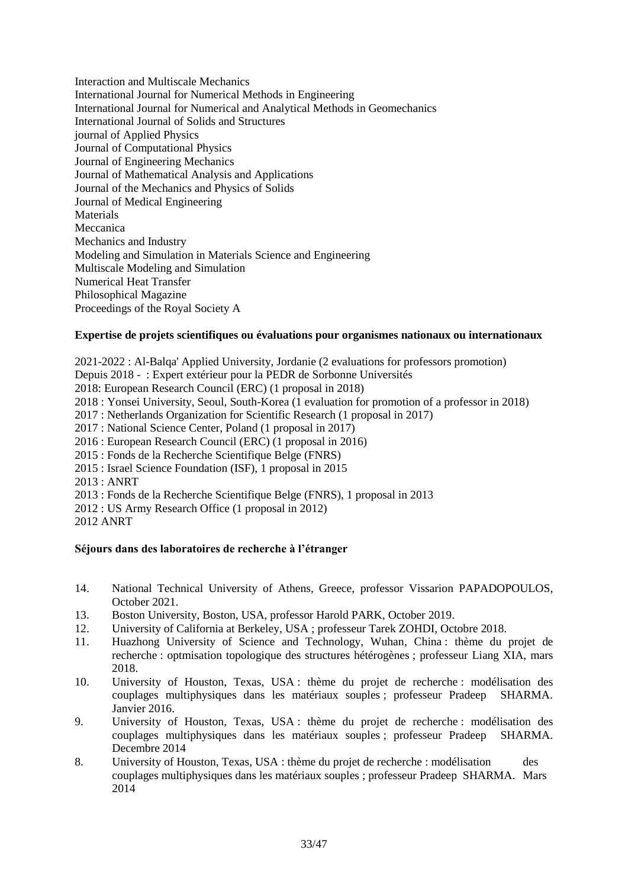Interaction and Multiscale Mechanics
International Journal for Numerical Methods in Engineering
International Journal for Numerical and Analytical Methods in Geomechanics
International Journal of Solids and Structures
journal of Applied Physics
Journal of Computational Physics
Journal of Engineering Mechanics
Journal of Mathematical Analysis and Applications
Journal of the Mechanics and Physics of Solids
Journal of Medical Engineering
Materials
Meccanica
Mechanics and Industry
Modeling and Simulation in Materials Science and Engineering
Multiscale Modeling and Simulation
Numerical Heat Transfer
Philosophical Magazine
Proceedings of the Royal Society A

**Expertise de projets scientifiques ou évaluations pour organismes nationaux ou internationaux**

2021-2022 : Al-Balqa' Applied University, Jordanie (2 evaluations for professors promotion)
Depuis 2018 - : Expert extérieur pour la PEDR de Sorbonne Universités
2018: European Research Council (ERC) (1 proposal in 2018)
2018 : Yonsei University, Seoul, South-Korea (1 evaluation for promotion of a professor in 2018)
2017 : Netherlands Organization for Scientific Research (1 proposal in 2017)
2017 : National Science Center, Poland (1 proposal in 2017)
2016 : European Research Council (ERC) (1 proposal in 2016)
2015 : Fonds de la Recherche Scientifique Belge (FNRS)
2015 : Israel Science Foundation (ISF), 1 proposal in 2015
2013 : ANRT
2013 : Fonds de la Recherche Scientifique Belge (FNRS), 1 proposal in 2013
2012 : US Army Research Office (1 proposal in 2012)
2012 ANRT

**Séjours dans des laboratoires de recherche à l'étranger**

14. National Technical University of Athens, Greece, professor Vissarion PAPADOPOULOS, October 2021.
13. Boston University, Boston, USA, professor Harold PARK, October 2019.
12. University of California at Berkeley, USA ; professeur Tarek ZOHDI, Octobre 2018.
11. Huazhong University of Science and Technology, Wuhan, China : thème du projet de recherche : optmisation topologique des structures hétérogènes ; professeur Liang XIA, mars 2018.
10. University of Houston, Texas, USA : thème du projet de recherche : modélisation des couplages multiphysiques dans les matériaux souples ; professeur Pradeep SHARMA. Janvier 2016.
9. University of Houston, Texas, USA : thème du projet de recherche : modélisation des couplages multiphysiques dans les matériaux souples ; professeur Pradeep SHARMA. Decembre 2014
8. University of Houston, Texas, USA : thème du projet de recherche : modélisation des couplages multiphysiques dans les matériaux souples ; professeur Pradeep SHARMA. Mars 2014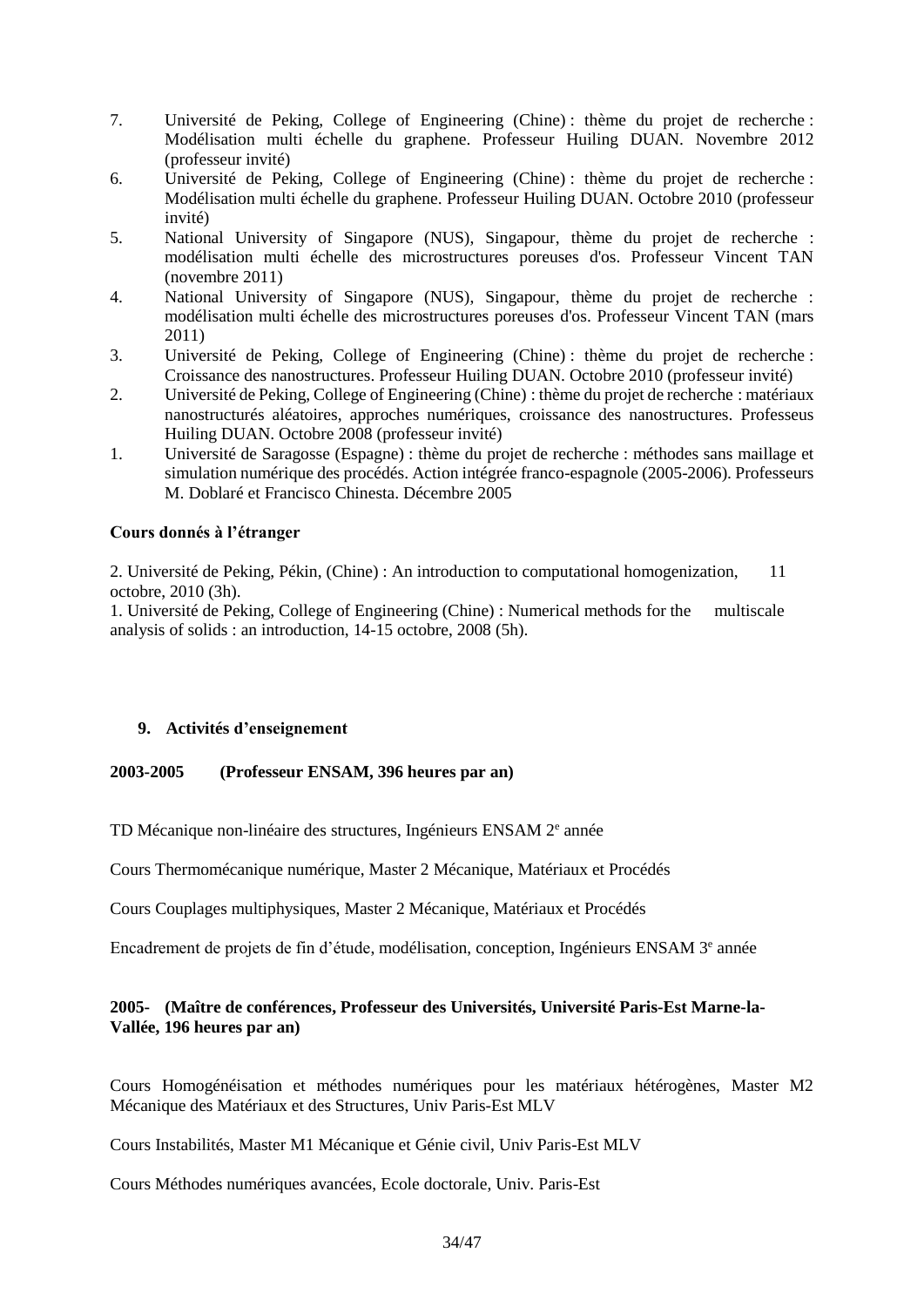7. Université de Peking, College of Engineering (Chine) : thème du projet de recherche : Modélisation multi échelle du graphene. Professeur Huiling DUAN. Novembre 2012 (professeur invité)
6. Université de Peking, College of Engineering (Chine) : thème du projet de recherche : Modélisation multi échelle du graphene. Professeur Huiling DUAN. Octobre 2010 (professeur invité)
5. National University of Singapore (NUS), Singapour, thème du projet de recherche : modélisation multi échelle des microstructures poreuses d'os. Professeur Vincent TAN (novembre 2011)
4. National University of Singapore (NUS), Singapour, thème du projet de recherche : modélisation multi échelle des microstructures poreuses d'os. Professeur Vincent TAN (mars 2011)
3. Université de Peking, College of Engineering (Chine) : thème du projet de recherche : Croissance des nanostructures. Professeur Huiling DUAN. Octobre 2010 (professeur invité)
2. Université de Peking, College of Engineering (Chine) : thème du projet de recherche : matériaux nanostructurés aléatoires, approches numériques, croissance des nanostructures. Professeus Huiling DUAN. Octobre 2008 (professeur invité)
1. Université de Saragosse (Espagne) : thème du projet de recherche : méthodes sans maillage et simulation numérique des procédés. Action intégrée franco-espagnole (2005-2006). Professeurs M. Doblaré et Francisco Chinesta. Décembre 2005

**Cours donnés à l'étranger**

2. Université de Peking, Pékin, (Chine) : An introduction to computational homogenization, 11 octobre, 2010 (3h).
1. Université de Peking, College of Engineering (Chine) : Numerical methods for the multiscale analysis of solids : an introduction, 14-15 octobre, 2008 (5h).

## 9. Activités d'enseignement

**2003-2005 (Professeur ENSAM, 396 heures par an)**

TD Mécanique non-linéaire des structures, Ingénieurs ENSAM 2e année

Cours Thermomécanique numérique, Master 2 Mécanique, Matériaux et Procédés

Cours Couplages multiphysiques, Master 2 Mécanique, Matériaux et Procédés

Encadrement de projets de fin d'étude, modélisation, conception, Ingénieurs ENSAM 3e année

**2005- (Maître de conférences, Professeur des Universités, Université Paris-Est Marne-la-Vallée, 196 heures par an)**

Cours Homogénéisation et méthodes numériques pour les matériaux hétérogènes, Master M2 Mécanique des Matériaux et des Structures, Univ Paris-Est MLV

Cours Instabilités, Master M1 Mécanique et Génie civil, Univ Paris-Est MLV

Cours Méthodes numériques avancées, Ecole doctorale, Univ. Paris-Est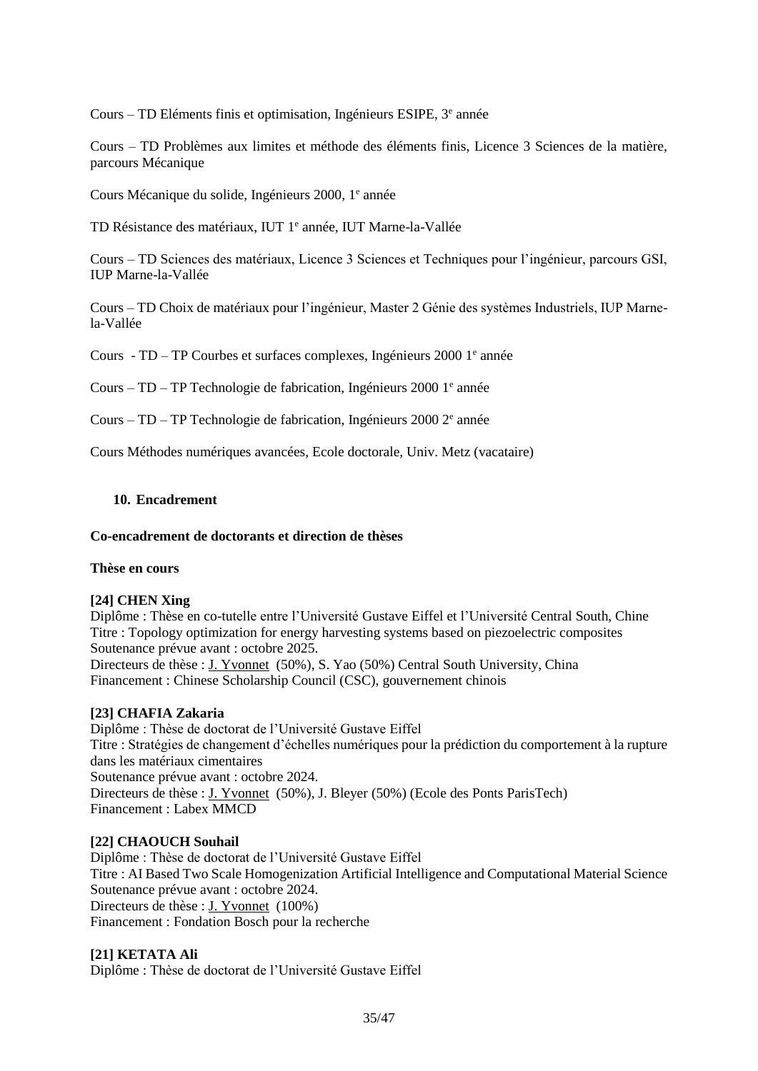Cours – TD Eléments finis et optimisation, Ingénieurs ESIPE, 3e année

Cours – TD Problèmes aux limites et méthode des éléments finis, Licence 3 Sciences de la matière, parcours Mécanique

Cours Mécanique du solide, Ingénieurs 2000, 1e année

TD Résistance des matériaux, IUT 1e année, IUT Marne-la-Vallée

Cours – TD Sciences des matériaux, Licence 3 Sciences et Techniques pour l'ingénieur, parcours GSI, IUP Marne-la-Vallée

Cours – TD Choix de matériaux pour l'ingénieur, Master 2 Génie des systèmes Industriels, IUP Marne-la-Vallée

Cours - TD – TP Courbes et surfaces complexes, Ingénieurs 2000 1e année

Cours – TD – TP Technologie de fabrication, Ingénieurs 2000 1e année

Cours – TD – TP Technologie de fabrication, Ingénieurs 2000 2e année

Cours Méthodes numériques avancées, Ecole doctorale, Univ. Metz (vacataire)

## 10. Encadrement

### Co-encadrement de doctorants et direction de thèses

#### Thèse en cours

**[24] CHEN Xing**
Diplôme : Thèse en co-tutelle entre l'Université Gustave Eiffel et l'Université Central South, Chine
Titre : Topology optimization for energy harvesting systems based on piezoelectric composites
Soutenance prévue avant : octobre 2025.
Directeurs de thèse : J. Yvonnet (50%), S. Yao (50%) Central South University, China
Financement : Chinese Scholarship Council (CSC), gouvernement chinois

**[23] CHAFIA Zakaria**
Diplôme : Thèse de doctorat de l'Université Gustave Eiffel
Titre : Stratégies de changement d'échelles numériques pour la prédiction du comportement à la rupture dans les matériaux cimentaires
Soutenance prévue avant : octobre 2024.
Directeurs de thèse : J. Yvonnet (50%), J. Bleyer (50%) (Ecole des Ponts ParisTech)
Financement : Labex MMCD

**[22] CHAOUCH Souhail**
Diplôme : Thèse de doctorat de l'Université Gustave Eiffel
Titre : AI Based Two Scale Homogenization Artificial Intelligence and Computational Material Science
Soutenance prévue avant : octobre 2024.
Directeurs de thèse : J. Yvonnet (100%)
Financement : Fondation Bosch pour la recherche

**[21] KETATA Ali**
Diplôme : Thèse de doctorat de l'Université Gustave Eiffel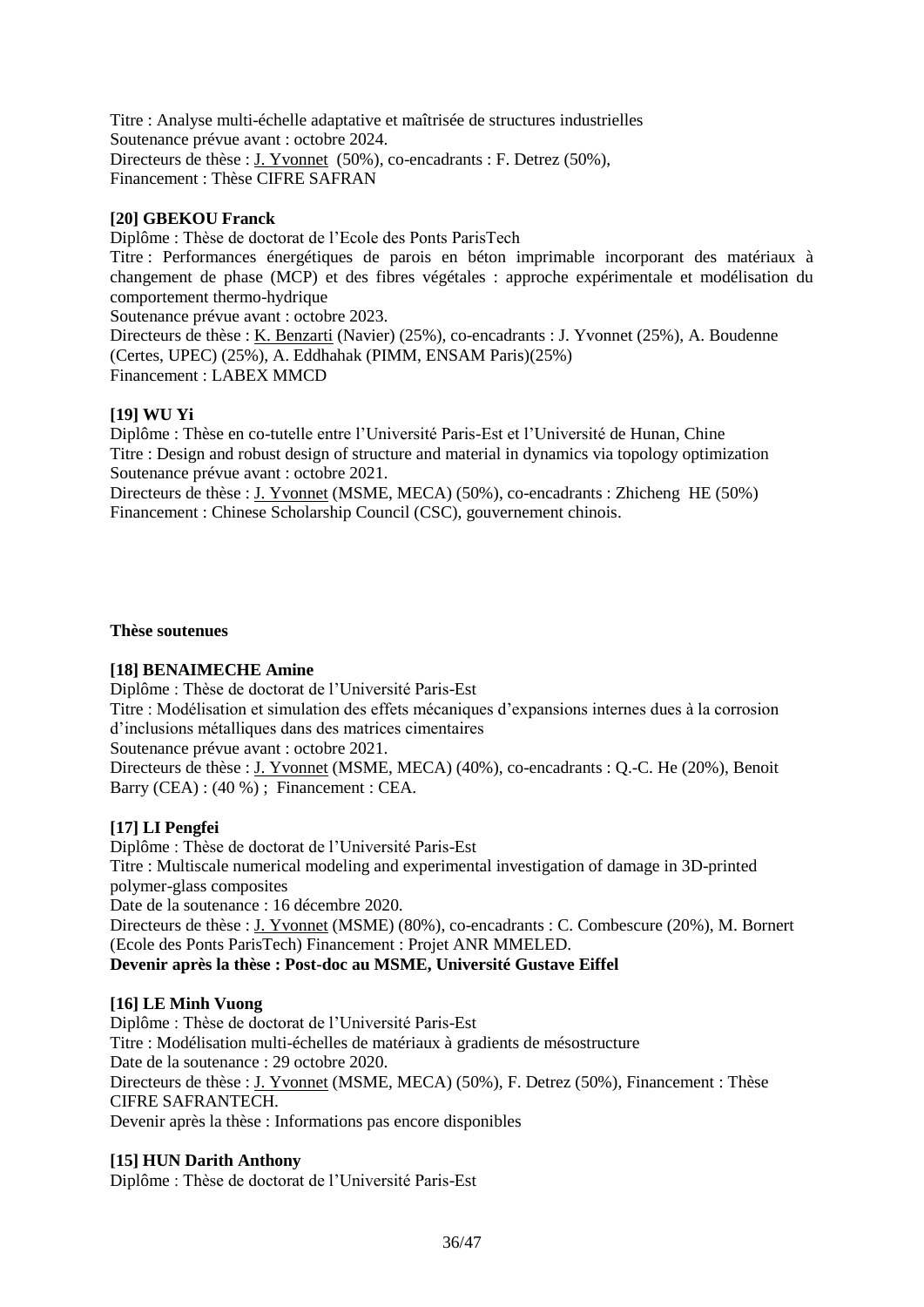Titre : Analyse multi-échelle adaptative et maîtrisée de structures industrielles
Soutenance prévue avant : octobre 2024.
Directeurs de thèse : J. Yvonnet (50%), co-encadrants : F. Detrez (50%),
Financement : Thèse CIFRE SAFRAN

**[20] GBEKOU Franck**

Diplôme : Thèse de doctorat de l'Ecole des Ponts ParisTech
Titre : Performances énergétiques de parois en béton imprimable incorporant des matériaux à changement de phase (MCP) et des fibres végétales : approche expérimentale et modélisation du comportement thermo-hydrique
Soutenance prévue avant : octobre 2023.
Directeurs de thèse : K. Benzarti (Navier) (25%), co-encadrants : J. Yvonnet (25%), A. Boudenne (Certes, UPEC) (25%), A. Eddhahak (PIMM, ENSAM Paris)(25%)
Financement : LABEX MMCD

**[19] WU Yi**

Diplôme : Thèse en co-tutelle entre l'Université Paris-Est et l'Université de Hunan, Chine
Titre : Design and robust design of structure and material in dynamics via topology optimization
Soutenance prévue avant : octobre 2021.
Directeurs de thèse : J. Yvonnet (MSME, MECA) (50%), co-encadrants : Zhicheng HE (50%)
Financement : Chinese Scholarship Council (CSC), gouvernement chinois.

**Thèse soutenues**

**[18] BENAIMECHE Amine**

Diplôme : Thèse de doctorat de l'Université Paris-Est
Titre : Modélisation et simulation des effets mécaniques d'expansions internes dues à la corrosion d'inclusions métalliques dans des matrices cimentaires
Soutenance prévue avant : octobre 2021.
Directeurs de thèse : J. Yvonnet (MSME, MECA) (40%), co-encadrants : Q.-C. He (20%), Benoit Barry (CEA) : (40 %) ; Financement : CEA.

**[17] LI Pengfei**

Diplôme : Thèse de doctorat de l'Université Paris-Est
Titre : Multiscale numerical modeling and experimental investigation of damage in 3D-printed polymer-glass composites
Date de la soutenance : 16 décembre 2020.
Directeurs de thèse : J. Yvonnet (MSME) (80%), co-encadrants : C. Combescure (20%), M. Bornert (Ecole des Ponts ParisTech) Financement : Projet ANR MMELED.
**Devenir après la thèse : Post-doc au MSME, Université Gustave Eiffel**

**[16] LE Minh Vuong**

Diplôme : Thèse de doctorat de l'Université Paris-Est
Titre : Modélisation multi-échelles de matériaux à gradients de mésostructure
Date de la soutenance : 29 octobre 2020.
Directeurs de thèse : J. Yvonnet (MSME, MECA) (50%), F. Detrez (50%), Financement : Thèse CIFRE SAFRANTECH.
Devenir après la thèse : Informations pas encore disponibles

**[15] HUN Darith Anthony**

Diplôme : Thèse de doctorat de l'Université Paris-Est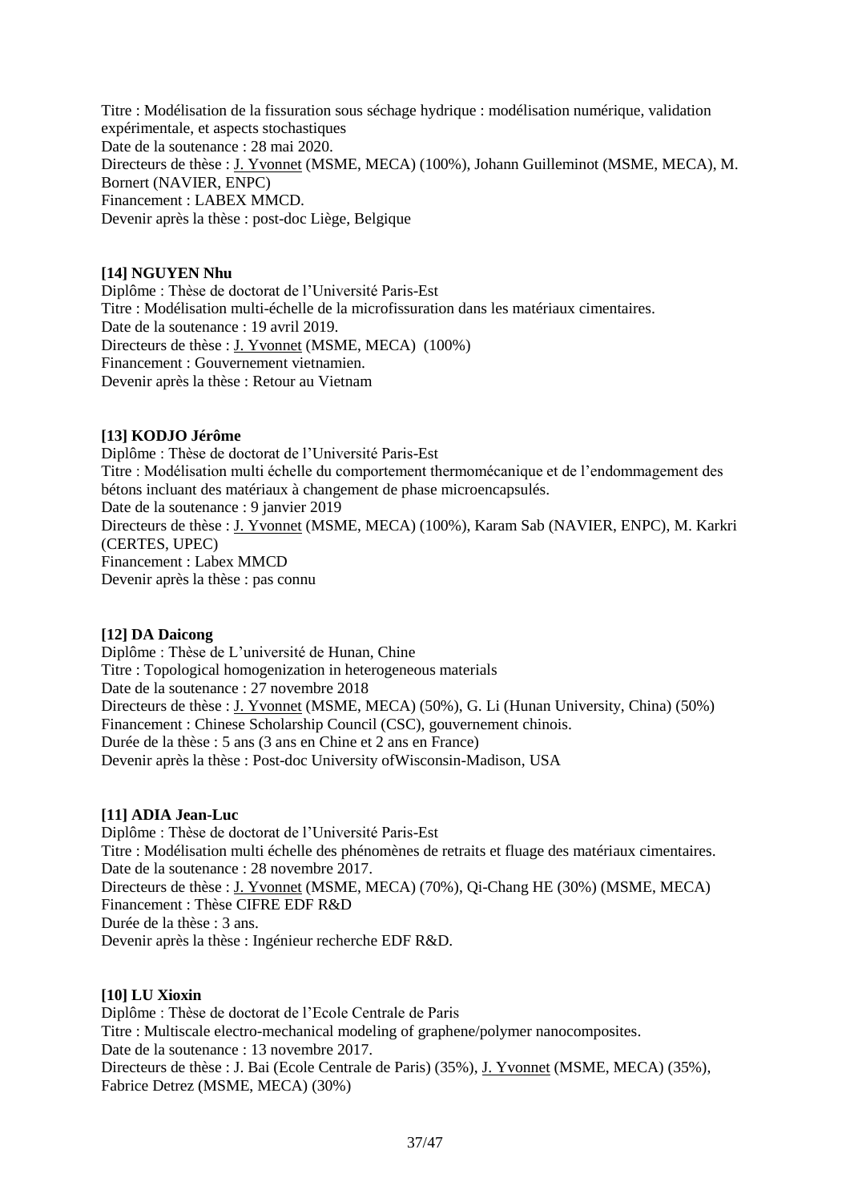Titre : Modélisation de la fissuration sous séchage hydrique : modélisation numérique, validation expérimentale, et aspects stochastiques
Date de la soutenance : 28 mai 2020.
Directeurs de thèse : J. Yvonnet (MSME, MECA) (100%), Johann Guilleminot (MSME, MECA), M. Bornert (NAVIER, ENPC)
Financement : LABEX MMCD.
Devenir après la thèse : post-doc Liège, Belgique

**[14] NGUYEN Nhu**
Diplôme : Thèse de doctorat de l'Université Paris-Est
Titre : Modélisation multi-échelle de la microfissuration dans les matériaux cimentaires.
Date de la soutenance : 19 avril 2019.
Directeurs de thèse : J. Yvonnet (MSME, MECA) (100%)
Financement : Gouvernement vietnamien.
Devenir après la thèse : Retour au Vietnam

**[13] KODJO Jérôme**
Diplôme : Thèse de doctorat de l'Université Paris-Est
Titre : Modélisation multi échelle du comportement thermomécanique et de l'endommagement des bétons incluant des matériaux à changement de phase microencapsulés.
Date de la soutenance : 9 janvier 2019
Directeurs de thèse : J. Yvonnet (MSME, MECA) (100%), Karam Sab (NAVIER, ENPC), M. Karkri (CERTES, UPEC)
Financement : Labex MMCD
Devenir après la thèse : pas connu

**[12] DA Daicong**
Diplôme : Thèse de L'université de Hunan, Chine
Titre : Topological homogenization in heterogeneous materials
Date de la soutenance : 27 novembre 2018
Directeurs de thèse : J. Yvonnet (MSME, MECA) (50%), G. Li (Hunan University, China) (50%)
Financement : Chinese Scholarship Council (CSC), gouvernement chinois.
Durée de la thèse : 5 ans (3 ans en Chine et 2 ans en France)
Devenir après la thèse : Post-doc University ofWisconsin-Madison, USA

**[11] ADIA Jean-Luc**
Diplôme : Thèse de doctorat de l'Université Paris-Est
Titre : Modélisation multi échelle des phénomènes de retraits et fluage des matériaux cimentaires.
Date de la soutenance : 28 novembre 2017.
Directeurs de thèse : J. Yvonnet (MSME, MECA) (70%), Qi-Chang HE (30%) (MSME, MECA)
Financement : Thèse CIFRE EDF R&D
Durée de la thèse : 3 ans.
Devenir après la thèse : Ingénieur recherche EDF R&D.

**[10] LU Xioxin**
Diplôme : Thèse de doctorat de l'Ecole Centrale de Paris
Titre : Multiscale electro-mechanical modeling of graphene/polymer nanocomposites.
Date de la soutenance : 13 novembre 2017.
Directeurs de thèse : J. Bai (Ecole Centrale de Paris) (35%), J. Yvonnet (MSME, MECA) (35%), Fabrice Detrez (MSME, MECA) (30%)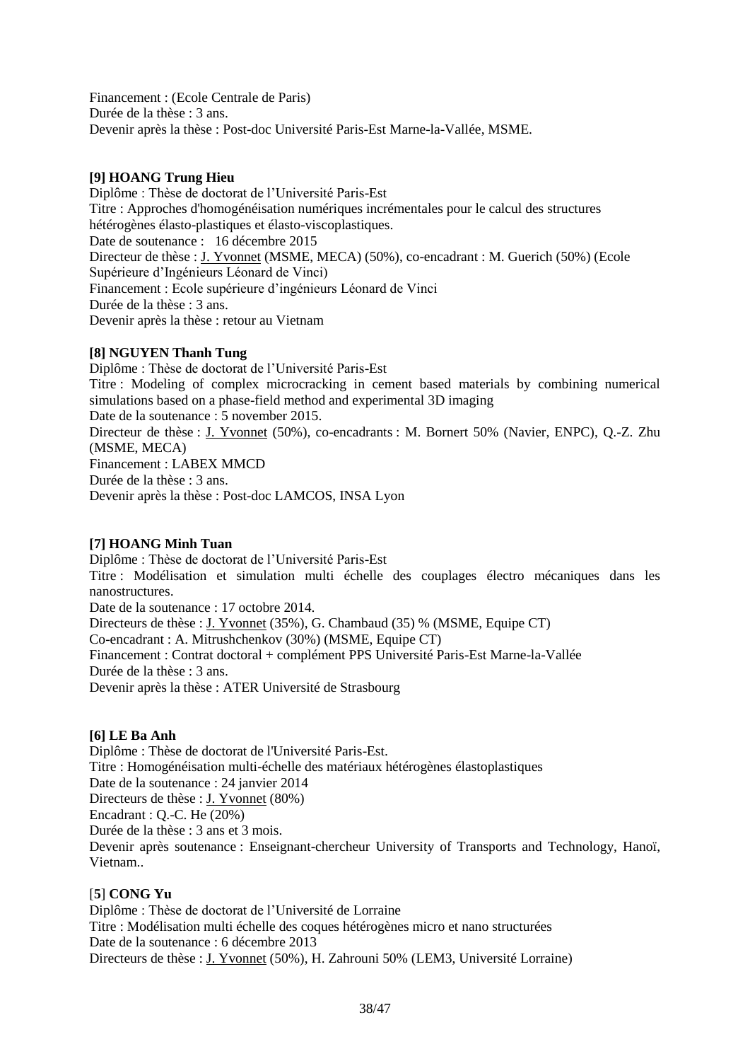Financement : (Ecole Centrale de Paris)
Durée de la thèse : 3 ans.
Devenir après la thèse : Post-doc Université Paris-Est Marne-la-Vallée, MSME.

**[9] HOANG Trung Hieu**
Diplôme : Thèse de doctorat de l'Université Paris-Est
Titre : Approches d'homogénéisation numériques incrémentales pour le calcul des structures hétérogènes élasto-plastiques et élasto-viscoplastiques.
Date de soutenance : 16 décembre 2015
Directeur de thèse : J. Yvonnet (MSME, MECA) (50%), co-encadrant : M. Guerich (50%) (Ecole Supérieure d'Ingénieurs Léonard de Vinci)
Financement : Ecole supérieure d'ingénieurs Léonard de Vinci
Durée de la thèse : 3 ans.
Devenir après la thèse : retour au Vietnam

**[8] NGUYEN Thanh Tung**
Diplôme : Thèse de doctorat de l'Université Paris-Est
Titre : Modeling of complex microcracking in cement based materials by combining numerical simulations based on a phase-field method and experimental 3D imaging
Date de la soutenance : 5 november 2015.
Directeur de thèse : J. Yvonnet (50%), co-encadrants : M. Bornert 50% (Navier, ENPC), Q.-Z. Zhu (MSME, MECA)
Financement : LABEX MMCD
Durée de la thèse : 3 ans.
Devenir après la thèse : Post-doc LAMCOS, INSA Lyon

**[7] HOANG Minh Tuan**
Diplôme : Thèse de doctorat de l'Université Paris-Est
Titre : Modélisation et simulation multi échelle des couplages électro mécaniques dans les nanostructures.
Date de la soutenance : 17 octobre 2014.
Directeurs de thèse : J. Yvonnet (35%), G. Chambaud (35) % (MSME, Equipe CT)
Co-encadrant : A. Mitrushchenkov (30%) (MSME, Equipe CT)
Financement : Contrat doctoral + complément PPS Université Paris-Est Marne-la-Vallée
Durée de la thèse : 3 ans.
Devenir après la thèse : ATER Université de Strasbourg

**[6] LE Ba Anh**
Diplôme : Thèse de doctorat de l'Université Paris-Est.
Titre : Homogénéisation multi-échelle des matériaux hétérogènes élastoplastiques
Date de la soutenance : 24 janvier 2014
Directeurs de thèse : J. Yvonnet (80%)
Encadrant : Q.-C. He (20%)
Durée de la thèse : 3 ans et 3 mois.
Devenir après soutenance : Enseignant-chercheur University of Transports and Technology, Hanoï, Vietnam..

[**5**] **CONG Yu**
Diplôme : Thèse de doctorat de l'Université de Lorraine
Titre : Modélisation multi échelle des coques hétérogènes micro et nano structurées
Date de la soutenance : 6 décembre 2013
Directeurs de thèse : J. Yvonnet (50%), H. Zahrouni 50% (LEM3, Université Lorraine)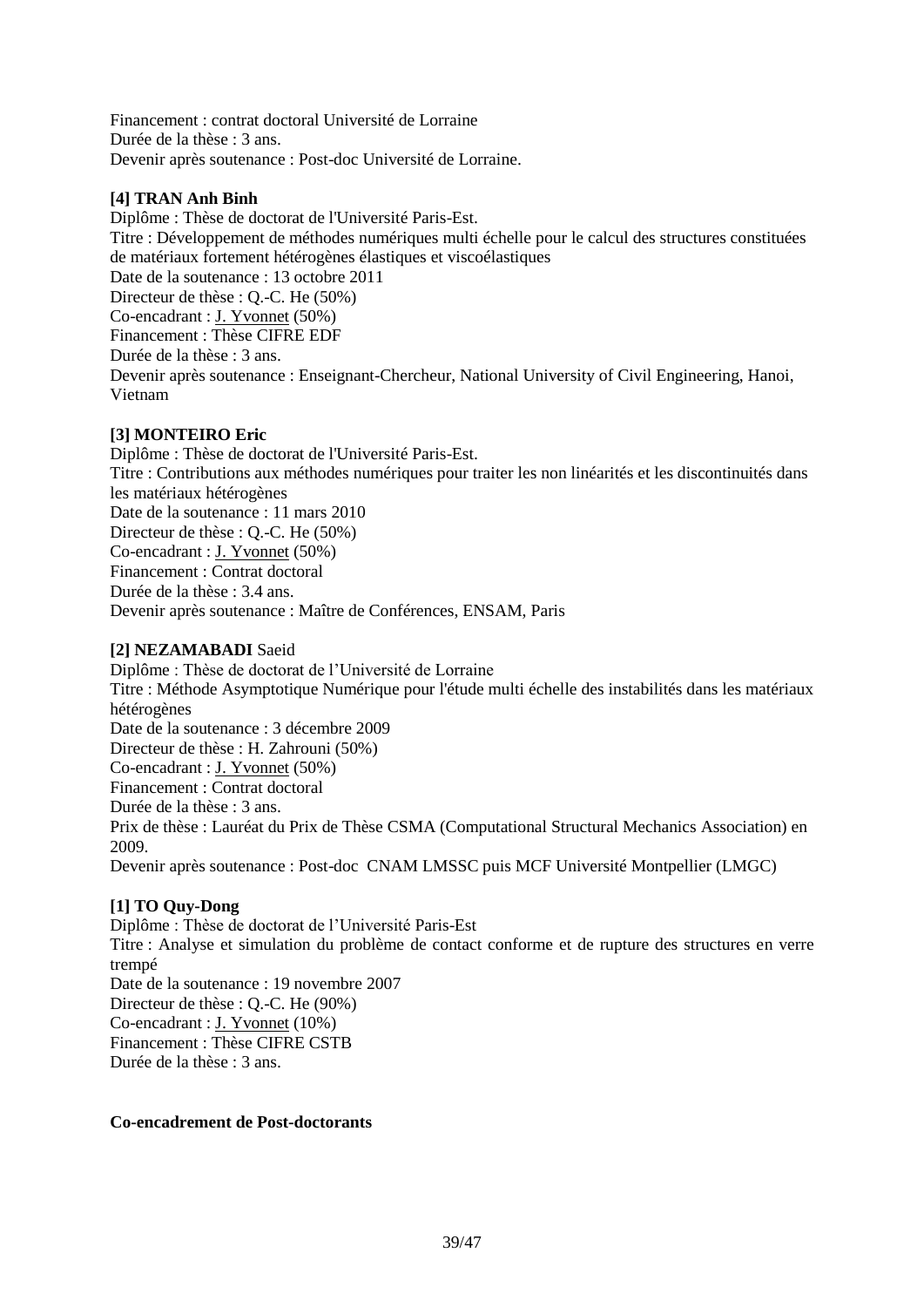Financement : contrat doctoral Université de Lorraine
Durée de la thèse : 3 ans.
Devenir après soutenance : Post-doc Université de Lorraine.

**[4] TRAN Anh Binh**
Diplôme : Thèse de doctorat de l'Université Paris-Est.
Titre : Développement de méthodes numériques multi échelle pour le calcul des structures constituées de matériaux fortement hétérogènes élastiques et viscoélastiques
Date de la soutenance : 13 octobre 2011
Directeur de thèse : Q.-C. He (50%)
Co-encadrant : J. Yvonnet (50%)
Financement : Thèse CIFRE EDF
Durée de la thèse : 3 ans.
Devenir après soutenance : Enseignant-Chercheur, National University of Civil Engineering, Hanoi, Vietnam

**[3] MONTEIRO Eric**
Diplôme : Thèse de doctorat de l'Université Paris-Est.
Titre : Contributions aux méthodes numériques pour traiter les non linéarités et les discontinuités dans les matériaux hétérogènes
Date de la soutenance : 11 mars 2010
Directeur de thèse : Q.-C. He (50%)
Co-encadrant : J. Yvonnet (50%)
Financement : Contrat doctoral
Durée de la thèse : 3.4 ans.
Devenir après soutenance : Maître de Conférences, ENSAM, Paris

**[2] NEZAMABADI** Saeid
Diplôme : Thèse de doctorat de l'Université de Lorraine
Titre : Méthode Asymptotique Numérique pour l'étude multi échelle des instabilités dans les matériaux hétérogènes
Date de la soutenance : 3 décembre 2009
Directeur de thèse : H. Zahrouni (50%)
Co-encadrant : J. Yvonnet (50%)
Financement : Contrat doctoral
Durée de la thèse : 3 ans.
Prix de thèse : Lauréat du Prix de Thèse CSMA (Computational Structural Mechanics Association) en 2009.
Devenir après soutenance : Post-doc CNAM LMSSC puis MCF Université Montpellier (LMGC)

**[1] TO Quy-Dong**
Diplôme : Thèse de doctorat de l'Université Paris-Est
Titre : Analyse et simulation du problème de contact conforme et de rupture des structures en verre trempé
Date de la soutenance : 19 novembre 2007
Directeur de thèse : Q.-C. He (90%)
Co-encadrant : J. Yvonnet (10%)
Financement : Thèse CIFRE CSTB
Durée de la thèse : 3 ans.

**Co-encadrement de Post-doctorants**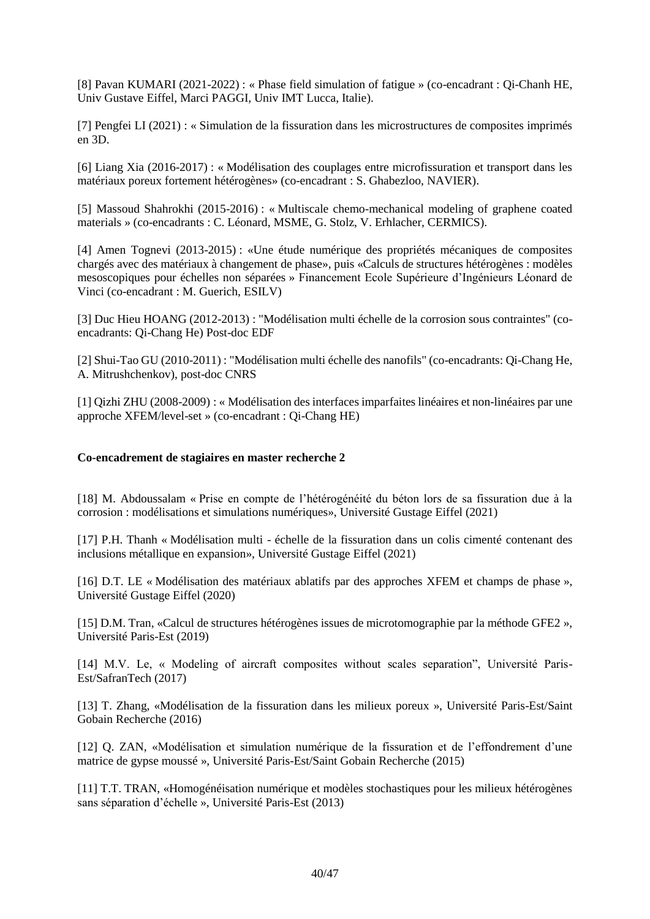[8] Pavan KUMARI (2021-2022) : « Phase field simulation of fatigue » (co-encadrant : Qi-Chanh HE, Univ Gustave Eiffel, Marci PAGGI, Univ IMT Lucca, Italie).

[7] Pengfei LI (2021) : « Simulation de la fissuration dans les microstructures de composites imprimés en 3D.

[6] Liang Xia (2016-2017) : « Modélisation des couplages entre microfissuration et transport dans les matériaux poreux fortement hétérogènes» (co-encadrant : S. Ghabezloo, NAVIER).

[5] Massoud Shahrokhi (2015-2016) : « Multiscale chemo-mechanical modeling of graphene coated materials » (co-encadrants : C. Léonard, MSME, G. Stolz, V. Erhlacher, CERMICS).

[4] Amen Tognevi (2013-2015) : «Une étude numérique des propriétés mécaniques de composites chargés avec des matériaux à changement de phase», puis «Calculs de structures hétérogènes : modèles mesoscopiques pour échelles non séparées » Financement Ecole Supérieure d'Ingénieurs Léonard de Vinci (co-encadrant : M. Guerich, ESILV)

[3] Duc Hieu HOANG (2012-2013) : "Modélisation multi échelle de la corrosion sous contraintes" (co-encadrants: Qi-Chang He) Post-doc EDF

[2] Shui-Tao GU (2010-2011) : "Modélisation multi échelle des nanofils" (co-encadrants: Qi-Chang He, A. Mitrushchenkov), post-doc CNRS

[1] Qizhi ZHU (2008-2009) : « Modélisation des interfaces imparfaites linéaires et non-linéaires par une approche XFEM/level-set » (co-encadrant : Qi-Chang HE)

**Co-encadrement de stagiaires en master recherche 2**

[18] M. Abdoussalam « Prise en compte de l'hétérogénéité du béton lors de sa fissuration due à la corrosion : modélisations et simulations numériques», Université Gustage Eiffel (2021)

[17] P.H. Thanh « Modélisation multi - échelle de la fissuration dans un colis cimenté contenant des inclusions métallique en expansion», Université Gustage Eiffel (2021)

[16] D.T. LE « Modélisation des matériaux ablatifs par des approches XFEM et champs de phase », Université Gustage Eiffel (2020)

[15] D.M. Tran, «Calcul de structures hétérogènes issues de microtomographie par la méthode GFE2 », Université Paris-Est (2019)

[14] M.V. Le, « Modeling of aircraft composites without scales separation", Université Paris-Est/SafranTech (2017)

[13] T. Zhang, «Modélisation de la fissuration dans les milieux poreux », Université Paris-Est/Saint Gobain Recherche (2016)

[12] Q. ZAN, «Modélisation et simulation numérique de la fissuration et de l'effondrement d'une matrice de gypse moussé », Université Paris-Est/Saint Gobain Recherche (2015)

[11] T.T. TRAN, «Homogénéisation numérique et modèles stochastiques pour les milieux hétérogènes sans séparation d'échelle », Université Paris-Est (2013)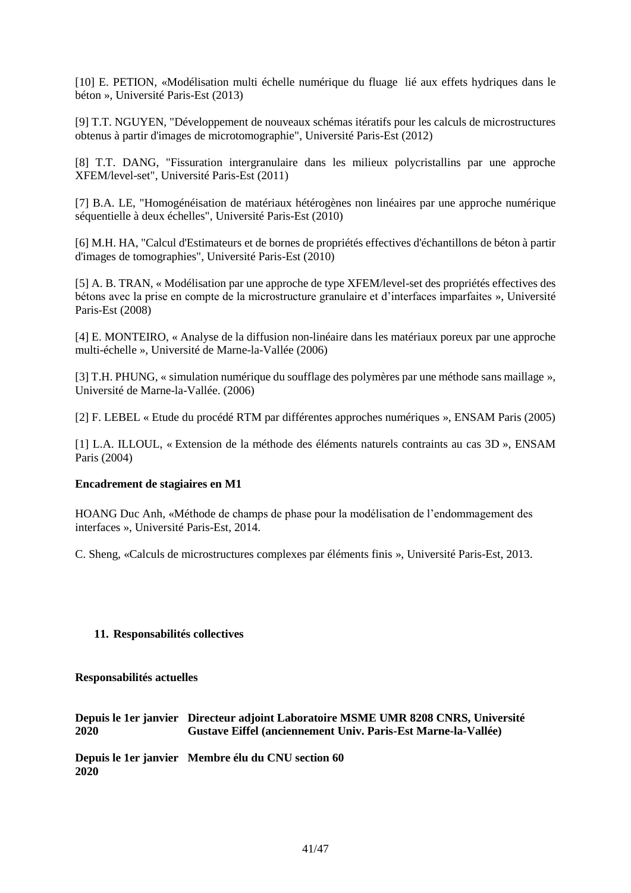[10] E. PETION, «Modélisation multi échelle numérique du fluage  lié aux effets hydriques dans le béton », Université Paris-Est (2013)

[9] T.T. NGUYEN, "Développement de nouveaux schémas itératifs pour les calculs de microstructures obtenus à partir d'images de microtomographie", Université Paris-Est (2012)

[8] T.T. DANG, "Fissuration intergranulaire dans les milieux polycristallins par une approche XFEM/level-set", Université Paris-Est (2011)

[7] B.A. LE, "Homogénéisation de matériaux hétérogènes non linéaires par une approche numérique séquentielle à deux échelles", Université Paris-Est (2010)

[6] M.H. HA, "Calcul d'Estimateurs et de bornes de propriétés effectives d'échantillons de béton à partir d'images de tomographies", Université Paris-Est (2010)

[5] A. B. TRAN, « Modélisation par une approche de type XFEM/level-set des propriétés effectives des bétons avec la prise en compte de la microstructure granulaire et d'interfaces imparfaites », Université Paris-Est (2008)

[4] E. MONTEIRO, « Analyse de la diffusion non-linéaire dans les matériaux poreux par une approche multi-échelle », Université de Marne-la-Vallée (2006)

[3] T.H. PHUNG, « simulation numérique du soufflage des polymères par une méthode sans maillage », Université de Marne-la-Vallée. (2006)

[2] F. LEBEL « Etude du procédé RTM par différentes approches numériques », ENSAM Paris (2005)

[1] L.A. ILLOUL, « Extension de la méthode des éléments naturels contraints au cas 3D », ENSAM Paris (2004)

**Encadrement de stagiaires en M1**

HOANG Duc Anh, «Méthode de champs de phase pour la modélisation de l'endommagement des interfaces », Université Paris-Est, 2014.

C. Sheng, «Calculs de microstructures complexes par éléments finis », Université Paris-Est, 2013.

## 11. Responsabilités collectives

**Responsabilités actuelles**

**Depuis le 1er janvier 2020** — **Directeur adjoint Laboratoire MSME UMR 8208 CNRS, Université Gustave Eiffel (anciennement Univ. Paris-Est Marne-la-Vallée)**

**Depuis le 1er janvier 2020** — **Membre élu du CNU section 60**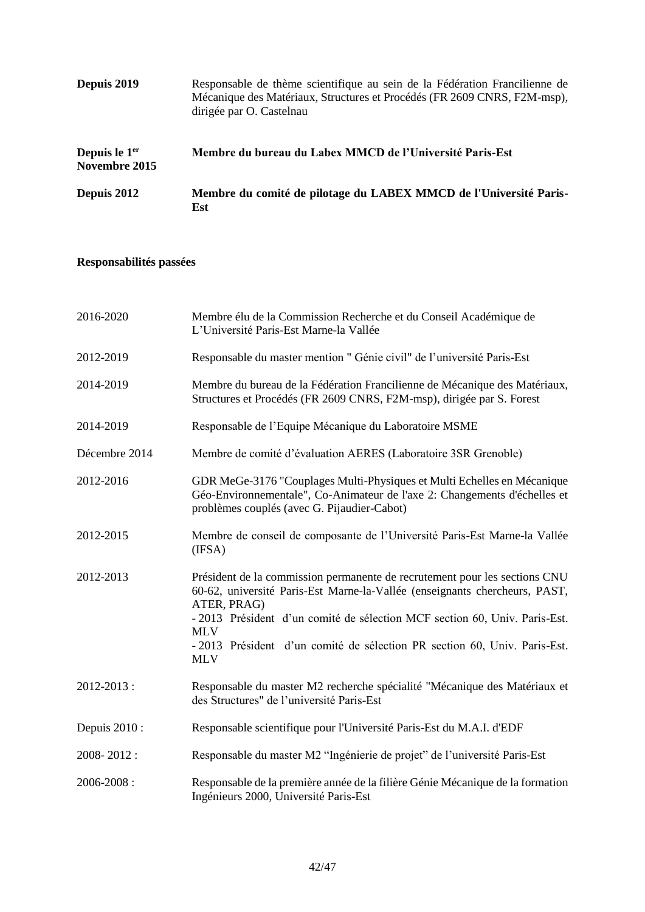**Depuis 2019** Responsable de thème scientifique au sein de la Fédération Francilienne de Mécanique des Matériaux, Structures et Procédés (FR 2609 CNRS, F2M-msp), dirigée par O. Castelnau

**Depuis le 1er Novembre 2015** **Membre du bureau du Labex MMCD de l'Université Paris-Est**

**Depuis 2012** **Membre du comité de pilotage du LABEX MMCD de l'Université Paris-Est**

**Responsabilités passées**

2016-2020 Membre élu de la Commission Recherche et du Conseil Académique de L'Université Paris-Est Marne-la Vallée

2012-2019 Responsable du master mention " Génie civil" de l'université Paris-Est

2014-2019 Membre du bureau de la Fédération Francilienne de Mécanique des Matériaux, Structures et Procédés (FR 2609 CNRS, F2M-msp), dirigée par S. Forest

2014-2019 Responsable de l'Equipe Mécanique du Laboratoire MSME

Décembre 2014 Membre de comité d'évaluation AERES (Laboratoire 3SR Grenoble)

2012-2016 GDR MeGe-3176 "Couplages Multi-Physiques et Multi Echelles en Mécanique Géo-Environnementale", Co-Animateur de l'axe 2: Changements d'échelles et problèmes couplés (avec G. Pijaudier-Cabot)

2012-2015 Membre de conseil de composante de l'Université Paris-Est Marne-la Vallée (IFSA)

2012-2013 Président de la commission permanente de recrutement pour les sections CNU 60-62, université Paris-Est Marne-la-Vallée (enseignants chercheurs, PAST, ATER, PRAG)
- 2013 Président d'un comité de sélection MCF section 60, Univ. Paris-Est. MLV
- 2013 Président d'un comité de sélection PR section 60, Univ. Paris-Est. MLV

2012-2013 : Responsable du master M2 recherche spécialité "Mécanique des Matériaux et des Structures" de l'université Paris-Est

Depuis 2010 : Responsable scientifique pour l'Université Paris-Est du M.A.I. d'EDF

2008- 2012 : Responsable du master M2 "Ingénierie de projet" de l'université Paris-Est

2006-2008 : Responsable de la première année de la filière Génie Mécanique de la formation Ingénieurs 2000, Université Paris-Est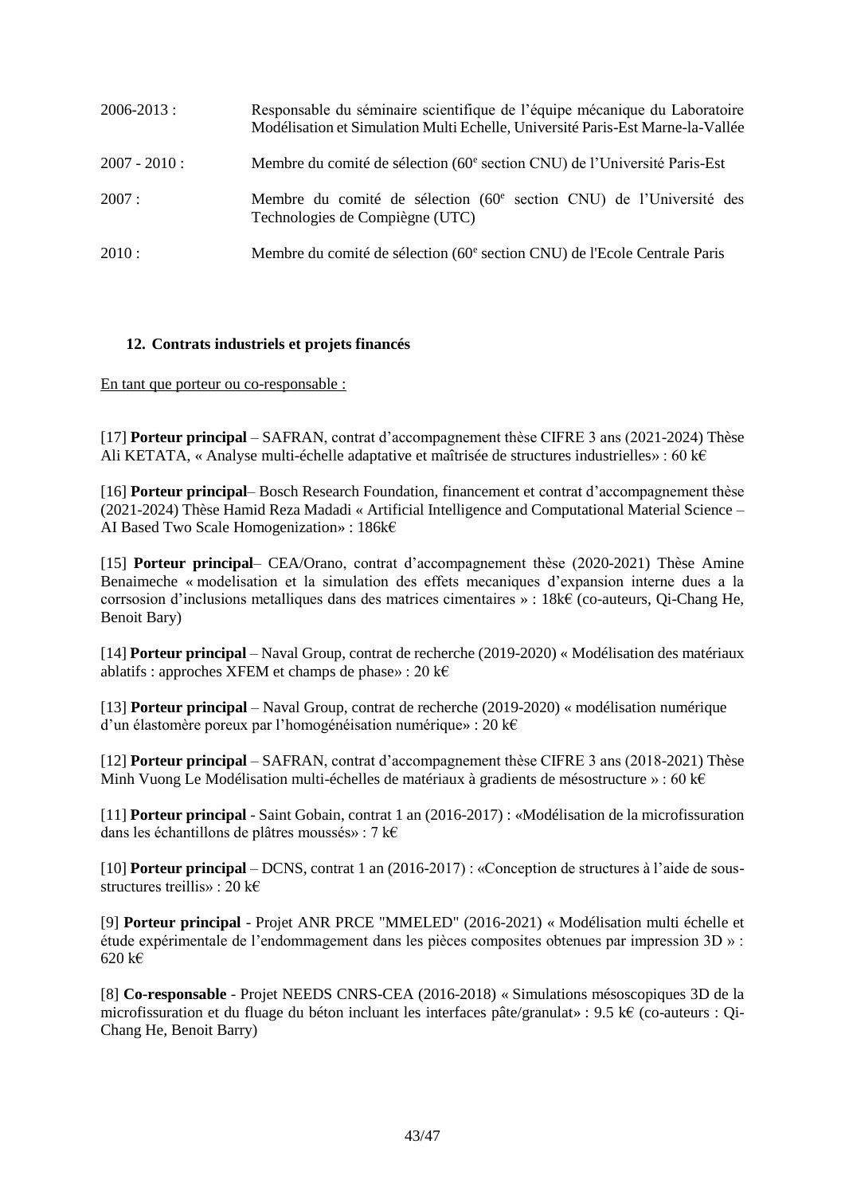2006-2013 : Responsable du séminaire scientifique de l'équipe mécanique du Laboratoire Modélisation et Simulation Multi Echelle, Université Paris-Est Marne-la-Vallée

2007 - 2010 : Membre du comité de sélection (60e section CNU) de l'Université Paris-Est

2007 : Membre du comité de sélection (60e section CNU) de l'Université des Technologies de Compiègne (UTC)

2010 : Membre du comité de sélection (60e section CNU) de l'Ecole Centrale Paris

## 12. Contrats industriels et projets financés

En tant que porteur ou co-responsable :

[17] **Porteur principal** – SAFRAN, contrat d'accompagnement thèse CIFRE 3 ans (2021-2024) Thèse Ali KETATA, « Analyse multi-échelle adaptative et maîtrisée de structures industrielles» : 60 k€

[16] **Porteur principal**– Bosch Research Foundation, financement et contrat d'accompagnement thèse (2021-2024) Thèse Hamid Reza Madadi « Artificial Intelligence and Computational Material Science – AI Based Two Scale Homogenization» : 186k€

[15] **Porteur principal**– CEA/Orano, contrat d'accompagnement thèse (2020-2021) Thèse Amine Benaimeche « modelisation et la simulation des effets mecaniques d'expansion interne dues a la corrsosion d'inclusions metalliques dans des matrices cimentaires » : 18k€ (co-auteurs, Qi-Chang He, Benoit Bary)

[14] **Porteur principal** – Naval Group, contrat de recherche (2019-2020) « Modélisation des matériaux ablatifs : approches XFEM et champs de phase» : 20 k€

[13] **Porteur principal** – Naval Group, contrat de recherche (2019-2020) « modélisation numérique d'un élastomère poreux par l'homogénéisation numérique» : 20 k€

[12] **Porteur principal** – SAFRAN, contrat d'accompagnement thèse CIFRE 3 ans (2018-2021) Thèse Minh Vuong Le Modélisation multi-échelles de matériaux à gradients de mésostructure » : 60 k€

[11] **Porteur principal** - Saint Gobain, contrat 1 an (2016-2017) : «Modélisation de la microfissuration dans les échantillons de plâtres moussés» : 7 k€

[10] **Porteur principal** – DCNS, contrat 1 an (2016-2017) : «Conception de structures à l'aide de sous-structures treillis» : 20 k€

[9] **Porteur principal** - Projet ANR PRCE "MMELED" (2016-2021) « Modélisation multi échelle et étude expérimentale de l'endommagement dans les pièces composites obtenues par impression 3D » : 620 k€

[8] **Co-responsable** - Projet NEEDS CNRS-CEA (2016-2018) « Simulations mésoscopiques 3D de la microfissuration et du fluage du béton incluant les interfaces pâte/granulat» : 9.5 k€ (co-auteurs : Qi-Chang He, Benoit Barry)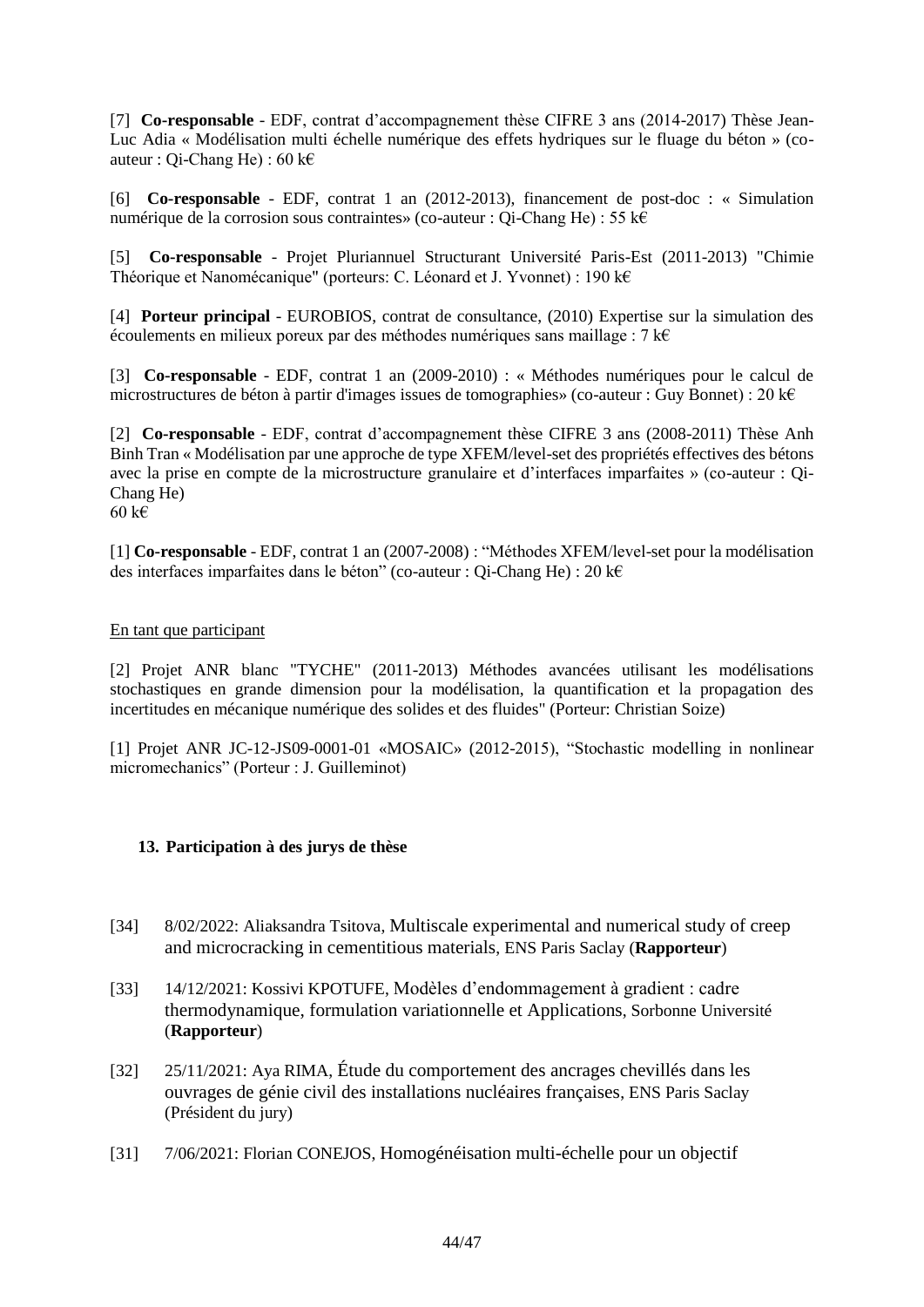[7] **Co-responsable** - EDF, contrat d'accompagnement thèse CIFRE 3 ans (2014-2017) Thèse Jean-Luc Adia « Modélisation multi échelle numérique des effets hydriques sur le fluage du béton » (co-auteur : Qi-Chang He) : 60 k€

[6] **Co-responsable** - EDF, contrat 1 an (2012-2013), financement de post-doc : « Simulation numérique de la corrosion sous contraintes» (co-auteur : Qi-Chang He) : 55 k€

[5] **Co-responsable** - Projet Pluriannuel Structurant Université Paris-Est (2011-2013) "Chimie Théorique et Nanomécanique" (porteurs: C. Léonard et J. Yvonnet) : 190 k€

[4] **Porteur principal** - EUROBIOS, contrat de consultance, (2010) Expertise sur la simulation des écoulements en milieux poreux par des méthodes numériques sans maillage : 7 k€

[3] **Co-responsable** - EDF, contrat 1 an (2009-2010) : « Méthodes numériques pour le calcul de microstructures de béton à partir d'images issues de tomographies» (co-auteur : Guy Bonnet) : 20 k€

[2] **Co-responsable** - EDF, contrat d'accompagnement thèse CIFRE 3 ans (2008-2011) Thèse Anh Binh Tran « Modélisation par une approche de type XFEM/level-set des propriétés effectives des bétons avec la prise en compte de la microstructure granulaire et d'interfaces imparfaites » (co-auteur : Qi-Chang He)
60 k€

[1] **Co-responsable** - EDF, contrat 1 an (2007-2008) : "Méthodes XFEM/level-set pour la modélisation des interfaces imparfaites dans le béton" (co-auteur : Qi-Chang He) : 20 k€

En tant que participant

[2] Projet ANR blanc "TYCHE" (2011-2013) Méthodes avancées utilisant les modélisations stochastiques en grande dimension pour la modélisation, la quantification et la propagation des incertitudes en mécanique numérique des solides et des fluides" (Porteur: Christian Soize)

[1] Projet ANR JC-12-JS09-0001-01 «MOSAIC» (2012-2015), "Stochastic modelling in nonlinear micromechanics" (Porteur : J. Guilleminot)

### 13. Participation à des jurys de thèse

[34] 8/02/2022: Aliaksandra Tsitova, Multiscale experimental and numerical study of creep and microcracking in cementitious materials, ENS Paris Saclay (**Rapporteur**)

[33] 14/12/2021: Kossivi KPOTUFE, Modèles d'endommagement à gradient : cadre thermodynamique, formulation variationnelle et Applications, Sorbonne Université (**Rapporteur**)

[32] 25/11/2021: Aya RIMA, Étude du comportement des ancrages chevillés dans les ouvrages de génie civil des installations nucléaires françaises, ENS Paris Saclay (Président du jury)

[31] 7/06/2021: Florian CONEJOS, Homogénéisation multi-échelle pour un objectif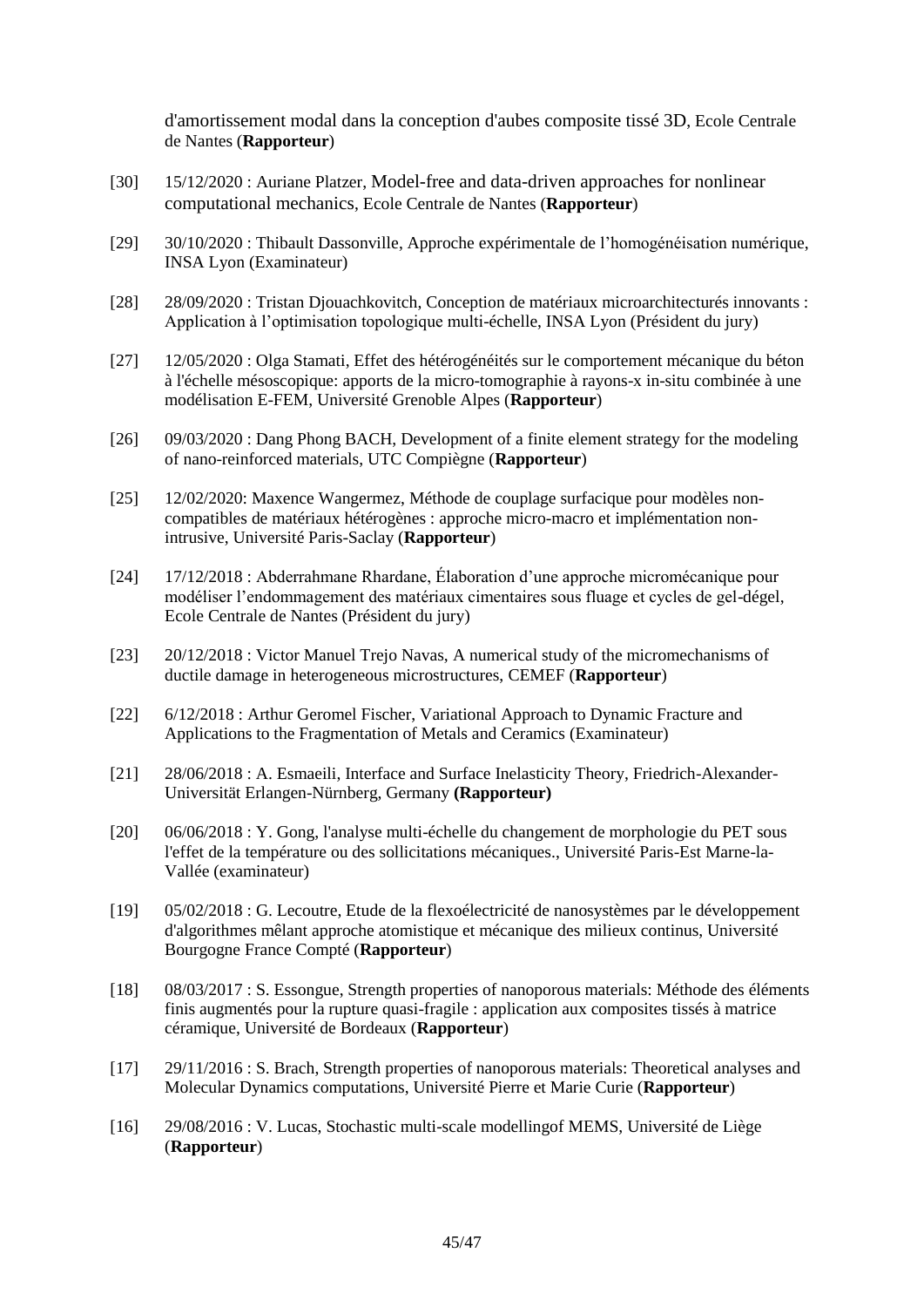d'amortissement modal dans la conception d'aubes composite tissé 3D, Ecole Centrale de Nantes (**Rapporteur**)

[30] 15/12/2020 : Auriane Platzer, Model-free and data-driven approaches for nonlinear computational mechanics, Ecole Centrale de Nantes (**Rapporteur**)

[29] 30/10/2020 : Thibault Dassonville, Approche expérimentale de l'homogénéisation numérique, INSA Lyon (Examinateur)

[28] 28/09/2020 : Tristan Djouachkovitch, Conception de matériaux microarchitecturés innovants : Application à l'optimisation topologique multi-échelle, INSA Lyon (Président du jury)

[27] 12/05/2020 : Olga Stamati, Effet des hétérogénéités sur le comportement mécanique du béton à l'échelle mésoscopique: apports de la micro-tomographie à rayons-x in-situ combinée à une modélisation E-FEM, Université Grenoble Alpes (**Rapporteur**)

[26] 09/03/2020 : Dang Phong BACH, Development of a finite element strategy for the modeling of nano-reinforced materials, UTC Compiègne (**Rapporteur**)

[25] 12/02/2020: Maxence Wangermez, Méthode de couplage surfacique pour modèles non-compatibles de matériaux hétérogènes : approche micro-macro et implémentation non-intrusive, Université Paris-Saclay (**Rapporteur**)

[24] 17/12/2018 : Abderrahmane Rhardane, Élaboration d'une approche micromécanique pour modéliser l'endommagement des matériaux cimentaires sous fluage et cycles de gel-dégel, Ecole Centrale de Nantes (Président du jury)

[23] 20/12/2018 : Victor Manuel Trejo Navas, A numerical study of the micromechanisms of ductile damage in heterogeneous microstructures, CEMEF (**Rapporteur**)

[22] 6/12/2018 : Arthur Geromel Fischer, Variational Approach to Dynamic Fracture and Applications to the Fragmentation of Metals and Ceramics (Examinateur)

[21] 28/06/2018 : A. Esmaeili, Interface and Surface Inelasticity Theory, Friedrich-Alexander-Universität Erlangen-Nürnberg, Germany **(Rapporteur)**

[20] 06/06/2018 : Y. Gong, l'analyse multi-échelle du changement de morphologie du PET sous l'effet de la température ou des sollicitations mécaniques., Université Paris-Est Marne-la-Vallée (examinateur)

[19] 05/02/2018 : G. Lecoutre, Etude de la flexoélectricité de nanosystèmes par le développement d'algorithmes mêlant approche atomistique et mécanique des milieux continus, Université Bourgogne France Compté (**Rapporteur**)

[18] 08/03/2017 : S. Essongue, Strength properties of nanoporous materials: Méthode des éléments finis augmentés pour la rupture quasi-fragile : application aux composites tissés à matrice céramique, Université de Bordeaux (**Rapporteur**)

[17] 29/11/2016 : S. Brach, Strength properties of nanoporous materials: Theoretical analyses and Molecular Dynamics computations, Université Pierre et Marie Curie (**Rapporteur**)

[16] 29/08/2016 : V. Lucas, Stochastic multi-scale modellingof MEMS, Université de Liège (**Rapporteur**)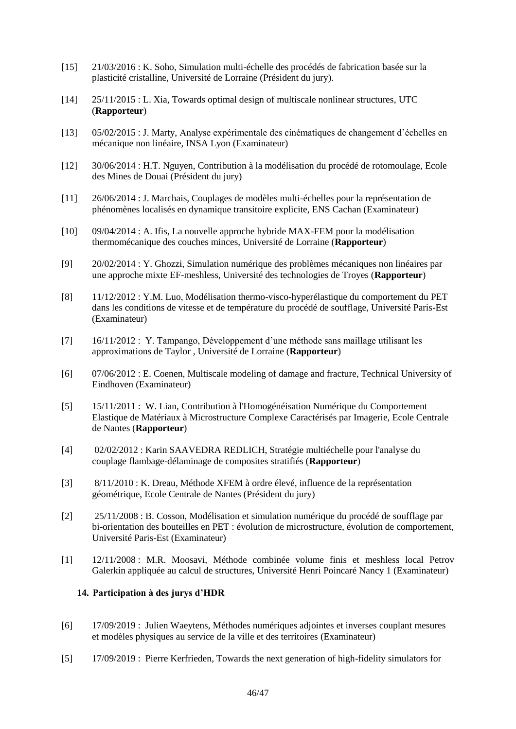[15] 21/03/2016 : K. Soho, Simulation multi-échelle des procédés de fabrication basée sur la plasticité cristalline, Université de Lorraine (Président du jury).

[14] 25/11/2015 : L. Xia, Towards optimal design of multiscale nonlinear structures, UTC (**Rapporteur**)

[13] 05/02/2015 : J. Marty, Analyse expérimentale des cinématiques de changement d'échelles en mécanique non linéaire, INSA Lyon (Examinateur)

[12] 30/06/2014 : H.T. Nguyen, Contribution à la modélisation du procédé de rotomoulage, Ecole des Mines de Douai (Président du jury)

[11] 26/06/2014 : J. Marchais, Couplages de modèles multi-échelles pour la représentation de phénomènes localisés en dynamique transitoire explicite, ENS Cachan (Examinateur)

[10] 09/04/2014 : A. Ifis, La nouvelle approche hybride MAX-FEM pour la modélisation thermomécanique des couches minces, Université de Lorraine (**Rapporteur**)

[9] 20/02/2014 : Y. Ghozzi, Simulation numérique des problèmes mécaniques non linéaires par une approche mixte EF-meshless, Université des technologies de Troyes (**Rapporteur**)

[8] 11/12/2012 : Y.M. Luo, Modélisation thermo-visco-hyperélastique du comportement du PET dans les conditions de vitesse et de température du procédé de soufflage, Université Paris-Est (Examinateur)

[7] 16/11/2012 : Y. Tampango, Développement d'une méthode sans maillage utilisant les approximations de Taylor , Université de Lorraine (**Rapporteur**)

[6] 07/06/2012 : E. Coenen, Multiscale modeling of damage and fracture, Technical University of Eindhoven (Examinateur)

[5] 15/11/2011 : W. Lian, Contribution à l'Homogénéisation Numérique du Comportement Elastique de Matériaux à Microstructure Complexe Caractérisés par Imagerie, Ecole Centrale de Nantes (**Rapporteur**)

[4] 02/02/2012 : Karin SAAVEDRA REDLICH, Stratégie multiéchelle pour l'analyse du couplage flambage-délaminage de composites stratifiés (**Rapporteur**)

[3] 8/11/2010 : K. Dreau, Méthode XFEM à ordre élevé, influence de la représentation géométrique, Ecole Centrale de Nantes (Président du jury)

[2] 25/11/2008 : B. Cosson, Modélisation et simulation numérique du procédé de soufflage par bi-orientation des bouteilles en PET : évolution de microstructure, évolution de comportement, Université Paris-Est (Examinateur)

[1] 12/11/2008 : M.R. Moosavi, Méthode combinée volume finis et meshless local Petrov Galerkin appliquée au calcul de structures, Université Henri Poincaré Nancy 1 (Examinateur)

## 14. Participation à des jurys d'HDR

[6] 17/09/2019 : Julien Waeytens, Méthodes numériques adjointes et inverses couplant mesures et modèles physiques au service de la ville et des territoires (Examinateur)

[5] 17/09/2019 : Pierre Kerfrieden, Towards the next generation of high-fidelity simulators for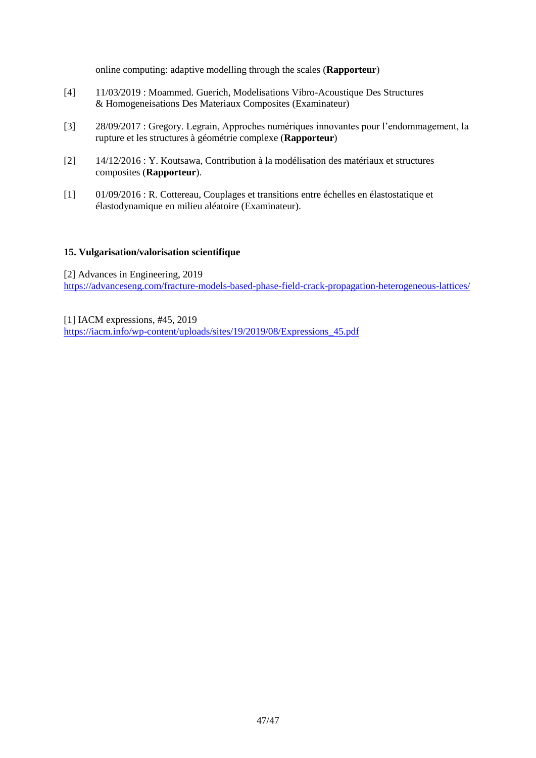online computing: adaptive modelling through the scales (**Rapporteur**)

[4] 11/03/2019 : Moammed. Guerich, Modelisations Vibro-Acoustique Des Structures & Homogeneisations Des Materiaux Composites (Examinateur)

[3] 28/09/2017 : Gregory. Legrain, Approches numériques innovantes pour l'endommagement, la rupture et les structures à géométrie complexe (**Rapporteur**)

[2] 14/12/2016 : Y. Koutsawa, Contribution à la modélisation des matériaux et structures composites (**Rapporteur**).

[1] 01/09/2016 : R. Cottereau, Couplages et transitions entre échelles en élastostatique et élastodynamique en milieu aléatoire (Examinateur).

### 15. Vulgarisation/valorisation scientifique

[2] Advances in Engineering, 2019
https://advanceseng.com/fracture-models-based-phase-field-crack-propagation-heterogeneous-lattices/

[1] IACM expressions, #45, 2019
https://iacm.info/wp-content/uploads/sites/19/2019/08/Expressions_45.pdf